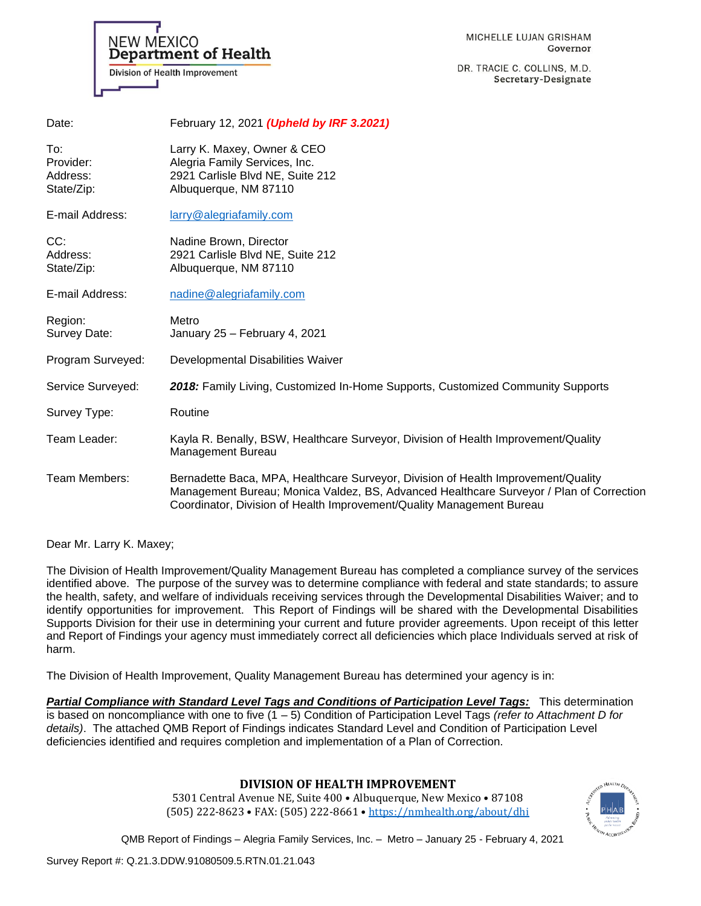NEW MEXICO
**Department of Health**
Division of Health Improvement

MICHELLE LUJAN GRISHAM
Governor

DR. TRACIE C. COLLINS, M.D.
Secretary-Designate

| | |
|---|---|
| Date: | February 12, 2021 ***(Upheld by IRF 3.2021)*** |
| To: | Larry K. Maxey, Owner & CEO |
| Provider: | Alegria Family Services, Inc. |
| Address: | 2921 Carlisle Blvd NE, Suite 212 |
| State/Zip: | Albuquerque, NM 87110 |
| E-mail Address: | larry@alegriafamily.com |
| CC: | Nadine Brown, Director |
| Address: | 2921 Carlisle Blvd NE, Suite 212 |
| State/Zip: | Albuquerque, NM 87110 |
| E-mail Address: | nadine@alegriafamily.com |
| Region: | Metro |
| Survey Date: | January 25 – February 4, 2021 |
| Program Surveyed: | Developmental Disabilities Waiver |
| Service Surveyed: | ***2018:*** Family Living, Customized In-Home Supports, Customized Community Supports |
| Survey Type: | Routine |
| Team Leader: | Kayla R. Benally, BSW, Healthcare Surveyor, Division of Health Improvement/Quality Management Bureau |
| Team Members: | Bernadette Baca, MPA, Healthcare Surveyor, Division of Health Improvement/Quality Management Bureau; Monica Valdez, BS, Advanced Healthcare Surveyor / Plan of Correction Coordinator, Division of Health Improvement/Quality Management Bureau |

Dear Mr. Larry K. Maxey;

The Division of Health Improvement/Quality Management Bureau has completed a compliance survey of the services identified above. The purpose of the survey was to determine compliance with federal and state standards; to assure the health, safety, and welfare of individuals receiving services through the Developmental Disabilities Waiver; and to identify opportunities for improvement. This Report of Findings will be shared with the Developmental Disabilities Supports Division for their use in determining your current and future provider agreements. Upon receipt of this letter and Report of Findings your agency must immediately correct all deficiencies which place Individuals served at risk of harm.

The Division of Health Improvement, Quality Management Bureau has determined your agency is in:

***Partial Compliance with Standard Level Tags and Conditions of Participation Level Tags:*** This determination is based on noncompliance with one to five (1 – 5) Condition of Participation Level Tags *(refer to Attachment D for details)*. The attached QMB Report of Findings indicates Standard Level and Condition of Participation Level deficiencies identified and requires completion and implementation of a Plan of Correction.

**DIVISION OF HEALTH IMPROVEMENT**
5301 Central Avenue NE, Suite 400 • Albuquerque, New Mexico • 87108
(505) 222-8623 • FAX: (505) 222-8661 • https://nmhealth.org/about/dhi

QMB Report of Findings – Alegria Family Services, Inc. – Metro – January 25 - February 4, 2021

Survey Report #: Q.21.3.DDW.91080509.5.RTN.01.21.043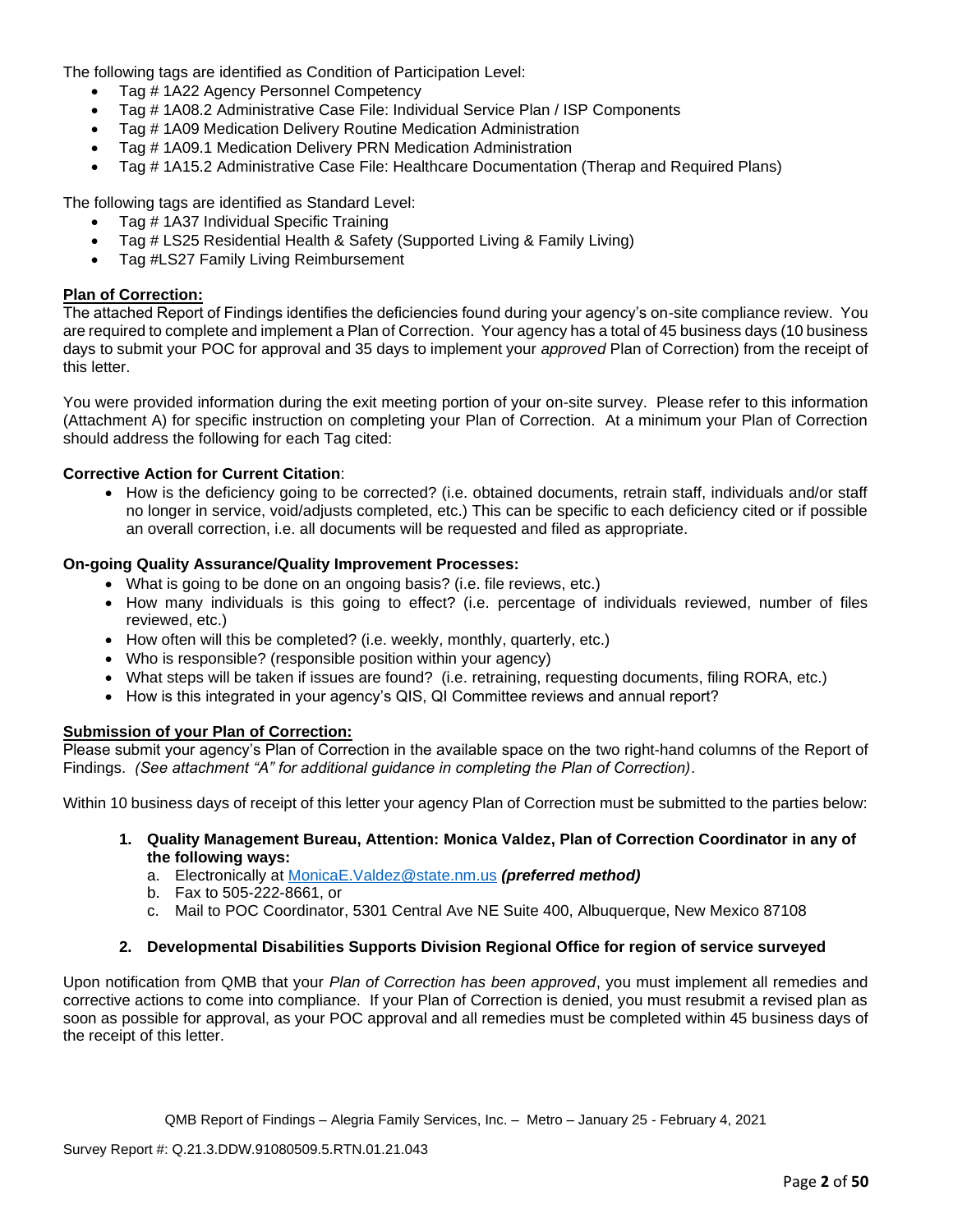The following tags are identified as Condition of Participation Level:

- Tag # 1A22 Agency Personnel Competency
- Tag # 1A08.2 Administrative Case File: Individual Service Plan / ISP Components
- Tag # 1A09 Medication Delivery Routine Medication Administration
- Tag # 1A09.1 Medication Delivery PRN Medication Administration
- Tag # 1A15.2 Administrative Case File: Healthcare Documentation (Therap and Required Plans)

The following tags are identified as Standard Level:

- Tag # 1A37 Individual Specific Training
- Tag # LS25 Residential Health & Safety (Supported Living & Family Living)
- Tag #LS27 Family Living Reimbursement

**Plan of Correction:**

The attached Report of Findings identifies the deficiencies found during your agency's on-site compliance review. You are required to complete and implement a Plan of Correction. Your agency has a total of 45 business days (10 business days to submit your POC for approval and 35 days to implement your *approved* Plan of Correction) from the receipt of this letter.

You were provided information during the exit meeting portion of your on-site survey. Please refer to this information (Attachment A) for specific instruction on completing your Plan of Correction. At a minimum your Plan of Correction should address the following for each Tag cited:

**Corrective Action for Current Citation**:

- How is the deficiency going to be corrected? (i.e. obtained documents, retrain staff, individuals and/or staff no longer in service, void/adjusts completed, etc.) This can be specific to each deficiency cited or if possible an overall correction, i.e. all documents will be requested and filed as appropriate.

**On-going Quality Assurance/Quality Improvement Processes:**

- What is going to be done on an ongoing basis? (i.e. file reviews, etc.)
- How many individuals is this going to effect? (i.e. percentage of individuals reviewed, number of files reviewed, etc.)
- How often will this be completed? (i.e. weekly, monthly, quarterly, etc.)
- Who is responsible? (responsible position within your agency)
- What steps will be taken if issues are found? (i.e. retraining, requesting documents, filing RORA, etc.)
- How is this integrated in your agency's QIS, QI Committee reviews and annual report?

**Submission of your Plan of Correction:**

Please submit your agency's Plan of Correction in the available space on the two right-hand columns of the Report of Findings. *(See attachment "A" for additional guidance in completing the Plan of Correction)*.

Within 10 business days of receipt of this letter your agency Plan of Correction must be submitted to the parties below:

1. **Quality Management Bureau, Attention: Monica Valdez, Plan of Correction Coordinator in any of the following ways:**
   a. Electronically at MonicaE.Valdez@state.nm.us ***(preferred method)***
   b. Fax to 505-222-8661, or
   c. Mail to POC Coordinator, 5301 Central Ave NE Suite 400, Albuquerque, New Mexico 87108

2. **Developmental Disabilities Supports Division Regional Office for region of service surveyed**

Upon notification from QMB that your *Plan of Correction has been approved*, you must implement all remedies and corrective actions to come into compliance. If your Plan of Correction is denied, you must resubmit a revised plan as soon as possible for approval, as your POC approval and all remedies must be completed within 45 business days of the receipt of this letter.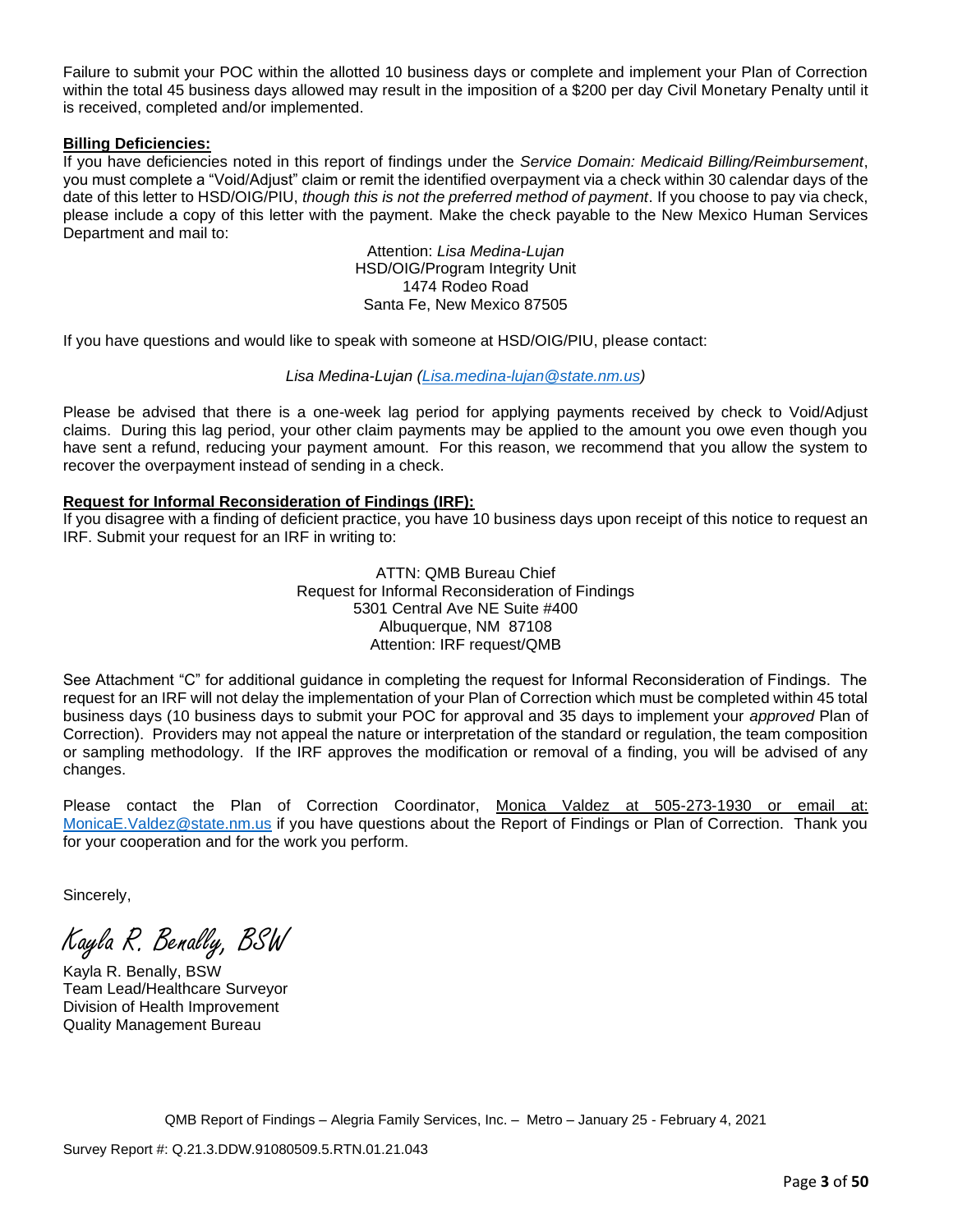Failure to submit your POC within the allotted 10 business days or complete and implement your Plan of Correction within the total 45 business days allowed may result in the imposition of a $200 per day Civil Monetary Penalty until it is received, completed and/or implemented.

**Billing Deficiencies:**

If you have deficiencies noted in this report of findings under the *Service Domain: Medicaid Billing/Reimbursement*, you must complete a "Void/Adjust" claim or remit the identified overpayment via a check within 30 calendar days of the date of this letter to HSD/OIG/PIU, *though this is not the preferred method of payment*. If you choose to pay via check, please include a copy of this letter with the payment. Make the check payable to the New Mexico Human Services Department and mail to:

Attention: *Lisa Medina-Lujan*
HSD/OIG/Program Integrity Unit
1474 Rodeo Road
Santa Fe, New Mexico 87505

If you have questions and would like to speak with someone at HSD/OIG/PIU, please contact:

*Lisa Medina-Lujan (Lisa.medina-lujan@state.nm.us)*

Please be advised that there is a one-week lag period for applying payments received by check to Void/Adjust claims. During this lag period, your other claim payments may be applied to the amount you owe even though you have sent a refund, reducing your payment amount. For this reason, we recommend that you allow the system to recover the overpayment instead of sending in a check.

**Request for Informal Reconsideration of Findings (IRF):**

If you disagree with a finding of deficient practice, you have 10 business days upon receipt of this notice to request an IRF. Submit your request for an IRF in writing to:

ATTN: QMB Bureau Chief
Request for Informal Reconsideration of Findings
5301 Central Ave NE Suite #400
Albuquerque, NM 87108
Attention: IRF request/QMB

See Attachment "C" for additional guidance in completing the request for Informal Reconsideration of Findings. The request for an IRF will not delay the implementation of your Plan of Correction which must be completed within 45 total business days (10 business days to submit your POC for approval and 35 days to implement your *approved* Plan of Correction). Providers may not appeal the nature or interpretation of the standard or regulation, the team composition or sampling methodology. If the IRF approves the modification or removal of a finding, you will be advised of any changes.

Please contact the Plan of Correction Coordinator, Monica Valdez at 505-273-1930 or email at: MonicaE.Valdez@state.nm.us if you have questions about the Report of Findings or Plan of Correction. Thank you for your cooperation and for the work you perform.

Sincerely,

*Kayla R. Benally, BSW*

Kayla R. Benally, BSW
Team Lead/Healthcare Surveyor
Division of Health Improvement
Quality Management Bureau

QMB Report of Findings – Alegria Family Services, Inc. – Metro – January 25 - February 4, 2021

Survey Report #: Q.21.3.DDW.91080509.5.RTN.01.21.043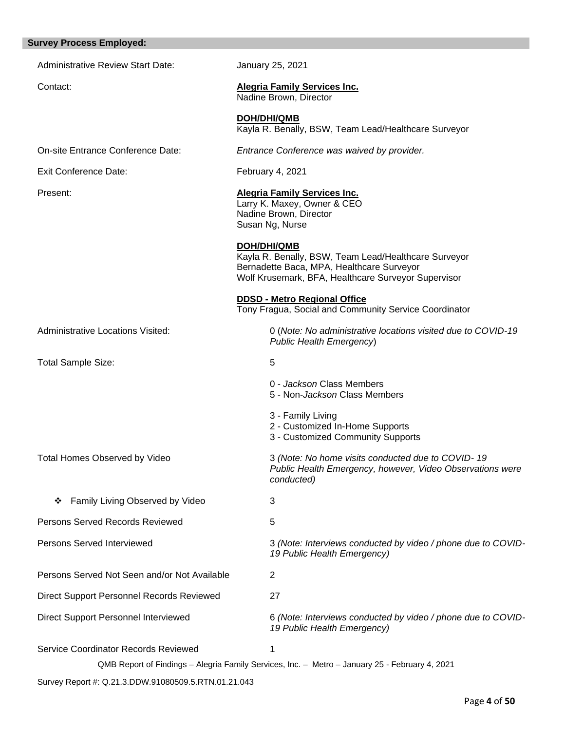**Survey Process Employed:**

| | |
|---|---|
| Administrative Review Start Date: | January 25, 2021 |
| Contact: | **Alegria Family Services Inc.**<br>Nadine Brown, Director<br><br>**DOH/DHI/QMB**<br>Kayla R. Benally, BSW, Team Lead/Healthcare Surveyor |
| On-site Entrance Conference Date: | *Entrance Conference was waived by provider.* |
| Exit Conference Date: | February 4, 2021 |
| Present: | **Alegria Family Services Inc.**<br>Larry K. Maxey, Owner & CEO<br>Nadine Brown, Director<br>Susan Ng, Nurse<br><br>**DOH/DHI/QMB**<br>Kayla R. Benally, BSW, Team Lead/Healthcare Surveyor<br>Bernadette Baca, MPA, Healthcare Surveyor<br>Wolf Krusemark, BFA, Healthcare Surveyor Supervisor<br><br>**DDSD - Metro Regional Office**<br>Tony Fragua, Social and Community Service Coordinator |
| Administrative Locations Visited: | 0 (*Note: No administrative locations visited due to COVID-19 Public Health Emergency*) |
| Total Sample Size: | 5<br><br>0 - *Jackson* Class Members<br>5 - Non-*Jackson* Class Members<br><br>3 - Family Living<br>2 - Customized In-Home Supports<br>3 - Customized Community Supports |
| Total Homes Observed by Video | 3 *(Note: No home visits conducted due to COVID- 19 Public Health Emergency, however, Video Observations were conducted)* |
| ❖ Family Living Observed by Video | 3 |
| Persons Served Records Reviewed | 5 |
| Persons Served Interviewed | 3 *(Note: Interviews conducted by video / phone due to COVID-19 Public Health Emergency)* |
| Persons Served Not Seen and/or Not Available | 2 |
| Direct Support Personnel Records Reviewed | 27 |
| Direct Support Personnel Interviewed | 6 *(Note: Interviews conducted by video / phone due to COVID-19 Public Health Emergency)* |
| Service Coordinator Records Reviewed | 1 |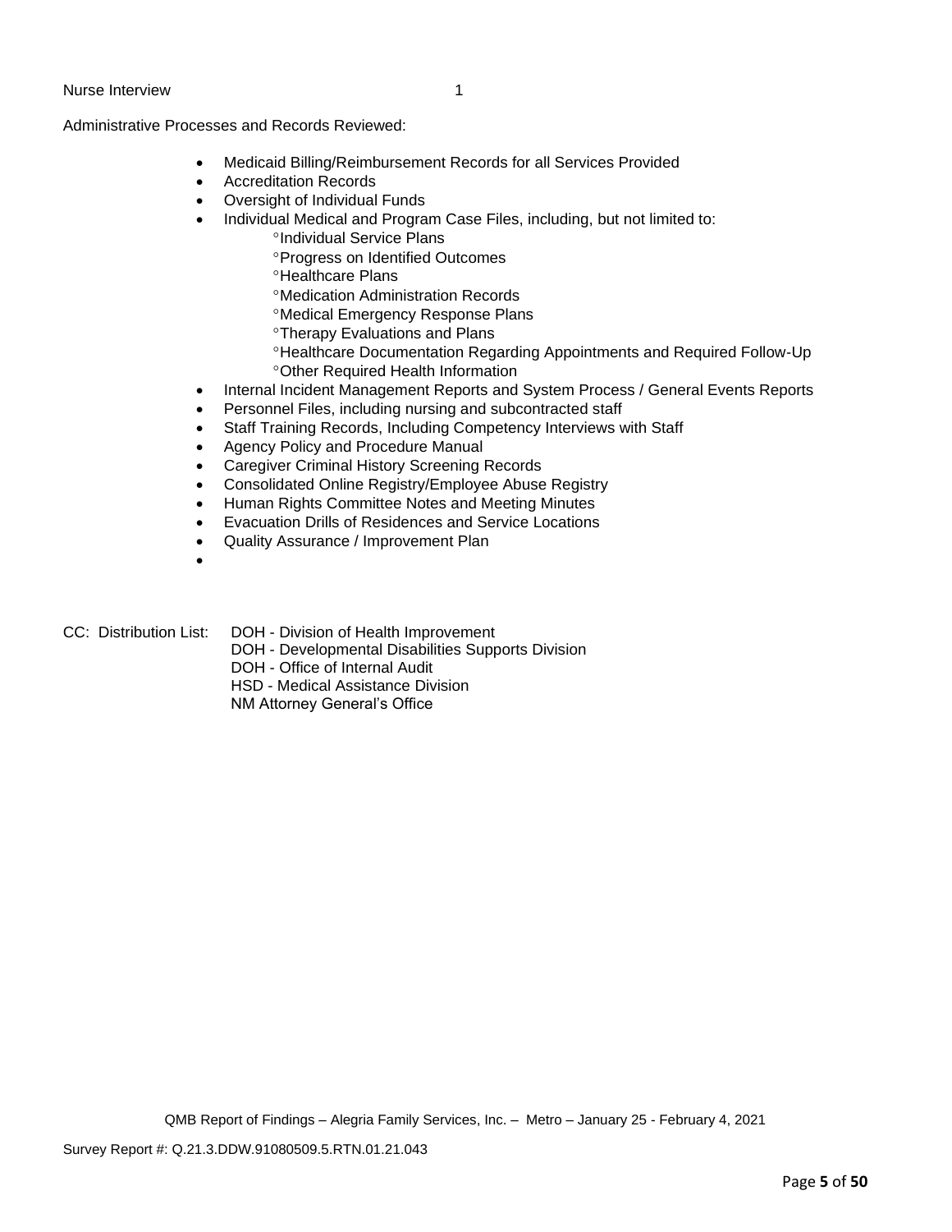Nurse Interview 1

Administrative Processes and Records Reviewed:

- Medicaid Billing/Reimbursement Records for all Services Provided
- Accreditation Records
- Oversight of Individual Funds
- Individual Medical and Program Case Files, including, but not limited to:
  - °Individual Service Plans
  - °Progress on Identified Outcomes
  - °Healthcare Plans
  - °Medication Administration Records
  - °Medical Emergency Response Plans
  - °Therapy Evaluations and Plans
  - °Healthcare Documentation Regarding Appointments and Required Follow-Up
  - °Other Required Health Information
- Internal Incident Management Reports and System Process / General Events Reports
- Personnel Files, including nursing and subcontracted staff
- Staff Training Records, Including Competency Interviews with Staff
- Agency Policy and Procedure Manual
- Caregiver Criminal History Screening Records
- Consolidated Online Registry/Employee Abuse Registry
- Human Rights Committee Notes and Meeting Minutes
- Evacuation Drills of Residences and Service Locations
- Quality Assurance / Improvement Plan
- 

CC: Distribution List: DOH - Division of Health Improvement
DOH - Developmental Disabilities Supports Division
DOH - Office of Internal Audit
HSD - Medical Assistance Division
NM Attorney General's Office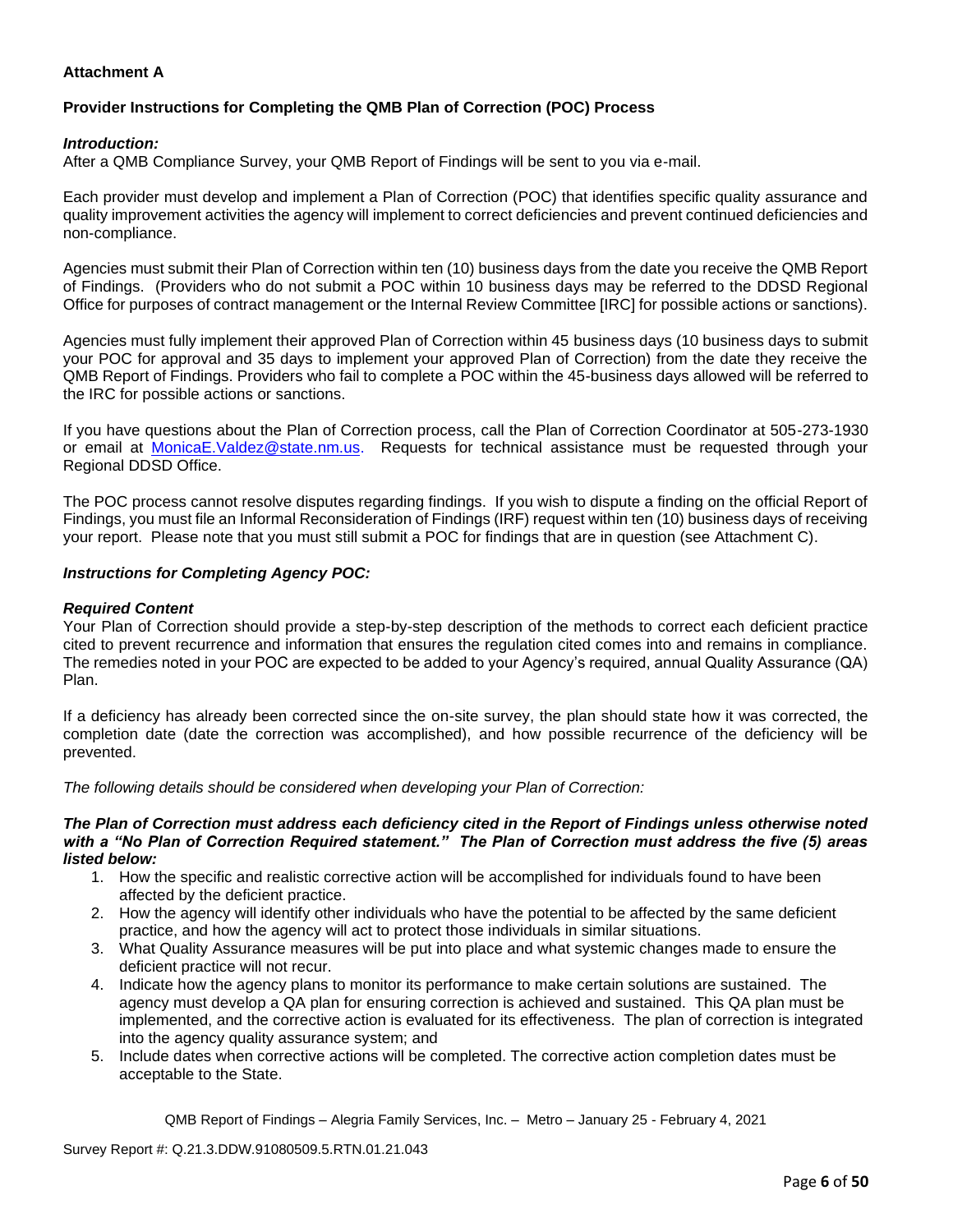**Attachment A**

**Provider Instructions for Completing the QMB Plan of Correction (POC) Process**

***Introduction:***

After a QMB Compliance Survey, your QMB Report of Findings will be sent to you via e-mail.

Each provider must develop and implement a Plan of Correction (POC) that identifies specific quality assurance and quality improvement activities the agency will implement to correct deficiencies and prevent continued deficiencies and non-compliance.

Agencies must submit their Plan of Correction within ten (10) business days from the date you receive the QMB Report of Findings. (Providers who do not submit a POC within 10 business days may be referred to the DDSD Regional Office for purposes of contract management or the Internal Review Committee [IRC] for possible actions or sanctions).

Agencies must fully implement their approved Plan of Correction within 45 business days (10 business days to submit your POC for approval and 35 days to implement your approved Plan of Correction) from the date they receive the QMB Report of Findings. Providers who fail to complete a POC within the 45-business days allowed will be referred to the IRC for possible actions or sanctions.

If you have questions about the Plan of Correction process, call the Plan of Correction Coordinator at 505-273-1930 or email at MonicaE.Valdez@state.nm.us. Requests for technical assistance must be requested through your Regional DDSD Office.

The POC process cannot resolve disputes regarding findings. If you wish to dispute a finding on the official Report of Findings, you must file an Informal Reconsideration of Findings (IRF) request within ten (10) business days of receiving your report. Please note that you must still submit a POC for findings that are in question (see Attachment C).

***Instructions for Completing Agency POC:***

***Required Content***

Your Plan of Correction should provide a step-by-step description of the methods to correct each deficient practice cited to prevent recurrence and information that ensures the regulation cited comes into and remains in compliance. The remedies noted in your POC are expected to be added to your Agency's required, annual Quality Assurance (QA) Plan.

If a deficiency has already been corrected since the on-site survey, the plan should state how it was corrected, the completion date (date the correction was accomplished), and how possible recurrence of the deficiency will be prevented.

*The following details should be considered when developing your Plan of Correction:*

***The Plan of Correction must address each deficiency cited in the Report of Findings unless otherwise noted with a "No Plan of Correction Required statement." The Plan of Correction must address the five (5) areas listed below:***

1. How the specific and realistic corrective action will be accomplished for individuals found to have been affected by the deficient practice.
2. How the agency will identify other individuals who have the potential to be affected by the same deficient practice, and how the agency will act to protect those individuals in similar situations.
3. What Quality Assurance measures will be put into place and what systemic changes made to ensure the deficient practice will not recur.
4. Indicate how the agency plans to monitor its performance to make certain solutions are sustained. The agency must develop a QA plan for ensuring correction is achieved and sustained. This QA plan must be implemented, and the corrective action is evaluated for its effectiveness. The plan of correction is integrated into the agency quality assurance system; and
5. Include dates when corrective actions will be completed. The corrective action completion dates must be acceptable to the State.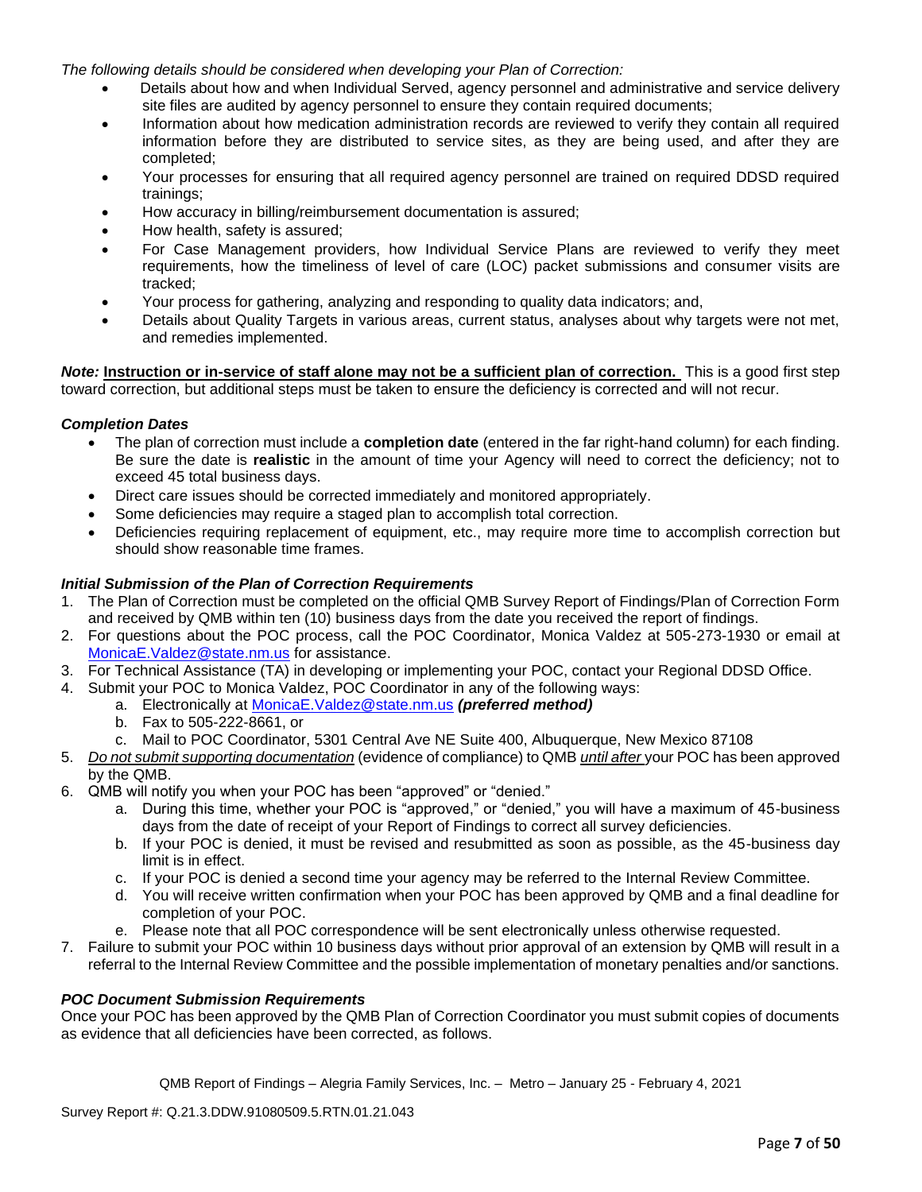*The following details should be considered when developing your Plan of Correction:*

- Details about how and when Individual Served, agency personnel and administrative and service delivery site files are audited by agency personnel to ensure they contain required documents;
- Information about how medication administration records are reviewed to verify they contain all required information before they are distributed to service sites, as they are being used, and after they are completed;
- Your processes for ensuring that all required agency personnel are trained on required DDSD required trainings;
- How accuracy in billing/reimbursement documentation is assured;
- How health, safety is assured;
- For Case Management providers, how Individual Service Plans are reviewed to verify they meet requirements, how the timeliness of level of care (LOC) packet submissions and consumer visits are tracked;
- Your process for gathering, analyzing and responding to quality data indicators; and,
- Details about Quality Targets in various areas, current status, analyses about why targets were not met, and remedies implemented.

***Note:*** **Instruction or in-service of staff alone may not be a sufficient plan of correction.** This is a good first step toward correction, but additional steps must be taken to ensure the deficiency is corrected and will not recur.

### *Completion Dates*

- The plan of correction must include a **completion date** (entered in the far right-hand column) for each finding. Be sure the date is **realistic** in the amount of time your Agency will need to correct the deficiency; not to exceed 45 total business days.
- Direct care issues should be corrected immediately and monitored appropriately.
- Some deficiencies may require a staged plan to accomplish total correction.
- Deficiencies requiring replacement of equipment, etc., may require more time to accomplish correction but should show reasonable time frames.

### *Initial Submission of the Plan of Correction Requirements*

1. The Plan of Correction must be completed on the official QMB Survey Report of Findings/Plan of Correction Form and received by QMB within ten (10) business days from the date you received the report of findings.
2. For questions about the POC process, call the POC Coordinator, Monica Valdez at 505-273-1930 or email at MonicaE.Valdez@state.nm.us for assistance.
3. For Technical Assistance (TA) in developing or implementing your POC, contact your Regional DDSD Office.
4. Submit your POC to Monica Valdez, POC Coordinator in any of the following ways:
   a. Electronically at MonicaE.Valdez@state.nm.us ***(preferred method)***
   b. Fax to 505-222-8661, or
   c. Mail to POC Coordinator, 5301 Central Ave NE Suite 400, Albuquerque, New Mexico 87108
5. *Do not submit supporting documentation* (evidence of compliance) to QMB *until after* your POC has been approved by the QMB.
6. QMB will notify you when your POC has been "approved" or "denied."
   a. During this time, whether your POC is "approved," or "denied," you will have a maximum of 45-business days from the date of receipt of your Report of Findings to correct all survey deficiencies.
   b. If your POC is denied, it must be revised and resubmitted as soon as possible, as the 45-business day limit is in effect.
   c. If your POC is denied a second time your agency may be referred to the Internal Review Committee.
   d. You will receive written confirmation when your POC has been approved by QMB and a final deadline for completion of your POC.
   e. Please note that all POC correspondence will be sent electronically unless otherwise requested.
7. Failure to submit your POC within 10 business days without prior approval of an extension by QMB will result in a referral to the Internal Review Committee and the possible implementation of monetary penalties and/or sanctions.

### *POC Document Submission Requirements*

Once your POC has been approved by the QMB Plan of Correction Coordinator you must submit copies of documents as evidence that all deficiencies have been corrected, as follows.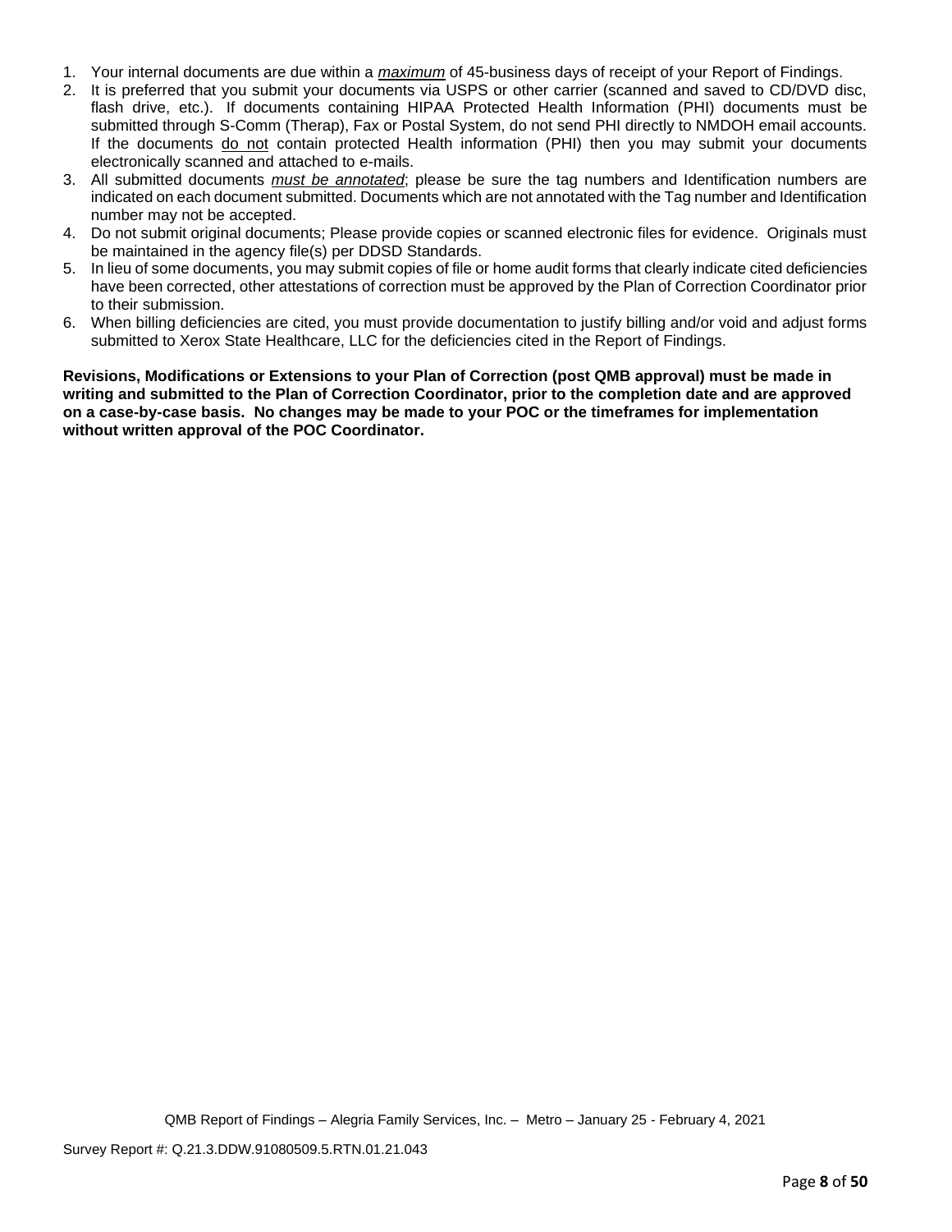1. Your internal documents are due within a *maximum* of 45-business days of receipt of your Report of Findings.
2. It is preferred that you submit your documents via USPS or other carrier (scanned and saved to CD/DVD disc, flash drive, etc.). If documents containing HIPAA Protected Health Information (PHI) documents must be submitted through S-Comm (Therap), Fax or Postal System, do not send PHI directly to NMDOH email accounts. If the documents do not contain protected Health information (PHI) then you may submit your documents electronically scanned and attached to e-mails.
3. All submitted documents *must be annotated*; please be sure the tag numbers and Identification numbers are indicated on each document submitted. Documents which are not annotated with the Tag number and Identification number may not be accepted.
4. Do not submit original documents; Please provide copies or scanned electronic files for evidence. Originals must be maintained in the agency file(s) per DDSD Standards.
5. In lieu of some documents, you may submit copies of file or home audit forms that clearly indicate cited deficiencies have been corrected, other attestations of correction must be approved by the Plan of Correction Coordinator prior to their submission.
6. When billing deficiencies are cited, you must provide documentation to justify billing and/or void and adjust forms submitted to Xerox State Healthcare, LLC for the deficiencies cited in the Report of Findings.

**Revisions, Modifications or Extensions to your Plan of Correction (post QMB approval) must be made in writing and submitted to the Plan of Correction Coordinator, prior to the completion date and are approved on a case-by-case basis. No changes may be made to your POC or the timeframes for implementation without written approval of the POC Coordinator.**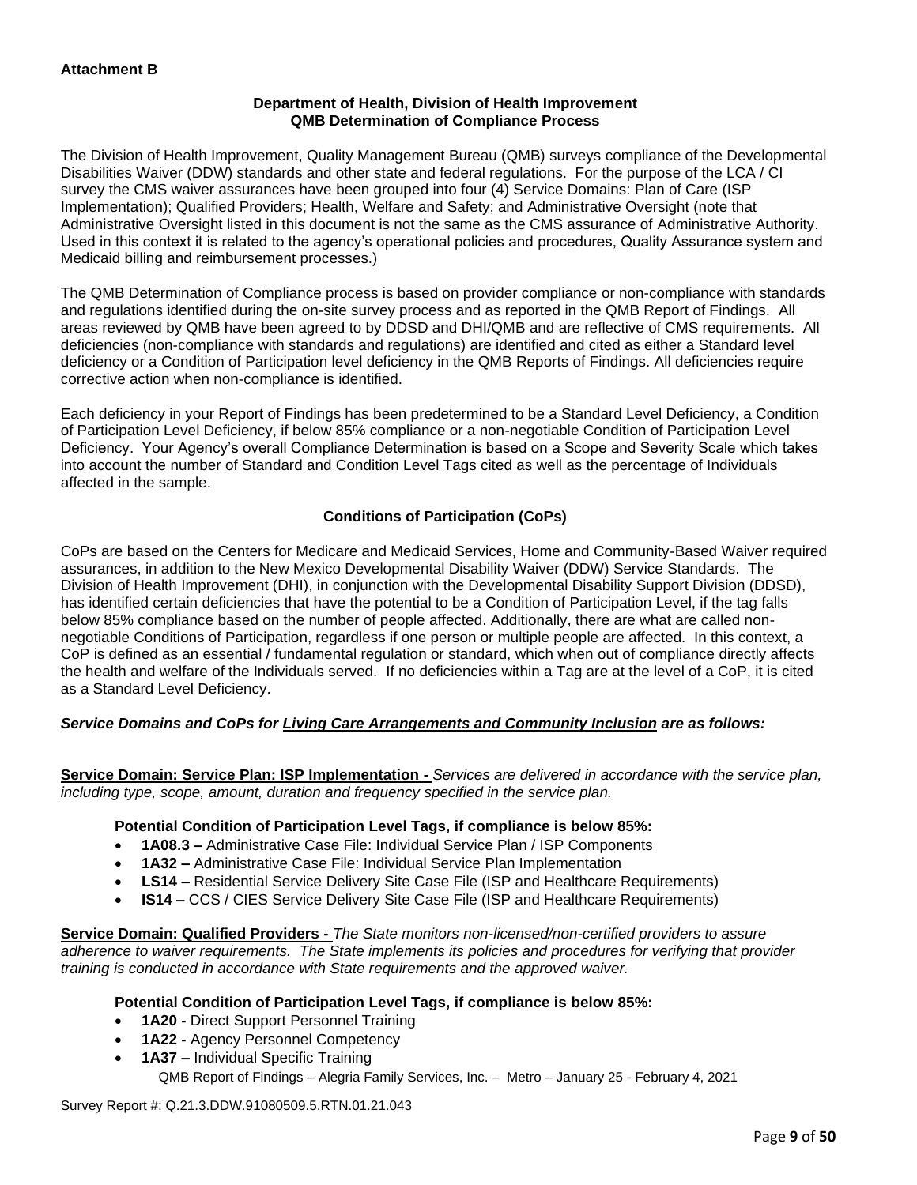**Attachment B**

**Department of Health, Division of Health Improvement**
**QMB Determination of Compliance Process**

The Division of Health Improvement, Quality Management Bureau (QMB) surveys compliance of the Developmental Disabilities Waiver (DDW) standards and other state and federal regulations. For the purpose of the LCA / CI survey the CMS waiver assurances have been grouped into four (4) Service Domains: Plan of Care (ISP Implementation); Qualified Providers; Health, Welfare and Safety; and Administrative Oversight (note that Administrative Oversight listed in this document is not the same as the CMS assurance of Administrative Authority. Used in this context it is related to the agency's operational policies and procedures, Quality Assurance system and Medicaid billing and reimbursement processes.)

The QMB Determination of Compliance process is based on provider compliance or non-compliance with standards and regulations identified during the on-site survey process and as reported in the QMB Report of Findings. All areas reviewed by QMB have been agreed to by DDSD and DHI/QMB and are reflective of CMS requirements. All deficiencies (non-compliance with standards and regulations) are identified and cited as either a Standard level deficiency or a Condition of Participation level deficiency in the QMB Reports of Findings. All deficiencies require corrective action when non-compliance is identified.

Each deficiency in your Report of Findings has been predetermined to be a Standard Level Deficiency, a Condition of Participation Level Deficiency, if below 85% compliance or a non-negotiable Condition of Participation Level Deficiency. Your Agency's overall Compliance Determination is based on a Scope and Severity Scale which takes into account the number of Standard and Condition Level Tags cited as well as the percentage of Individuals affected in the sample.

**Conditions of Participation (CoPs)**

CoPs are based on the Centers for Medicare and Medicaid Services, Home and Community-Based Waiver required assurances, in addition to the New Mexico Developmental Disability Waiver (DDW) Service Standards. The Division of Health Improvement (DHI), in conjunction with the Developmental Disability Support Division (DDSD), has identified certain deficiencies that have the potential to be a Condition of Participation Level, if the tag falls below 85% compliance based on the number of people affected. Additionally, there are what are called non-negotiable Conditions of Participation, regardless if one person or multiple people are affected. In this context, a CoP is defined as an essential / fundamental regulation or standard, which when out of compliance directly affects the health and welfare of the Individuals served. If no deficiencies within a Tag are at the level of a CoP, it is cited as a Standard Level Deficiency.

***Service Domains and CoPs for Living Care Arrangements and Community Inclusion are as follows:***

**Service Domain: Service Plan: ISP Implementation -** *Services are delivered in accordance with the service plan, including type, scope, amount, duration and frequency specified in the service plan.*

**Potential Condition of Participation Level Tags, if compliance is below 85%:**

- **1A08.3 –** Administrative Case File: Individual Service Plan / ISP Components
- **1A32 –** Administrative Case File: Individual Service Plan Implementation
- **LS14 –** Residential Service Delivery Site Case File (ISP and Healthcare Requirements)
- **IS14 –** CCS / CIES Service Delivery Site Case File (ISP and Healthcare Requirements)

**Service Domain: Qualified Providers -** *The State monitors non-licensed/non-certified providers to assure adherence to waiver requirements. The State implements its policies and procedures for verifying that provider training is conducted in accordance with State requirements and the approved waiver.*

**Potential Condition of Participation Level Tags, if compliance is below 85%:**

- **1A20 -** Direct Support Personnel Training
- **1A22 -** Agency Personnel Competency
- **1A37 –** Individual Specific Training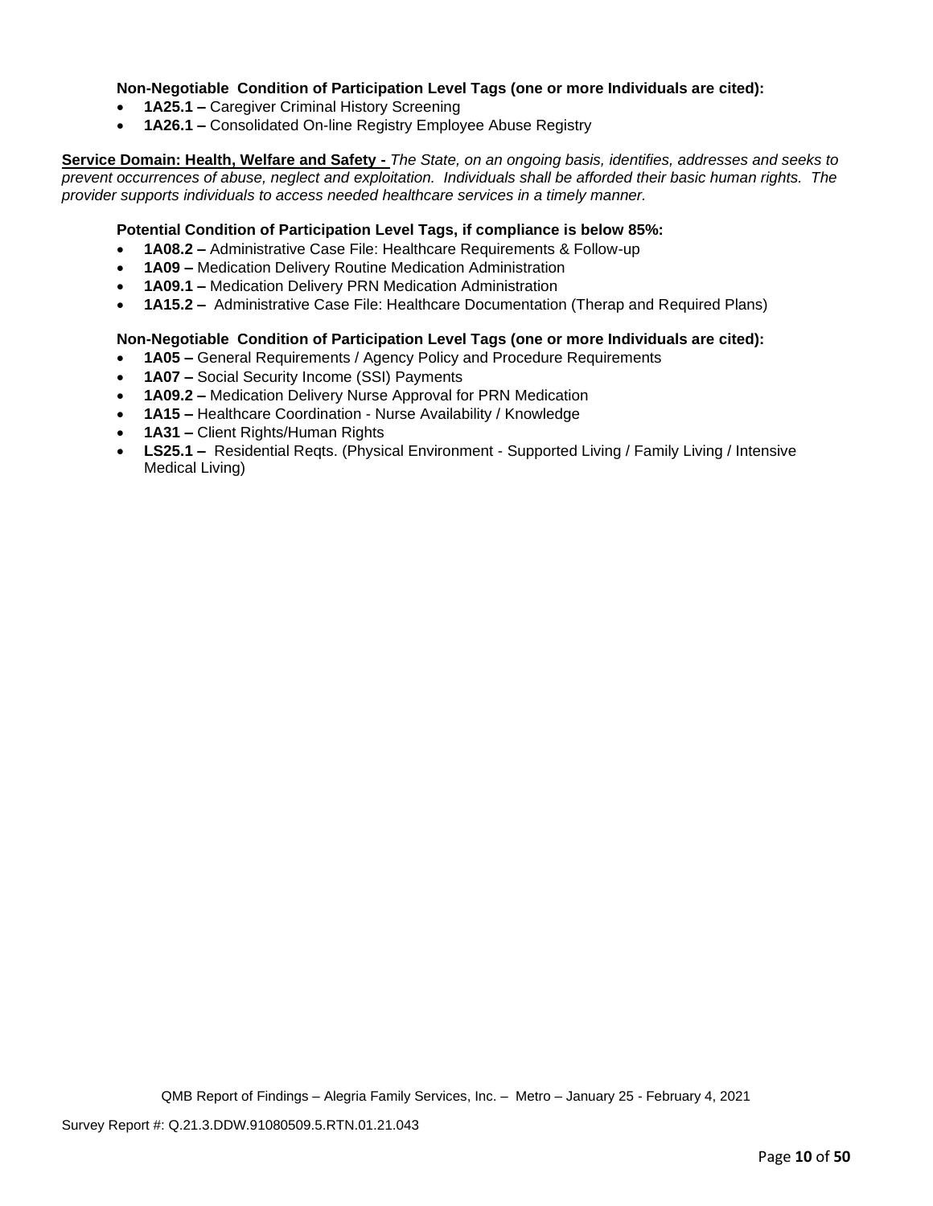**Non-Negotiable Condition of Participation Level Tags (one or more Individuals are cited):**

- **1A25.1 –** Caregiver Criminal History Screening
- **1A26.1 –** Consolidated On-line Registry Employee Abuse Registry

**<u>Service Domain: Health, Welfare and Safety -</u>** *The State, on an ongoing basis, identifies, addresses and seeks to prevent occurrences of abuse, neglect and exploitation. Individuals shall be afforded their basic human rights. The provider supports individuals to access needed healthcare services in a timely manner.*

**Potential Condition of Participation Level Tags, if compliance is below 85%:**

- **1A08.2 –** Administrative Case File: Healthcare Requirements & Follow-up
- **1A09 –** Medication Delivery Routine Medication Administration
- **1A09.1 –** Medication Delivery PRN Medication Administration
- **1A15.2 –** Administrative Case File: Healthcare Documentation (Therap and Required Plans)

**Non-Negotiable Condition of Participation Level Tags (one or more Individuals are cited):**

- **1A05 –** General Requirements / Agency Policy and Procedure Requirements
- **1A07 –** Social Security Income (SSI) Payments
- **1A09.2 –** Medication Delivery Nurse Approval for PRN Medication
- **1A15 –** Healthcare Coordination - Nurse Availability / Knowledge
- **1A31 –** Client Rights/Human Rights
- **LS25.1 –** Residential Reqts. (Physical Environment - Supported Living / Family Living / Intensive Medical Living)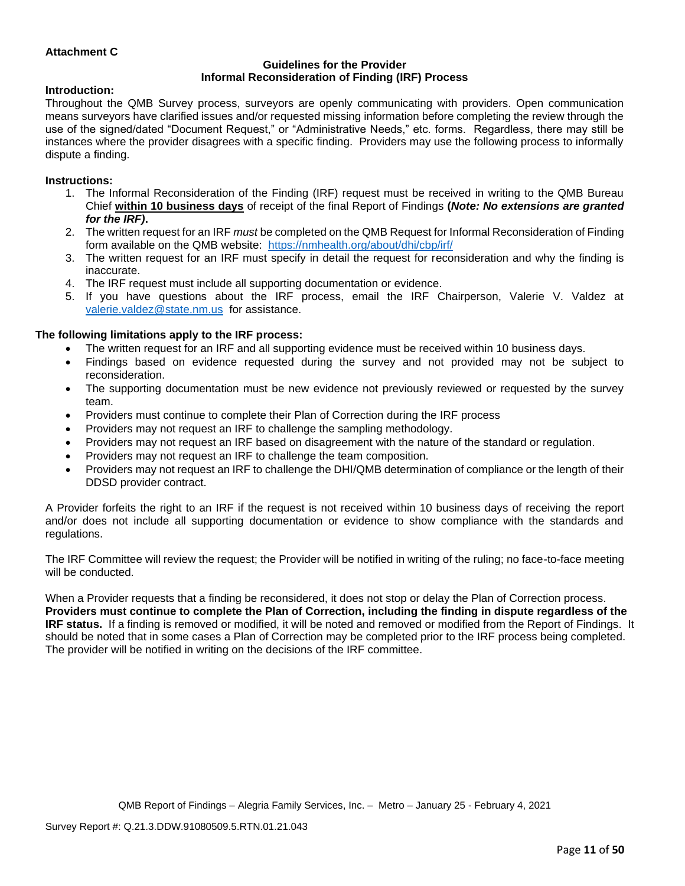**Attachment C**

**Guidelines for the Provider**
**Informal Reconsideration of Finding (IRF) Process**

**Introduction:**

Throughout the QMB Survey process, surveyors are openly communicating with providers. Open communication means surveyors have clarified issues and/or requested missing information before completing the review through the use of the signed/dated "Document Request," or "Administrative Needs," etc. forms. Regardless, there may still be instances where the provider disagrees with a specific finding. Providers may use the following process to informally dispute a finding.

**Instructions:**

1. The Informal Reconsideration of the Finding (IRF) request must be received in writing to the QMB Bureau Chief **within 10 business days** of receipt of the final Report of Findings **(*Note: No extensions are granted for the IRF)*.**
2. The written request for an IRF *must* be completed on the QMB Request for Informal Reconsideration of Finding form available on the QMB website: https://nmhealth.org/about/dhi/cbp/irf/
3. The written request for an IRF must specify in detail the request for reconsideration and why the finding is inaccurate.
4. The IRF request must include all supporting documentation or evidence.
5. If you have questions about the IRF process, email the IRF Chairperson, Valerie V. Valdez at valerie.valdez@state.nm.us for assistance.

**The following limitations apply to the IRF process:**

- The written request for an IRF and all supporting evidence must be received within 10 business days.
- Findings based on evidence requested during the survey and not provided may not be subject to reconsideration.
- The supporting documentation must be new evidence not previously reviewed or requested by the survey team.
- Providers must continue to complete their Plan of Correction during the IRF process
- Providers may not request an IRF to challenge the sampling methodology.
- Providers may not request an IRF based on disagreement with the nature of the standard or regulation.
- Providers may not request an IRF to challenge the team composition.
- Providers may not request an IRF to challenge the DHI/QMB determination of compliance or the length of their DDSD provider contract.

A Provider forfeits the right to an IRF if the request is not received within 10 business days of receiving the report and/or does not include all supporting documentation or evidence to show compliance with the standards and regulations.

The IRF Committee will review the request; the Provider will be notified in writing of the ruling; no face-to-face meeting will be conducted.

When a Provider requests that a finding be reconsidered, it does not stop or delay the Plan of Correction process. **Providers must continue to complete the Plan of Correction, including the finding in dispute regardless of the IRF status.** If a finding is removed or modified, it will be noted and removed or modified from the Report of Findings. It should be noted that in some cases a Plan of Correction may be completed prior to the IRF process being completed. The provider will be notified in writing on the decisions of the IRF committee.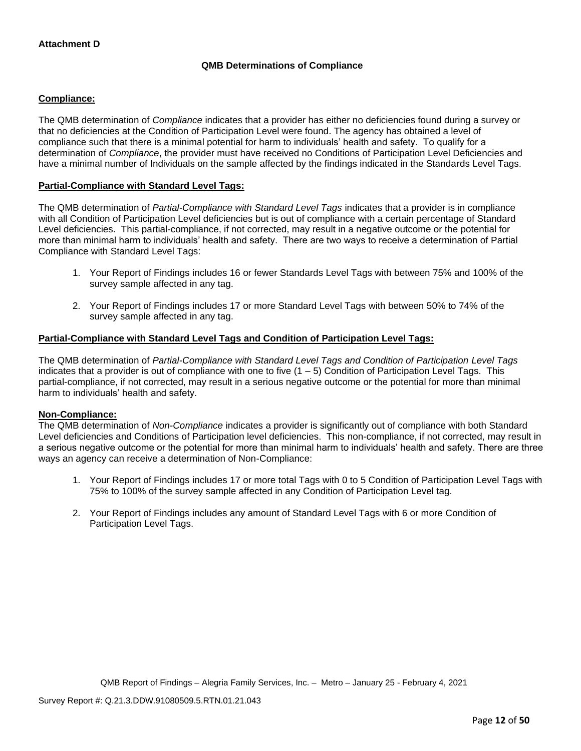**Attachment D**

## QMB Determinations of Compliance

**Compliance:**

The QMB determination of *Compliance* indicates that a provider has either no deficiencies found during a survey or that no deficiencies at the Condition of Participation Level were found. The agency has obtained a level of compliance such that there is a minimal potential for harm to individuals' health and safety. To qualify for a determination of *Compliance*, the provider must have received no Conditions of Participation Level Deficiencies and have a minimal number of Individuals on the sample affected by the findings indicated in the Standards Level Tags.

**Partial-Compliance with Standard Level Tags:**

The QMB determination of *Partial-Compliance with Standard Level Tags* indicates that a provider is in compliance with all Condition of Participation Level deficiencies but is out of compliance with a certain percentage of Standard Level deficiencies. This partial-compliance, if not corrected, may result in a negative outcome or the potential for more than minimal harm to individuals' health and safety. There are two ways to receive a determination of Partial Compliance with Standard Level Tags:

1. Your Report of Findings includes 16 or fewer Standards Level Tags with between 75% and 100% of the survey sample affected in any tag.

2. Your Report of Findings includes 17 or more Standard Level Tags with between 50% to 74% of the survey sample affected in any tag.

**Partial-Compliance with Standard Level Tags and Condition of Participation Level Tags:**

The QMB determination of *Partial-Compliance with Standard Level Tags and Condition of Participation Level Tags* indicates that a provider is out of compliance with one to five (1 – 5) Condition of Participation Level Tags. This partial-compliance, if not corrected, may result in a serious negative outcome or the potential for more than minimal harm to individuals' health and safety.

**Non-Compliance:**

The QMB determination of *Non-Compliance* indicates a provider is significantly out of compliance with both Standard Level deficiencies and Conditions of Participation level deficiencies. This non-compliance, if not corrected, may result in a serious negative outcome or the potential for more than minimal harm to individuals' health and safety. There are three ways an agency can receive a determination of Non-Compliance:

1. Your Report of Findings includes 17 or more total Tags with 0 to 5 Condition of Participation Level Tags with 75% to 100% of the survey sample affected in any Condition of Participation Level tag.

2. Your Report of Findings includes any amount of Standard Level Tags with 6 or more Condition of Participation Level Tags.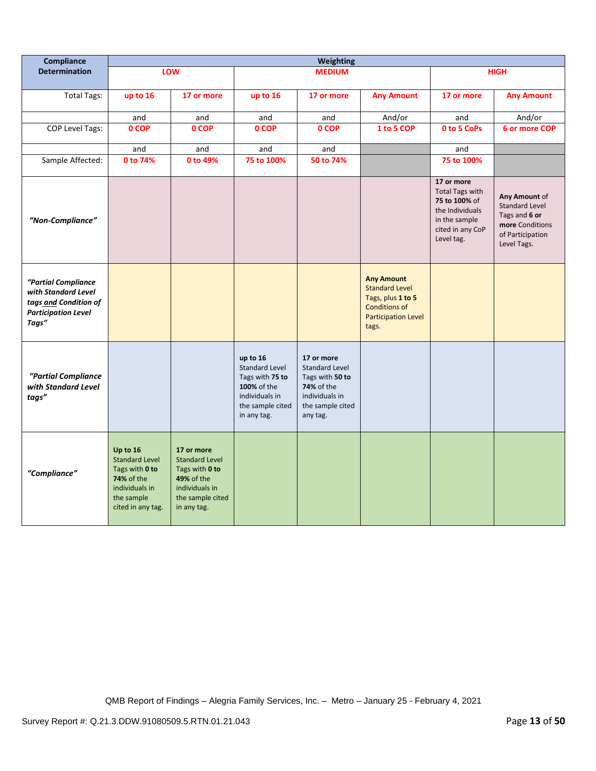| Compliance Determination | Weighting | | | | | | |
|---|---|---|---|---|---|---|---|
| | LOW | | MEDIUM | | | HIGH | |
| Total Tags: | up to 16 | 17 or more | up to 16 | 17 or more | Any Amount | 17 or more | Any Amount |
| | and | and | and | and | And/or | and | And/or |
| COP Level Tags: | 0 COP | 0 COP | 0 COP | 0 COP | 1 to 5 COP | 0 to 5 CoPs | 6 or more COP |
| | and | and | and | and | | and | |
| Sample Affected: | 0 to 74% | 0 to 49% | 75 to 100% | 50 to 74% | | 75 to 100% | |
| *"Non-Compliance"* | | | | | | **17 or more** Total Tags with **75 to 100%** of the Individuals in the sample cited in any CoP Level tag. | **Any Amount** of Standard Level Tags and **6 or more** Conditions of Participation Level Tags. |
| *"Partial Compliance with Standard Level tags and Condition of Participation Level Tags"* | | | | | **Any Amount** Standard Level Tags, plus **1 to 5** Conditions of Participation Level tags. | | |
| *"Partial Compliance with Standard Level tags"* | | | **up to 16** Standard Level Tags with **75 to 100%** of the individuals in the sample cited in any tag. | **17 or more** Standard Level Tags with **50 to 74%** of the individuals in the sample cited any tag. | | | |
| *"Compliance"* | **Up to 16** Standard Level Tags with **0 to 74%** of the individuals in the sample cited in any tag. | **17 or more** Standard Level Tags with **0 to 49%** of the individuals in the sample cited in any tag. | | | | | |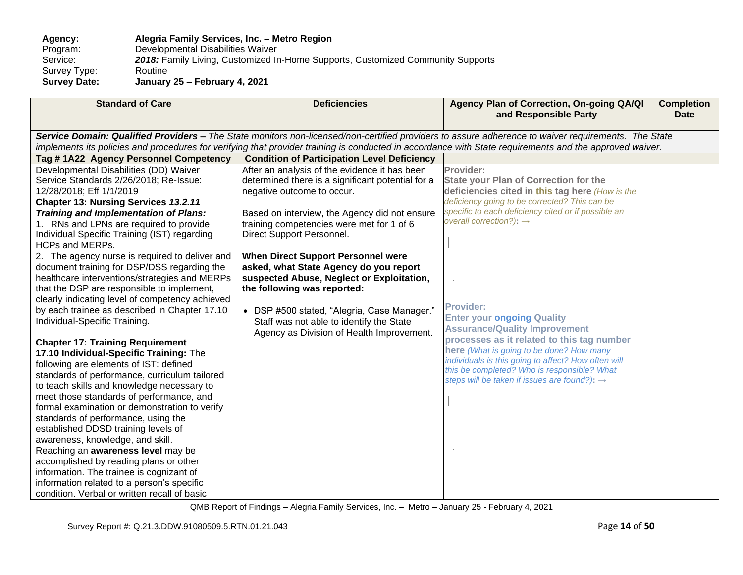**Agency:** **Alegria Family Services, Inc. – Metro Region**
Program: Developmental Disabilities Waiver
Service: ***2018:*** Family Living, Customized In-Home Supports, Customized Community Supports
Survey Type: Routine
**Survey Date:** **January 25 – February 4, 2021**

| Standard of Care | Deficiencies | Agency Plan of Correction, On-going QA/QI and Responsible Party | Completion Date |
|---|---|---|---|
| ***Service Domain: Qualified Providers –*** *The State monitors non-licensed/non-certified providers to assure adherence to waiver requirements. The State implements its policies and procedures for verifying that provider training is conducted in accordance with State requirements and the approved waiver.* | | | |
| **Tag # 1A22 Agency Personnel Competency** | **Condition of Participation Level Deficiency** | | |
| Developmental Disabilities (DD) Waiver Service Standards 2/26/2018; Re-Issue: 12/28/2018; Eff 1/1/2019<br>**Chapter 13: Nursing Services *13.2.11 Training and Implementation of Plans:***<br>1. RNs and LPNs are required to provide Individual Specific Training (IST) regarding HCPs and MERPs.<br>2. The agency nurse is required to deliver and document training for DSP/DSS regarding the healthcare interventions/strategies and MERPs that the DSP are responsible to implement, clearly indicating level of competency achieved by each trainee as described in Chapter 17.10 Individual-Specific Training.<br><br>**Chapter 17: Training Requirement**<br>**17.10 Individual-Specific Training:** The following are elements of IST: defined standards of performance, curriculum tailored to teach skills and knowledge necessary to meet those standards of performance, and formal examination or demonstration to verify standards of performance, using the established DDSD training levels of awareness, knowledge, and skill.<br>Reaching an **awareness level** may be accomplished by reading plans or other information. The trainee is cognizant of information related to a person's specific condition. Verbal or written recall of basic | After an analysis of the evidence it has been determined there is a significant potential for a negative outcome to occur.<br><br>Based on interview, the Agency did not ensure training competencies were met for 1 of 6 Direct Support Personnel.<br><br>**When Direct Support Personnel were asked, what State Agency do you report suspected Abuse, Neglect or Exploitation, the following was reported:**<br><br>• DSP #500 stated, "Alegria, Case Manager." Staff was not able to identify the State Agency as Division of Health Improvement. | **Provider:**<br>**State your Plan of Correction for the deficiencies cited in this tag here** *(How is the deficiency going to be corrected? This can be specific to each deficiency cited or if possible an overall correction?)*: →<br><br><br><br>**Provider:**<br>**Enter your ongoing Quality Assurance/Quality Improvement processes as it related to this tag number here** *(What is going to be done? How many individuals is this going to affect? How often will this be completed? Who is responsible? What steps will be taken if issues are found?)*: → | |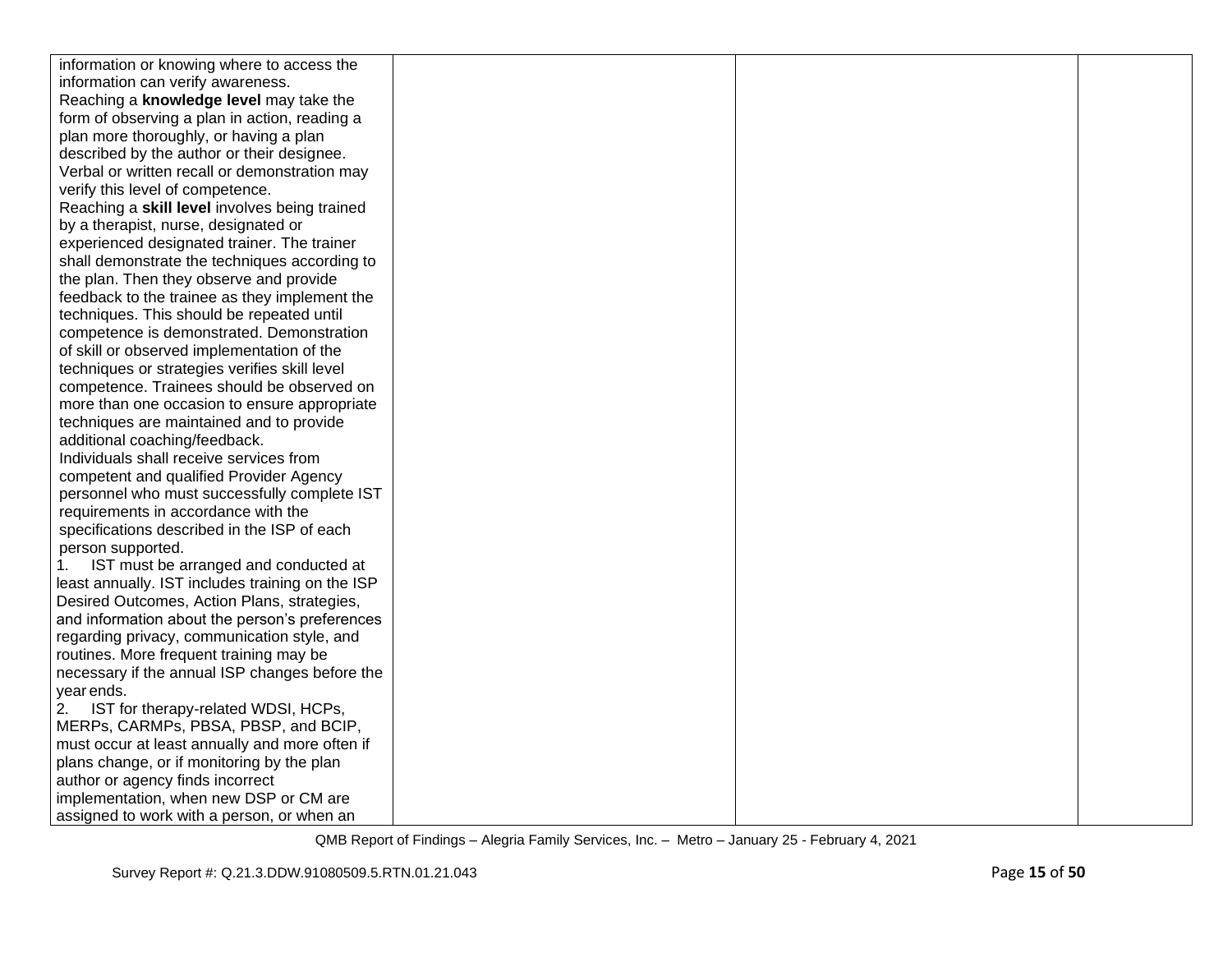| | | | |
|---|---|---|---|
| information or knowing where to access the information can verify awareness.<br>Reaching a **knowledge level** may take the form of observing a plan in action, reading a plan more thoroughly, or having a plan described by the author or their designee. Verbal or written recall or demonstration may verify this level of competence.<br>Reaching a **skill level** involves being trained by a therapist, nurse, designated or experienced designated trainer. The trainer shall demonstrate the techniques according to the plan. Then they observe and provide feedback to the trainee as they implement the techniques. This should be repeated until competence is demonstrated. Demonstration of skill or observed implementation of the techniques or strategies verifies skill level competence. Trainees should be observed on more than one occasion to ensure appropriate techniques are maintained and to provide additional coaching/feedback.<br>Individuals shall receive services from competent and qualified Provider Agency personnel who must successfully complete IST requirements in accordance with the specifications described in the ISP of each person supported.<br>1. IST must be arranged and conducted at least annually. IST includes training on the ISP Desired Outcomes, Action Plans, strategies, and information about the person's preferences regarding privacy, communication style, and routines. More frequent training may be necessary if the annual ISP changes before the year ends.<br>2. IST for therapy-related WDSI, HCPs, MERPs, CARMPs, PBSA, PBSP, and BCIP, must occur at least annually and more often if plans change, or if monitoring by the plan author or agency finds incorrect implementation, when new DSP or CM are assigned to work with a person, or when an | | | |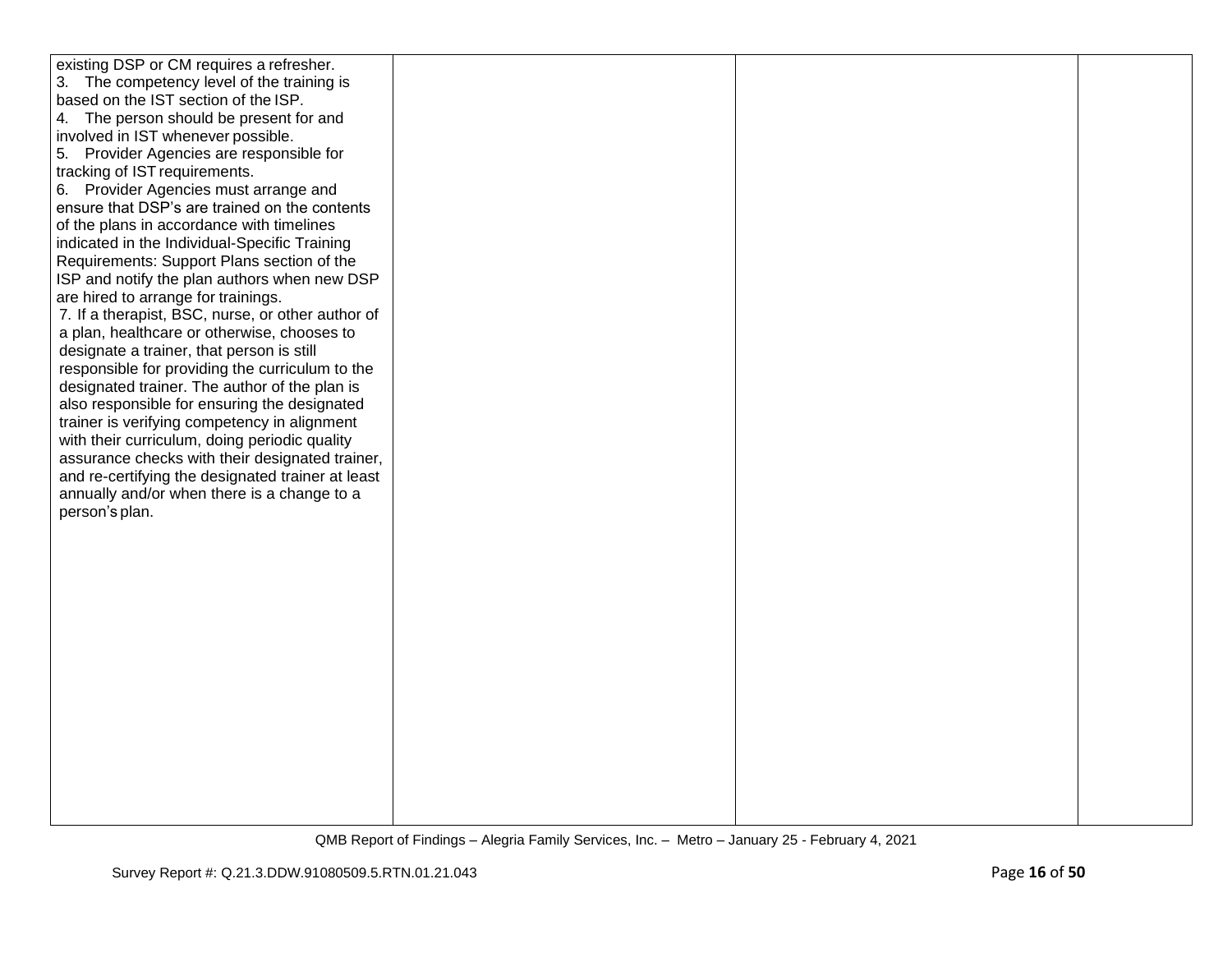| | | | |
|---|---|---|---|
| existing DSP or CM requires a refresher.<br>3. The competency level of the training is based on the IST section of the ISP.<br>4. The person should be present for and involved in IST whenever possible.<br>5. Provider Agencies are responsible for tracking of IST requirements.<br>6. Provider Agencies must arrange and ensure that DSP's are trained on the contents of the plans in accordance with timelines indicated in the Individual-Specific Training Requirements: Support Plans section of the ISP and notify the plan authors when new DSP are hired to arrange for trainings.<br>7. If a therapist, BSC, nurse, or other author of a plan, healthcare or otherwise, chooses to designate a trainer, that person is still responsible for providing the curriculum to the designated trainer. The author of the plan is also responsible for ensuring the designated trainer is verifying competency in alignment with their curriculum, doing periodic quality assurance checks with their designated trainer, and re-certifying the designated trainer at least annually and/or when there is a change to a person's plan. | | | |

QMB Report of Findings – Alegria Family Services, Inc. – Metro – January 25 - February 4, 2021

Survey Report #: Q.21.3.DDW.91080509.5.RTN.01.21.043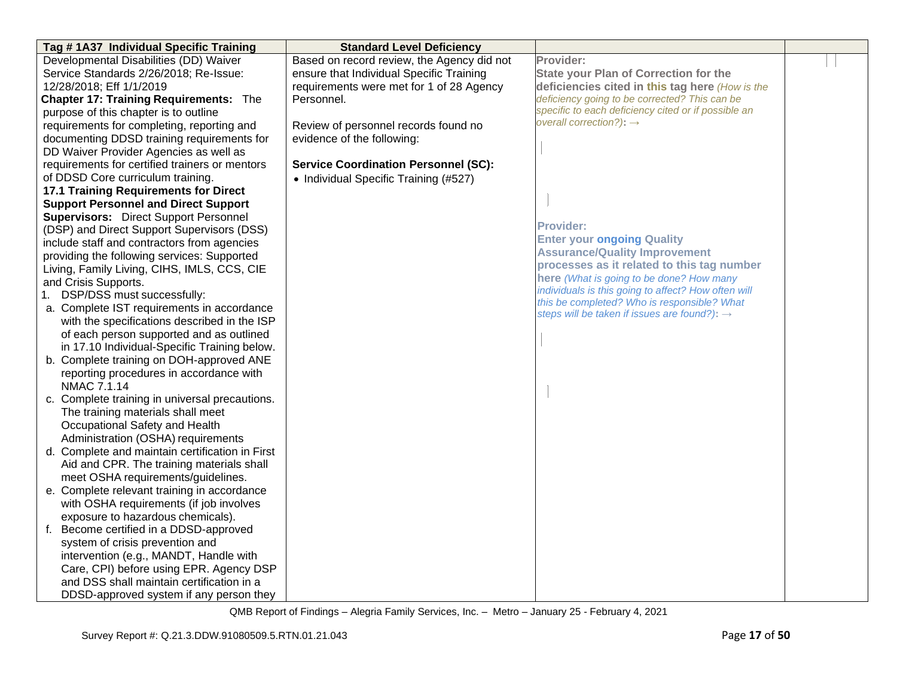| Tag # 1A37 Individual Specific Training | Standard Level Deficiency | | |
|---|---|---|---|
| Developmental Disabilities (DD) Waiver Service Standards 2/26/2018; Re-Issue: 12/28/2018; Eff 1/1/2019<br>**Chapter 17: Training Requirements:** The purpose of this chapter is to outline requirements for completing, reporting and documenting DDSD training requirements for DD Waiver Provider Agencies as well as requirements for certified trainers or mentors of DDSD Core curriculum training.<br>**17.1 Training Requirements for Direct Support Personnel and Direct Support Supervisors:** Direct Support Personnel (DSP) and Direct Support Supervisors (DSS) include staff and contractors from agencies providing the following services: Supported Living, Family Living, CIHS, IMLS, CCS, CIE and Crisis Supports.<br>1. DSP/DSS must successfully:<br>a. Complete IST requirements in accordance with the specifications described in the ISP of each person supported and as outlined in 17.10 Individual-Specific Training below.<br>b. Complete training on DOH-approved ANE reporting procedures in accordance with NMAC 7.1.14<br>c. Complete training in universal precautions. The training materials shall meet Occupational Safety and Health Administration (OSHA) requirements<br>d. Complete and maintain certification in First Aid and CPR. The training materials shall meet OSHA requirements/guidelines.<br>e. Complete relevant training in accordance with OSHA requirements (if job involves exposure to hazardous chemicals).<br>f. Become certified in a DDSD-approved system of crisis prevention and intervention (e.g., MANDT, Handle with Care, CPI) before using EPR. Agency DSP and DSS shall maintain certification in a DDSD-approved system if any person they | Based on record review, the Agency did not ensure that Individual Specific Training requirements were met for 1 of 28 Agency Personnel.<br><br>Review of personnel records found no evidence of the following:<br><br>**Service Coordination Personnel (SC):**<br>• Individual Specific Training (#527) | **Provider:**<br>**State your Plan of Correction for the deficiencies cited in this tag here** *(How is the deficiency going to be corrected? This can be specific to each deficiency cited or if possible an overall correction?)*: →<br><br><br><br>**Provider:**<br>**Enter your ongoing Quality Assurance/Quality Improvement processes as it related to this tag number here** *(What is going to be done? How many individuals is this going to affect? How often will this be completed? Who is responsible? What steps will be taken if issues are found?)*: → | |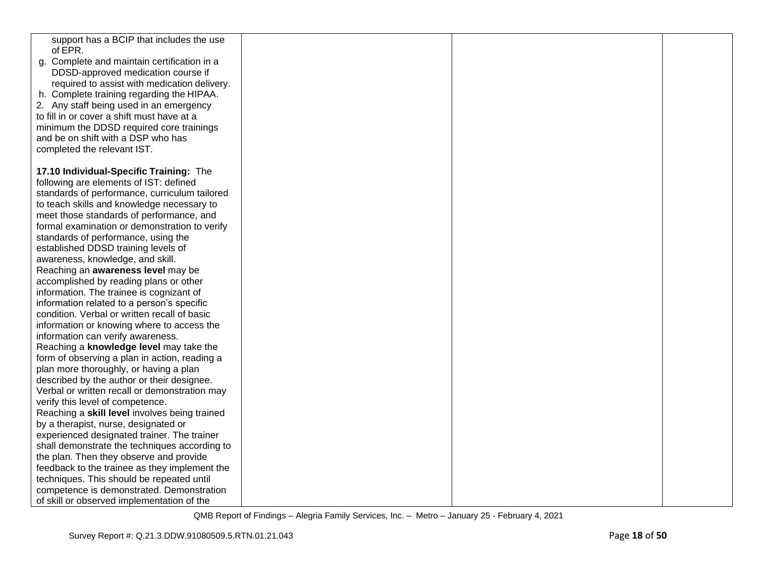| | | | |
|---|---|---|---|
| support has a BCIP that includes the use of EPR.<br>g. Complete and maintain certification in a DDSD-approved medication course if required to assist with medication delivery.<br>h. Complete training regarding the HIPAA.<br>2. Any staff being used in an emergency to fill in or cover a shift must have at a minimum the DDSD required core trainings and be on shift with a DSP who has completed the relevant IST.<br><br>**17.10 Individual-Specific Training:** The following are elements of IST: defined standards of performance, curriculum tailored to teach skills and knowledge necessary to meet those standards of performance, and formal examination or demonstration to verify standards of performance, using the established DDSD training levels of awareness, knowledge, and skill.<br>Reaching an **awareness level** may be accomplished by reading plans or other information. The trainee is cognizant of information related to a person's specific condition. Verbal or written recall of basic information or knowing where to access the information can verify awareness.<br>Reaching a **knowledge level** may take the form of observing a plan in action, reading a plan more thoroughly, or having a plan described by the author or their designee. Verbal or written recall or demonstration may verify this level of competence.<br>Reaching a **skill level** involves being trained by a therapist, nurse, designated or experienced designated trainer. The trainer shall demonstrate the techniques according to the plan. Then they observe and provide feedback to the trainee as they implement the techniques. This should be repeated until competence is demonstrated. Demonstration of skill or observed implementation of the | | | |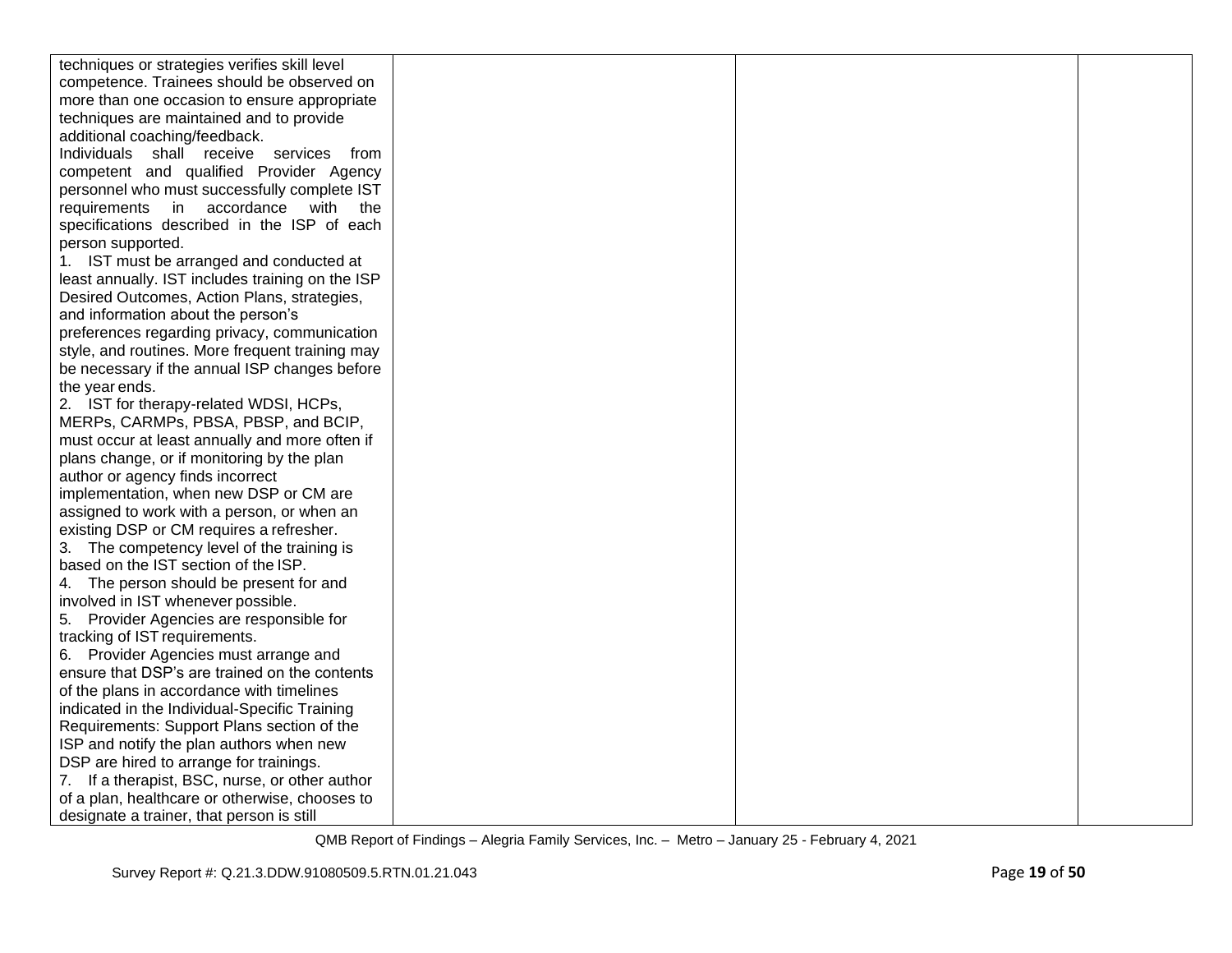| | | | |
|---|---|---|---|
| techniques or strategies verifies skill level competence. Trainees should be observed on more than one occasion to ensure appropriate techniques are maintained and to provide additional coaching/feedback.<br>Individuals shall receive services from competent and qualified Provider Agency personnel who must successfully complete IST requirements in accordance with the specifications described in the ISP of each person supported.<br>1. IST must be arranged and conducted at least annually. IST includes training on the ISP Desired Outcomes, Action Plans, strategies, and information about the person's preferences regarding privacy, communication style, and routines. More frequent training may be necessary if the annual ISP changes before the year ends.<br>2. IST for therapy-related WDSI, HCPs, MERPs, CARMPs, PBSA, PBSP, and BCIP, must occur at least annually and more often if plans change, or if monitoring by the plan author or agency finds incorrect implementation, when new DSP or CM are assigned to work with a person, or when an existing DSP or CM requires a refresher.<br>3. The competency level of the training is based on the IST section of the ISP.<br>4. The person should be present for and involved in IST whenever possible.<br>5. Provider Agencies are responsible for tracking of IST requirements.<br>6. Provider Agencies must arrange and ensure that DSP's are trained on the contents of the plans in accordance with timelines indicated in the Individual-Specific Training Requirements: Support Plans section of the ISP and notify the plan authors when new DSP are hired to arrange for trainings.<br>7. If a therapist, BSC, nurse, or other author of a plan, healthcare or otherwise, chooses to designate a trainer, that person is still | | | |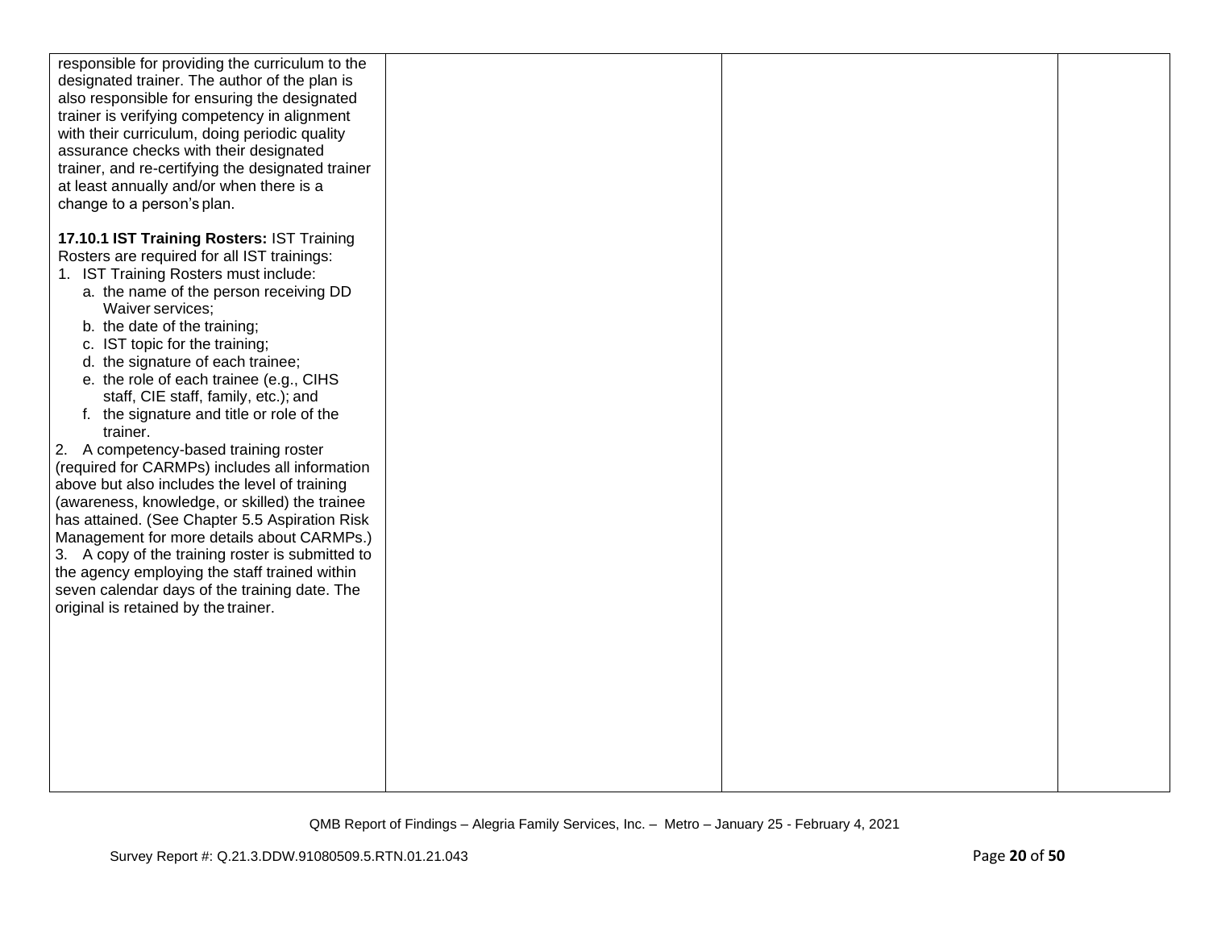| | | | |
|---|---|---|---|
| responsible for providing the curriculum to the designated trainer. The author of the plan is also responsible for ensuring the designated trainer is verifying competency in alignment with their curriculum, doing periodic quality assurance checks with their designated trainer, and re-certifying the designated trainer at least annually and/or when there is a change to a person's plan.<br><br>**17.10.1 IST Training Rosters:** IST Training Rosters are required for all IST trainings:<br>1. IST Training Rosters must include:<br>a. the name of the person receiving DD Waiver services;<br>b. the date of the training;<br>c. IST topic for the training;<br>d. the signature of each trainee;<br>e. the role of each trainee (e.g., CIHS staff, CIE staff, family, etc.); and<br>f. the signature and title or role of the trainer.<br>2. A competency-based training roster (required for CARMPs) includes all information above but also includes the level of training (awareness, knowledge, or skilled) the trainee has attained. (See Chapter 5.5 Aspiration Risk Management for more details about CARMPs.)<br>3. A copy of the training roster is submitted to the agency employing the staff trained within seven calendar days of the training date. The original is retained by the trainer. | | | |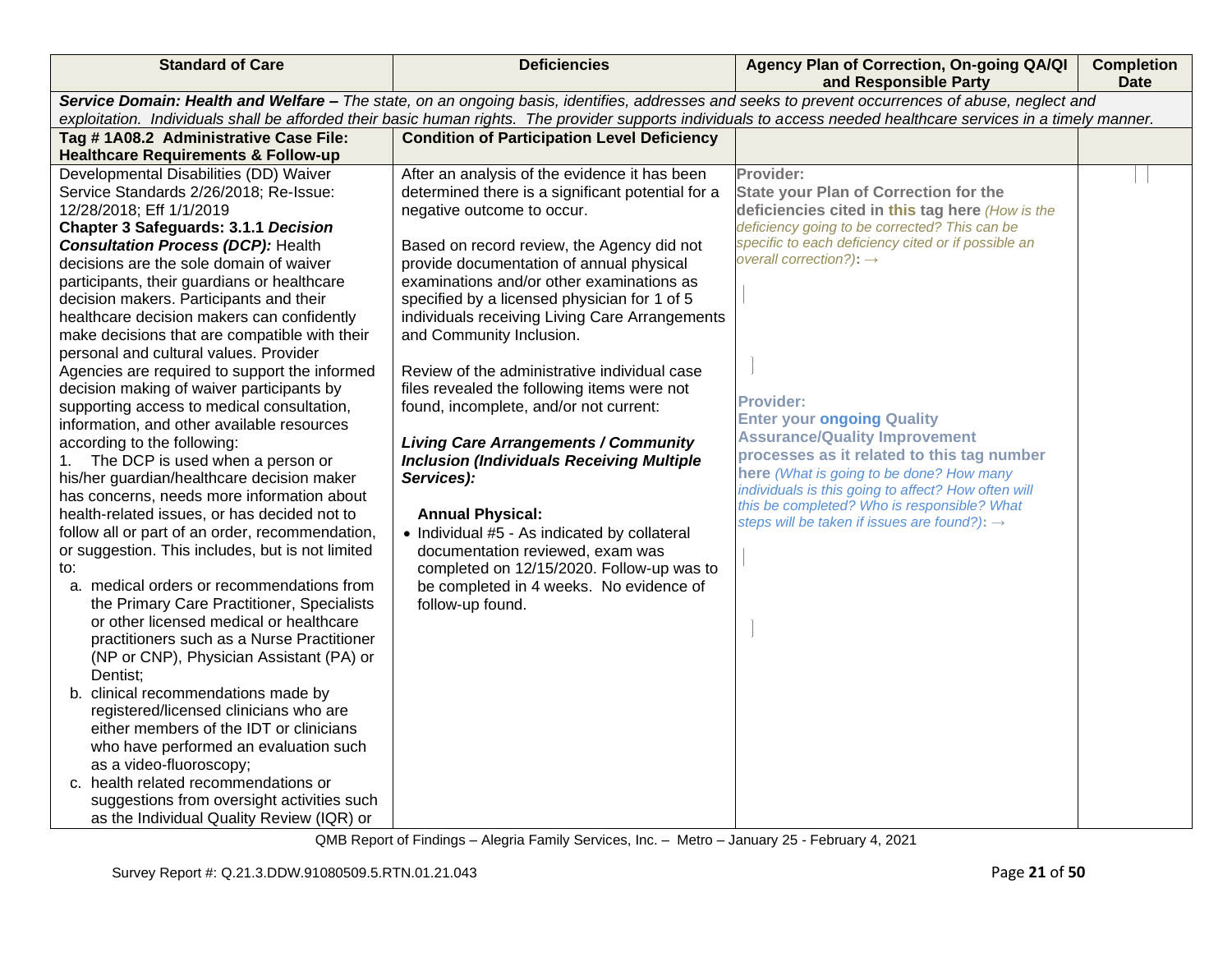| Standard of Care | Deficiencies | Agency Plan of Correction, On-going QA/QI and Responsible Party | Completion Date |
|---|---|---|---|
| ***Service Domain: Health and Welfare –*** *The state, on an ongoing basis, identifies, addresses and seeks to prevent occurrences of abuse, neglect and exploitation. Individuals shall be afforded their basic human rights. The provider supports individuals to access needed healthcare services in a timely manner.* | | | |
| **Tag # 1A08.2 Administrative Case File: Healthcare Requirements & Follow-up** | **Condition of Participation Level Deficiency** | | |
| Developmental Disabilities (DD) Waiver Service Standards 2/26/2018; Re-Issue: 12/28/2018; Eff 1/1/2019<br>**Chapter 3 Safeguards: 3.1.1 *Decision Consultation Process (DCP):*** Health decisions are the sole domain of waiver participants, their guardians or healthcare decision makers. Participants and their healthcare decision makers can confidently make decisions that are compatible with their personal and cultural values. Provider Agencies are required to support the informed decision making of waiver participants by supporting access to medical consultation, information, and other available resources according to the following:<br>1. The DCP is used when a person or his/her guardian/healthcare decision maker has concerns, needs more information about health-related issues, or has decided not to follow all or part of an order, recommendation, or suggestion. This includes, but is not limited to:<br>a. medical orders or recommendations from the Primary Care Practitioner, Specialists or other licensed medical or healthcare practitioners such as a Nurse Practitioner (NP or CNP), Physician Assistant (PA) or Dentist;<br>b. clinical recommendations made by registered/licensed clinicians who are either members of the IDT or clinicians who have performed an evaluation such as a video-fluoroscopy;<br>c. health related recommendations or suggestions from oversight activities such as the Individual Quality Review (IQR) or | After an analysis of the evidence it has been determined there is a significant potential for a negative outcome to occur.<br><br>Based on record review, the Agency did not provide documentation of annual physical examinations and/or other examinations as specified by a licensed physician for 1 of 5 individuals receiving Living Care Arrangements and Community Inclusion.<br><br>Review of the administrative individual case files revealed the following items were not found, incomplete, and/or not current:<br><br>***Living Care Arrangements / Community Inclusion (Individuals Receiving Multiple Services):***<br><br>**Annual Physical:**<br>• Individual #5 - As indicated by collateral documentation reviewed, exam was completed on 12/15/2020. Follow-up was to be completed in 4 weeks. No evidence of follow-up found. | **Provider:**<br>**State your Plan of Correction for the deficiencies cited in this tag here** *(How is the deficiency going to be corrected? This can be specific to each deficiency cited or if possible an overall correction?)*: →<br><br>**Provider:**<br>**Enter your ongoing Quality Assurance/Quality Improvement processes as it related to this tag number here** *(What is going to be done? How many individuals is this going to affect? How often will this be completed? Who is responsible? What steps will be taken if issues are found?)*: → | |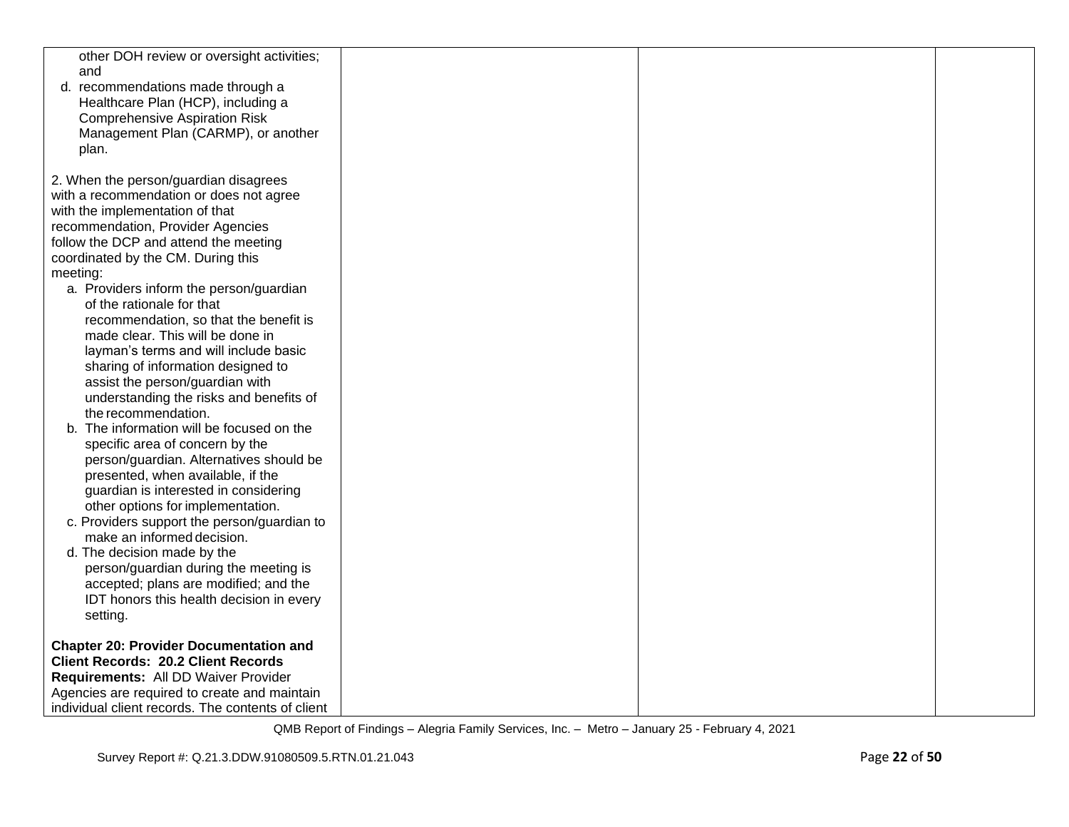| | | | |
|---|---|---|---|
| other DOH review or oversight activities; and<br>d. recommendations made through a Healthcare Plan (HCP), including a Comprehensive Aspiration Risk Management Plan (CARMP), or another plan.<br><br>2. When the person/guardian disagrees with a recommendation or does not agree with the implementation of that recommendation, Provider Agencies follow the DCP and attend the meeting coordinated by the CM. During this meeting:<br>a. Providers inform the person/guardian of the rationale for that recommendation, so that the benefit is made clear. This will be done in layman's terms and will include basic sharing of information designed to assist the person/guardian with understanding the risks and benefits of the recommendation.<br>b. The information will be focused on the specific area of concern by the person/guardian. Alternatives should be presented, when available, if the guardian is interested in considering other options for implementation.<br>c. Providers support the person/guardian to make an informed decision.<br>d. The decision made by the person/guardian during the meeting is accepted; plans are modified; and the IDT honors this health decision in every setting.<br><br>**Chapter 20: Provider Documentation and Client Records: 20.2 Client Records Requirements:** All DD Waiver Provider Agencies are required to create and maintain individual client records. The contents of client | | | |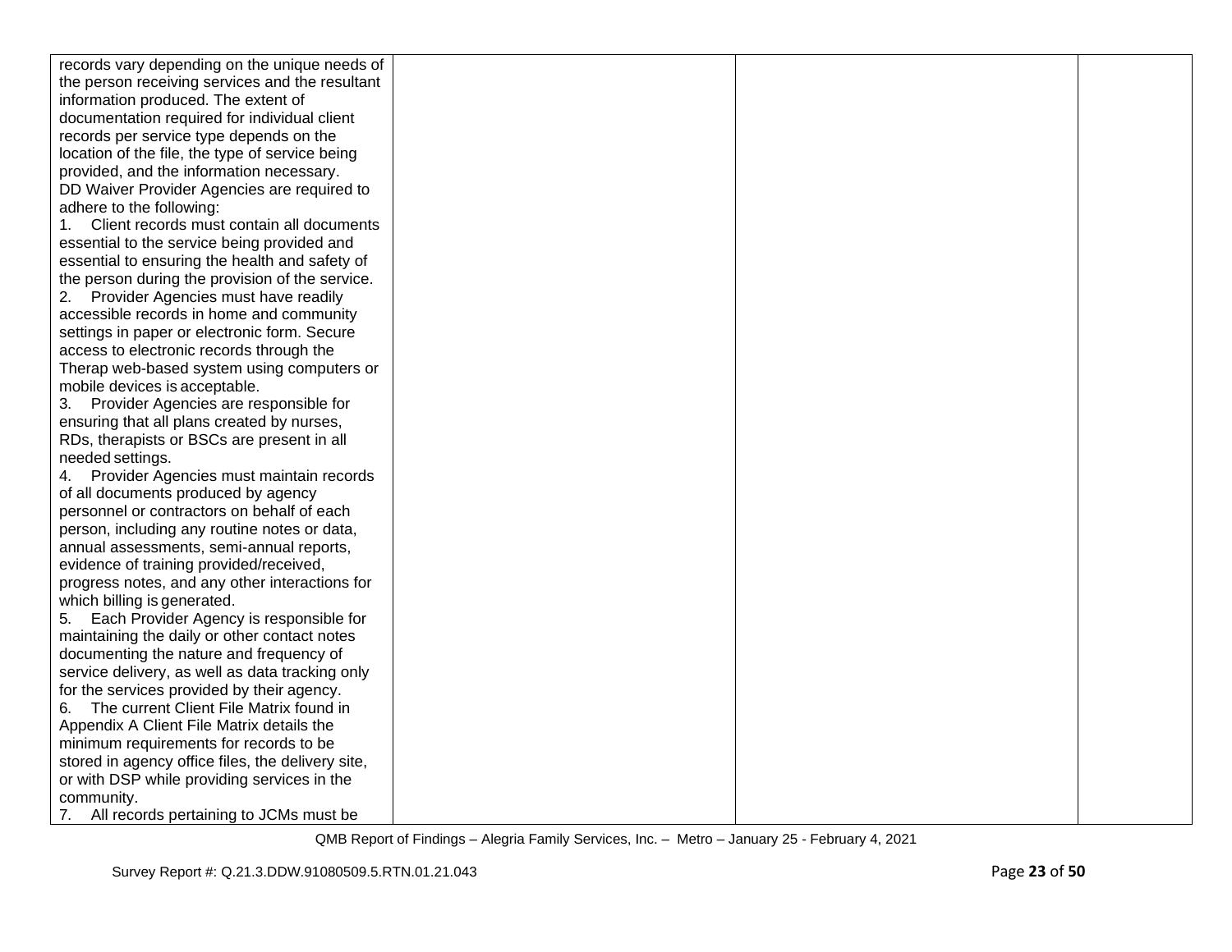| | | | |
|---|---|---|---|
| records vary depending on the unique needs of the person receiving services and the resultant information produced. The extent of documentation required for individual client records per service type depends on the location of the file, the type of service being provided, and the information necessary.<br>DD Waiver Provider Agencies are required to adhere to the following:<br>1. Client records must contain all documents essential to the service being provided and essential to ensuring the health and safety of the person during the provision of the service.<br>2. Provider Agencies must have readily accessible records in home and community settings in paper or electronic form. Secure access to electronic records through the Therap web-based system using computers or mobile devices is acceptable.<br>3. Provider Agencies are responsible for ensuring that all plans created by nurses, RDs, therapists or BSCs are present in all needed settings.<br>4. Provider Agencies must maintain records of all documents produced by agency personnel or contractors on behalf of each person, including any routine notes or data, annual assessments, semi-annual reports, evidence of training provided/received, progress notes, and any other interactions for which billing is generated.<br>5. Each Provider Agency is responsible for maintaining the daily or other contact notes documenting the nature and frequency of service delivery, as well as data tracking only for the services provided by their agency.<br>6. The current Client File Matrix found in Appendix A Client File Matrix details the minimum requirements for records to be stored in agency office files, the delivery site, or with DSP while providing services in the community.<br>7. All records pertaining to JCMs must be | | | |

QMB Report of Findings – Alegria Family Services, Inc. – Metro – January 25 - February 4, 2021

Survey Report #: Q.21.3.DDW.91080509.5.RTN.01.21.043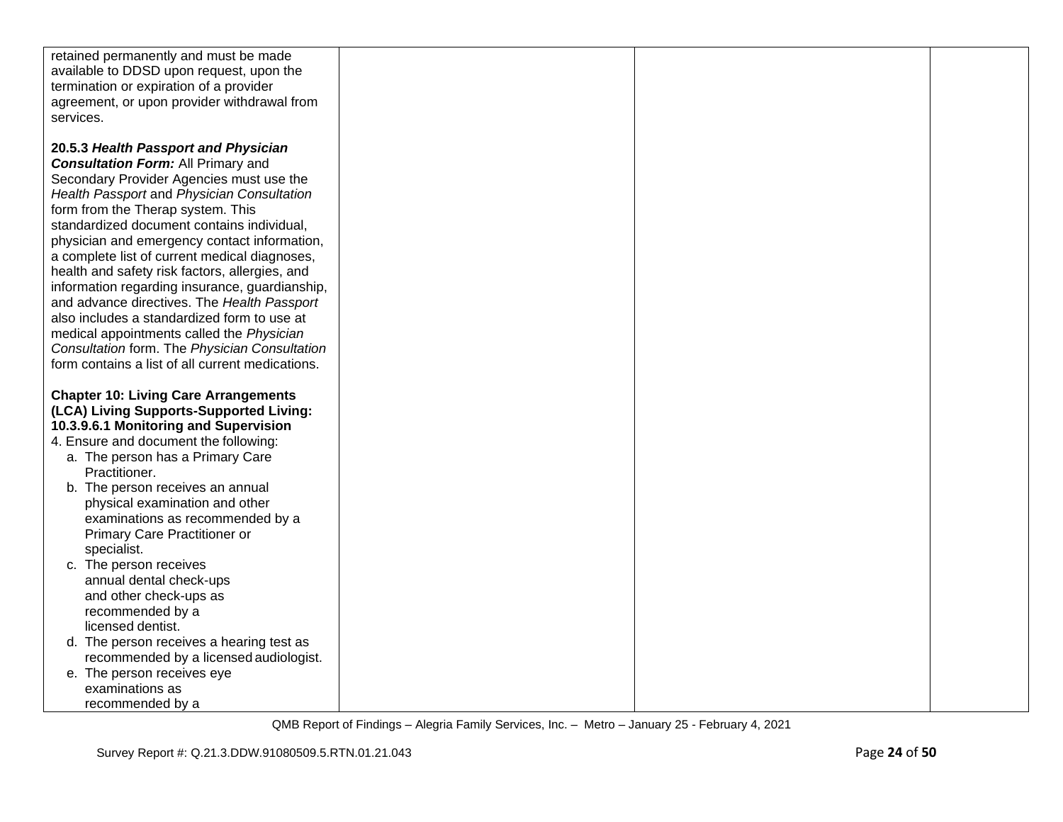| | | | |
|---|---|---|---|
| retained permanently and must be made available to DDSD upon request, upon the termination or expiration of a provider agreement, or upon provider withdrawal from services.<br><br>**20.5.3 *Health Passport and Physician Consultation Form:*** All Primary and Secondary Provider Agencies must use the *Health Passport* and *Physician Consultation* form from the Therap system. This standardized document contains individual, physician and emergency contact information, a complete list of current medical diagnoses, health and safety risk factors, allergies, and information regarding insurance, guardianship, and advance directives. The *Health Passport* also includes a standardized form to use at medical appointments called the *Physician Consultation* form. The *Physician Consultation* form contains a list of all current medications.<br><br>**Chapter 10: Living Care Arrangements (LCA) Living Supports-Supported Living: 10.3.9.6.1 Monitoring and Supervision**<br>4. Ensure and document the following:<br>a. The person has a Primary Care Practitioner.<br>b. The person receives an annual physical examination and other examinations as recommended by a Primary Care Practitioner or specialist.<br>c. The person receives annual dental check-ups and other check-ups as recommended by a licensed dentist.<br>d. The person receives a hearing test as recommended by a licensed audiologist.<br>e. The person receives eye examinations as recommended by a | | | |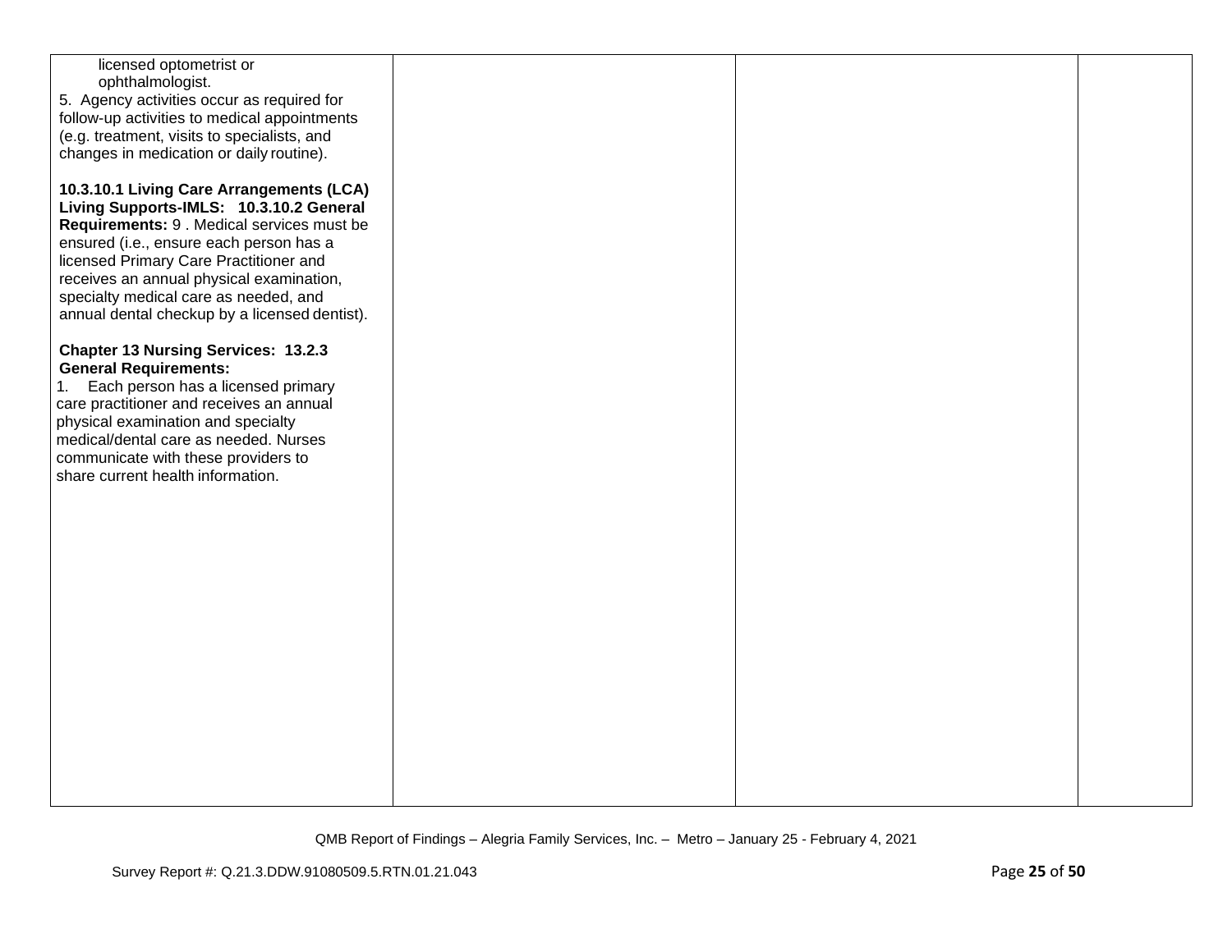| | | | |
|---|---|---|---|
| licensed optometrist or ophthalmologist.<br>5. Agency activities occur as required for follow-up activities to medical appointments (e.g. treatment, visits to specialists, and changes in medication or daily routine).<br><br>**10.3.10.1 Living Care Arrangements (LCA) Living Supports-IMLS: 10.3.10.2 General Requirements:** 9 . Medical services must be ensured (i.e., ensure each person has a licensed Primary Care Practitioner and receives an annual physical examination, specialty medical care as needed, and annual dental checkup by a licensed dentist).<br><br>**Chapter 13 Nursing Services: 13.2.3 General Requirements:**<br>1. Each person has a licensed primary care practitioner and receives an annual physical examination and specialty medical/dental care as needed. Nurses communicate with these providers to share current health information. | | | |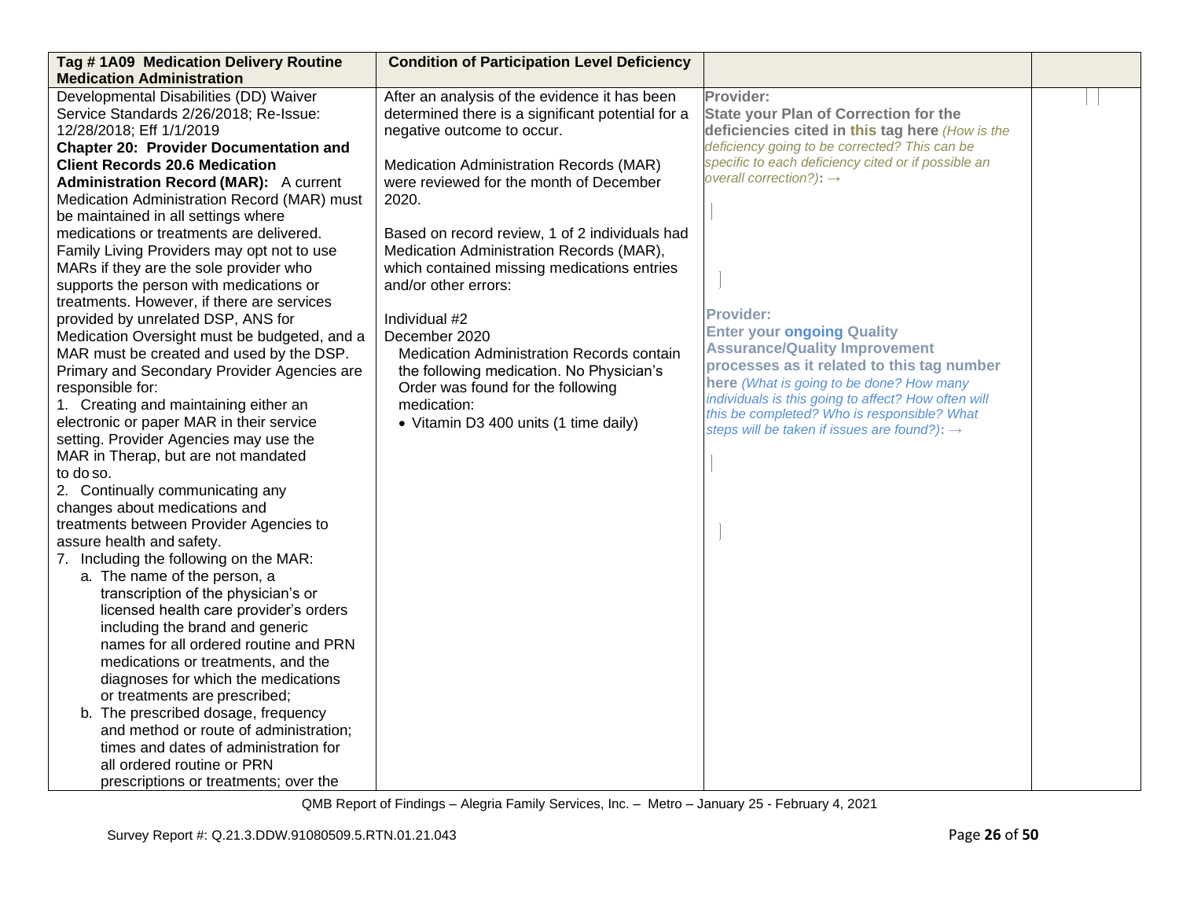| Tag # 1A09 Medication Delivery Routine Medication Administration | Condition of Participation Level Deficiency | | |
|---|---|---|---|
| Developmental Disabilities (DD) Waiver Service Standards 2/26/2018; Re-Issue: 12/28/2018; Eff 1/1/2019<br>**Chapter 20: Provider Documentation and Client Records 20.6 Medication Administration Record (MAR):** A current Medication Administration Record (MAR) must be maintained in all settings where medications or treatments are delivered. Family Living Providers may opt not to use MARs if they are the sole provider who supports the person with medications or treatments. However, if there are services provided by unrelated DSP, ANS for Medication Oversight must be budgeted, and a MAR must be created and used by the DSP. Primary and Secondary Provider Agencies are responsible for:<br>1. Creating and maintaining either an electronic or paper MAR in their service setting. Provider Agencies may use the MAR in Therap, but are not mandated to do so.<br>2. Continually communicating any changes about medications and treatments between Provider Agencies to assure health and safety.<br>7. Including the following on the MAR:<br>a. The name of the person, a transcription of the physician's or licensed health care provider's orders including the brand and generic names for all ordered routine and PRN medications or treatments, and the diagnoses for which the medications or treatments are prescribed;<br>b. The prescribed dosage, frequency and method or route of administration; times and dates of administration for all ordered routine or PRN prescriptions or treatments; over the | After an analysis of the evidence it has been determined there is a significant potential for a negative outcome to occur.<br><br>Medication Administration Records (MAR) were reviewed for the month of December 2020.<br><br>Based on record review, 1 of 2 individuals had Medication Administration Records (MAR), which contained missing medications entries and/or other errors:<br><br>Individual #2<br>December 2020<br>Medication Administration Records contain the following medication. No Physician's Order was found for the following medication:<br>• Vitamin D3 400 units (1 time daily) | **Provider:**<br>**State your Plan of Correction for the deficiencies cited in this tag here** *(How is the deficiency going to be corrected? This can be specific to each deficiency cited or if possible an overall correction?)*: →<br><br>**Provider:**<br>**Enter your ongoing Quality Assurance/Quality Improvement processes as it related to this tag number here** *(What is going to be done? How many individuals is this going to affect? How often will this be completed? Who is responsible? What steps will be taken if issues are found?)*: → | |

QMB Report of Findings – Alegria Family Services, Inc. – Metro – January 25 - February 4, 2021

Survey Report #: Q.21.3.DDW.91080509.5.RTN.01.21.043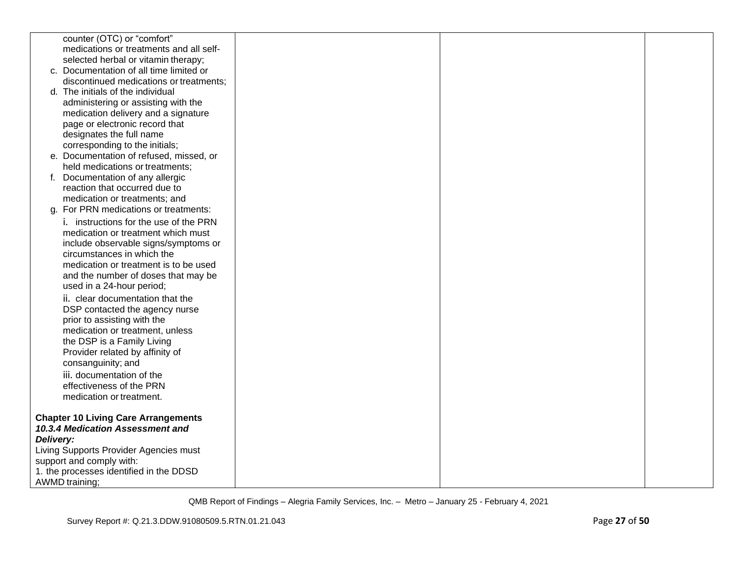| | | | |
|---|---|---|---|
| counter (OTC) or "comfort" medications or treatments and all self-selected herbal or vitamin therapy;<br>c. Documentation of all time limited or discontinued medications or treatments;<br>d. The initials of the individual administering or assisting with the medication delivery and a signature page or electronic record that designates the full name corresponding to the initials;<br>e. Documentation of refused, missed, or held medications or treatments;<br>f. Documentation of any allergic reaction that occurred due to medication or treatments; and<br>g. For PRN medications or treatments:<br>i. instructions for the use of the PRN medication or treatment which must include observable signs/symptoms or circumstances in which the medication or treatment is to be used and the number of doses that may be used in a 24-hour period;<br>ii. clear documentation that the DSP contacted the agency nurse prior to assisting with the medication or treatment, unless the DSP is a Family Living Provider related by affinity of consanguinity; and<br>iii. documentation of the effectiveness of the PRN medication or treatment.<br><br>**Chapter 10 Living Care Arrangements**<br>***10.3.4 Medication Assessment and Delivery:***<br>Living Supports Provider Agencies must support and comply with:<br>1. the processes identified in the DDSD AWMD training; | | | |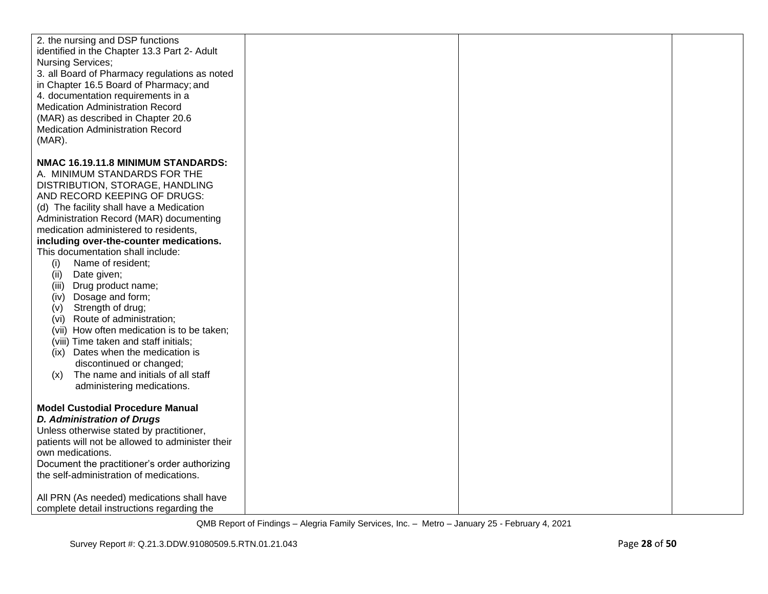| | | | |
|---|---|---|---|
| 2. the nursing and DSP functions identified in the Chapter 13.3 Part 2- Adult Nursing Services;<br>3. all Board of Pharmacy regulations as noted in Chapter 16.5 Board of Pharmacy; and<br>4. documentation requirements in a Medication Administration Record (MAR) as described in Chapter 20.6 Medication Administration Record (MAR).<br><br>**NMAC 16.19.11.8 MINIMUM STANDARDS:**<br>A. MINIMUM STANDARDS FOR THE DISTRIBUTION, STORAGE, HANDLING AND RECORD KEEPING OF DRUGS:<br>(d) The facility shall have a Medication Administration Record (MAR) documenting medication administered to residents, **including over-the-counter medications.** This documentation shall include:<br>(i) Name of resident;<br>(ii) Date given;<br>(iii) Drug product name;<br>(iv) Dosage and form;<br>(v) Strength of drug;<br>(vi) Route of administration;<br>(vii) How often medication is to be taken;<br>(viii) Time taken and staff initials;<br>(ix) Dates when the medication is discontinued or changed;<br>(x) The name and initials of all staff administering medications.<br><br>**Model Custodial Procedure Manual**<br>***D. Administration of Drugs***<br>Unless otherwise stated by practitioner, patients will not be allowed to administer their own medications.<br>Document the practitioner's order authorizing the self-administration of medications.<br><br>All PRN (As needed) medications shall have complete detail instructions regarding the | | | |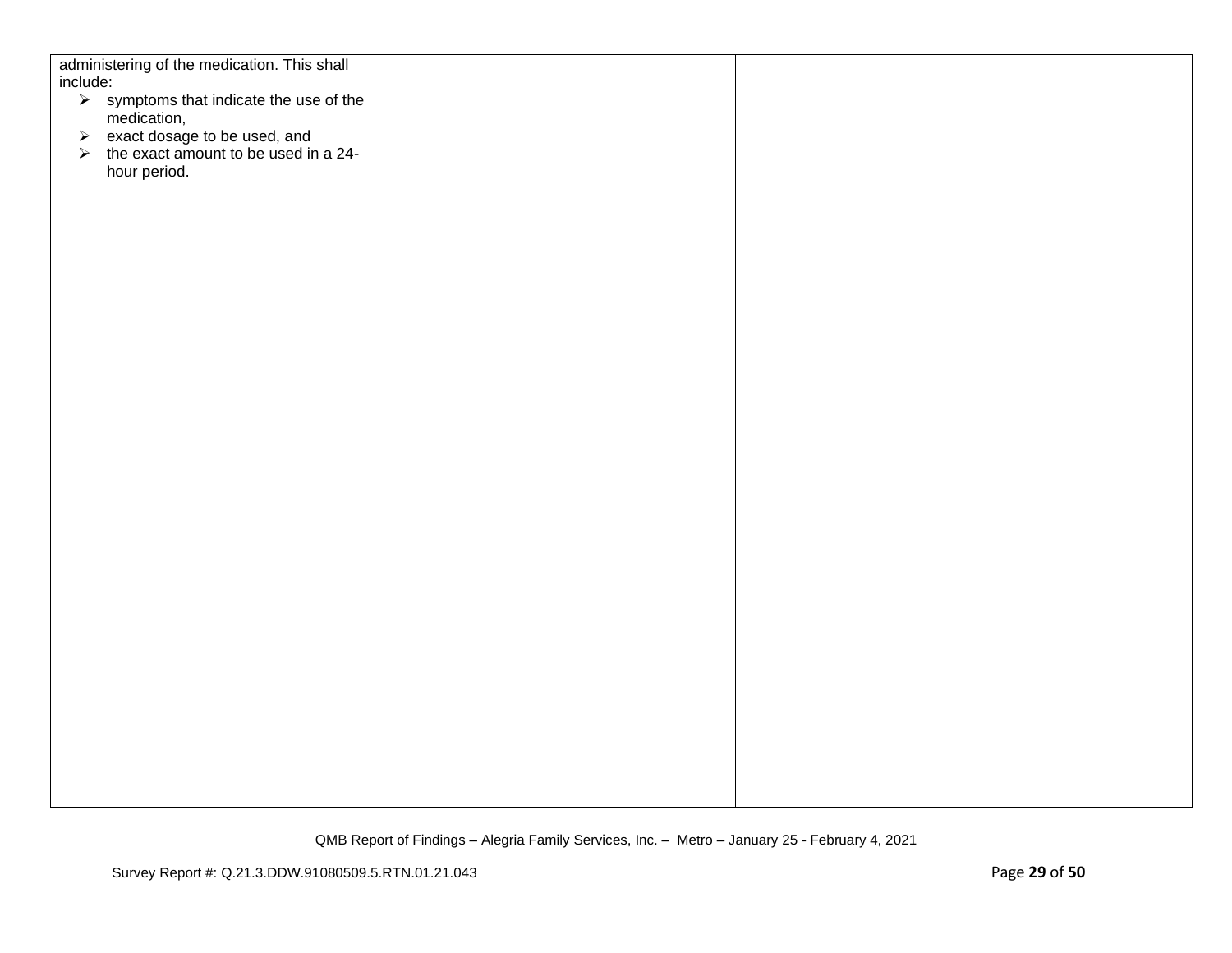| | | | |
|---|---|---|---|
| administering of the medication. This shall include:<br>➢ symptoms that indicate the use of the medication,<br>➢ exact dosage to be used, and<br>➢ the exact amount to be used in a 24-hour period. | | | |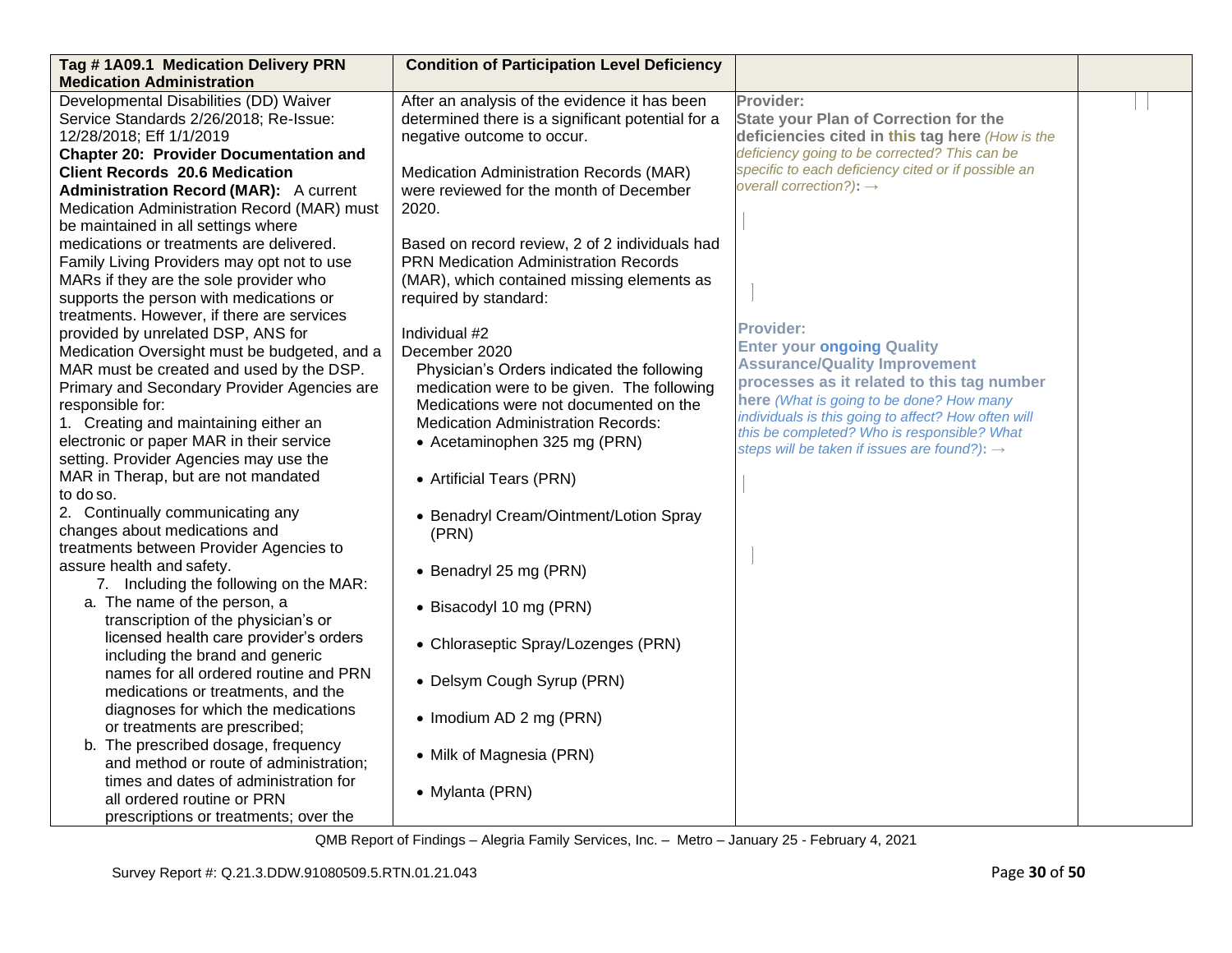| Tag # 1A09.1 Medication Delivery PRN Medication Administration | Condition of Participation Level Deficiency | | |
|---|---|---|---|
| Developmental Disabilities (DD) Waiver Service Standards 2/26/2018; Re-Issue: 12/28/2018; Eff 1/1/2019<br>**Chapter 20: Provider Documentation and Client Records 20.6 Medication Administration Record (MAR):** A current Medication Administration Record (MAR) must be maintained in all settings where medications or treatments are delivered. Family Living Providers may opt not to use MARs if they are the sole provider who supports the person with medications or treatments. However, if there are services provided by unrelated DSP, ANS for Medication Oversight must be budgeted, and a MAR must be created and used by the DSP. Primary and Secondary Provider Agencies are responsible for:<br>1. Creating and maintaining either an electronic or paper MAR in their service setting. Provider Agencies may use the MAR in Therap, but are not mandated to do so.<br>2. Continually communicating any changes about medications and treatments between Provider Agencies to assure health and safety.<br>7. Including the following on the MAR:<br>a. The name of the person, a transcription of the physician's or licensed health care provider's orders including the brand and generic names for all ordered routine and PRN medications or treatments, and the diagnoses for which the medications or treatments are prescribed;<br>b. The prescribed dosage, frequency and method or route of administration; times and dates of administration for all ordered routine or PRN prescriptions or treatments; over the | After an analysis of the evidence it has been determined there is a significant potential for a negative outcome to occur.<br><br>Medication Administration Records (MAR) were reviewed for the month of December 2020.<br><br>Based on record review, 2 of 2 individuals had PRN Medication Administration Records (MAR), which contained missing elements as required by standard:<br><br>Individual #2<br>December 2020<br>Physician's Orders indicated the following medication were to be given. The following Medications were not documented on the Medication Administration Records:<br>• Acetaminophen 325 mg (PRN)<br>• Artificial Tears (PRN)<br>• Benadryl Cream/Ointment/Lotion Spray (PRN)<br>• Benadryl 25 mg (PRN)<br>• Bisacodyl 10 mg (PRN)<br>• Chloraseptic Spray/Lozenges (PRN)<br>• Delsym Cough Syrup (PRN)<br>• Imodium AD 2 mg (PRN)<br>• Milk of Magnesia (PRN)<br>• Mylanta (PRN) | **Provider:**<br>**State your Plan of Correction for the deficiencies cited in this tag here** *(How is the deficiency going to be corrected? This can be specific to each deficiency cited or if possible an overall correction?)*: →<br><br>**Provider:**<br>**Enter your ongoing Quality Assurance/Quality Improvement processes as it related to this tag number here** *(What is going to be done? How many individuals is this going to affect? How often will this be completed? Who is responsible? What steps will be taken if issues are found?)*: → | |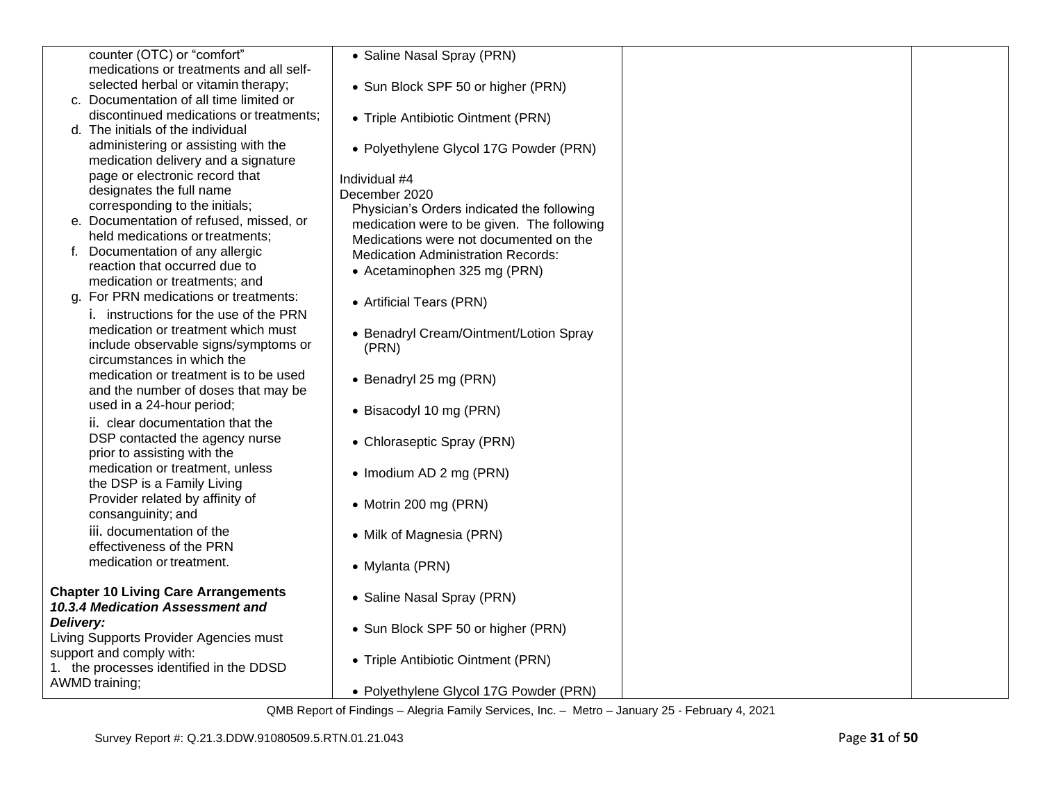| | | | |
|---|---|---|---|
| counter (OTC) or "comfort" medications or treatments and all self-selected herbal or vitamin therapy;<br>c. Documentation of all time limited or discontinued medications or treatments;<br>d. The initials of the individual administering or assisting with the medication delivery and a signature page or electronic record that designates the full name corresponding to the initials;<br>e. Documentation of refused, missed, or held medications or treatments;<br>f. Documentation of any allergic reaction that occurred due to medication or treatments; and<br>g. For PRN medications or treatments:<br>i. instructions for the use of the PRN medication or treatment which must include observable signs/symptoms or circumstances in which the medication or treatment is to be used and the number of doses that may be used in a 24-hour period;<br>ii. clear documentation that the DSP contacted the agency nurse prior to assisting with the medication or treatment, unless the DSP is a Family Living Provider related by affinity of consanguinity; and<br>iii. documentation of the effectiveness of the PRN medication or treatment.<br><br>**Chapter 10 Living Care Arrangements**<br>***10.3.4 Medication Assessment and Delivery:***<br>Living Supports Provider Agencies must support and comply with:<br>1. the processes identified in the DDSD AWMD training; | • Saline Nasal Spray (PRN)<br>• Sun Block SPF 50 or higher (PRN)<br>• Triple Antibiotic Ointment (PRN)<br>• Polyethylene Glycol 17G Powder (PRN)<br><br>Individual #4<br>December 2020<br>Physician's Orders indicated the following medication were to be given. The following Medications were not documented on the Medication Administration Records:<br>• Acetaminophen 325 mg (PRN)<br>• Artificial Tears (PRN)<br>• Benadryl Cream/Ointment/Lotion Spray (PRN)<br>• Benadryl 25 mg (PRN)<br>• Bisacodyl 10 mg (PRN)<br>• Chloraseptic Spray (PRN)<br>• Imodium AD 2 mg (PRN)<br>• Motrin 200 mg (PRN)<br>• Milk of Magnesia (PRN)<br>• Mylanta (PRN)<br>• Saline Nasal Spray (PRN)<br>• Sun Block SPF 50 or higher (PRN)<br>• Triple Antibiotic Ointment (PRN)<br>• Polyethylene Glycol 17G Powder (PRN) | | |

QMB Report of Findings – Alegria Family Services, Inc. – Metro – January 25 - February 4, 2021

Survey Report #: Q.21.3.DDW.91080509.5.RTN.01.21.043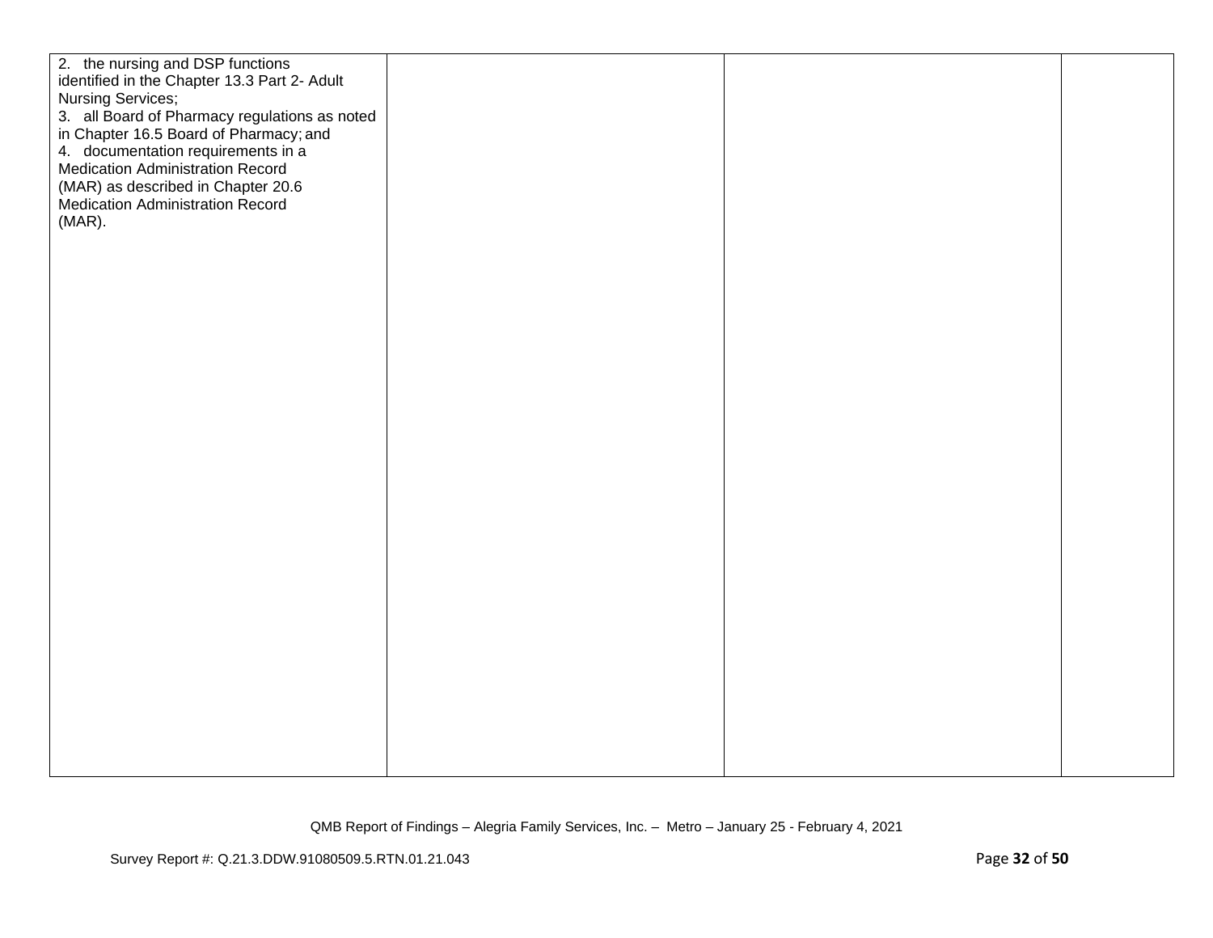| | | | |
|---|---|---|---|
| 2. the nursing and DSP functions identified in the Chapter 13.3 Part 2- Adult Nursing Services;<br>3. all Board of Pharmacy regulations as noted in Chapter 16.5 Board of Pharmacy; and<br>4. documentation requirements in a Medication Administration Record (MAR) as described in Chapter 20.6 Medication Administration Record (MAR). | | | |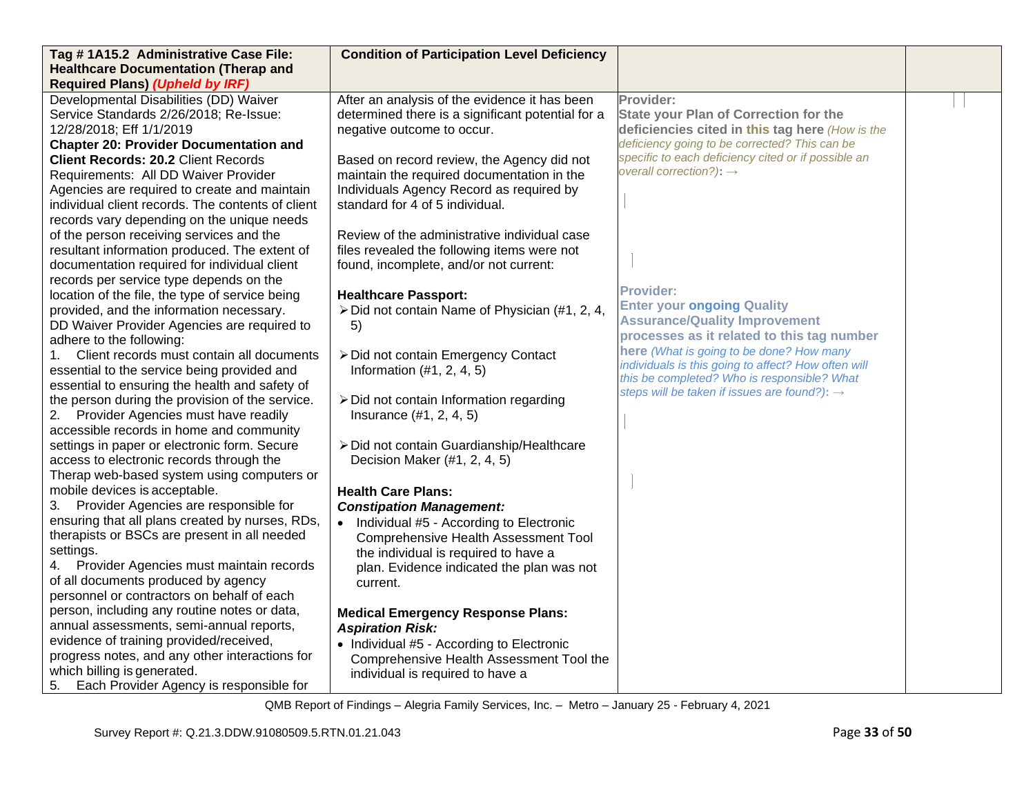| Tag # 1A15.2 Administrative Case File: Healthcare Documentation (Therap and Required Plans) *(Upheld by IRF)* | Condition of Participation Level Deficiency | | |
|---|---|---|---|
| Developmental Disabilities (DD) Waiver Service Standards 2/26/2018; Re-Issue: 12/28/2018; Eff 1/1/2019<br>**Chapter 20: Provider Documentation and Client Records: 20.2** Client Records Requirements: All DD Waiver Provider Agencies are required to create and maintain individual client records. The contents of client records vary depending on the unique needs of the person receiving services and the resultant information produced. The extent of documentation required for individual client records per service type depends on the location of the file, the type of service being provided, and the information necessary.<br>DD Waiver Provider Agencies are required to adhere to the following:<br>1. Client records must contain all documents essential to the service being provided and essential to ensuring the health and safety of the person during the provision of the service.<br>2. Provider Agencies must have readily accessible records in home and community settings in paper or electronic form. Secure access to electronic records through the Therap web-based system using computers or mobile devices is acceptable.<br>3. Provider Agencies are responsible for ensuring that all plans created by nurses, RDs, therapists or BSCs are present in all needed settings.<br>4. Provider Agencies must maintain records of all documents produced by agency personnel or contractors on behalf of each person, including any routine notes or data, annual assessments, semi-annual reports, evidence of training provided/received, progress notes, and any other interactions for which billing is generated.<br>5. Each Provider Agency is responsible for | After an analysis of the evidence it has been determined there is a significant potential for a negative outcome to occur.<br><br>Based on record review, the Agency did not maintain the required documentation in the Individuals Agency Record as required by standard for 4 of 5 individual.<br><br>Review of the administrative individual case files revealed the following items were not found, incomplete, and/or not current:<br><br>**Healthcare Passport:**<br>➢ Did not contain Name of Physician (#1, 2, 4, 5)<br>➢ Did not contain Emergency Contact Information (#1, 2, 4, 5)<br>➢ Did not contain Information regarding Insurance (#1, 2, 4, 5)<br>➢ Did not contain Guardianship/Healthcare Decision Maker (#1, 2, 4, 5)<br><br>**Health Care Plans:**<br>***Constipation Management:***<br>• Individual #5 - According to Electronic Comprehensive Health Assessment Tool the individual is required to have a plan. Evidence indicated the plan was not current.<br><br>**Medical Emergency Response Plans:**<br>***Aspiration Risk:***<br>• Individual #5 - According to Electronic Comprehensive Health Assessment Tool the individual is required to have a | **Provider:**<br>**State your Plan of Correction for the deficiencies cited in this tag here** *(How is the deficiency going to be corrected? This can be specific to each deficiency cited or if possible an overall correction?)*: →<br><br>**Provider:**<br>**Enter your ongoing Quality Assurance/Quality Improvement processes as it related to this tag number here** *(What is going to be done? How many individuals is this going to affect? How often will this be completed? Who is responsible? What steps will be taken if issues are found?)*: → | |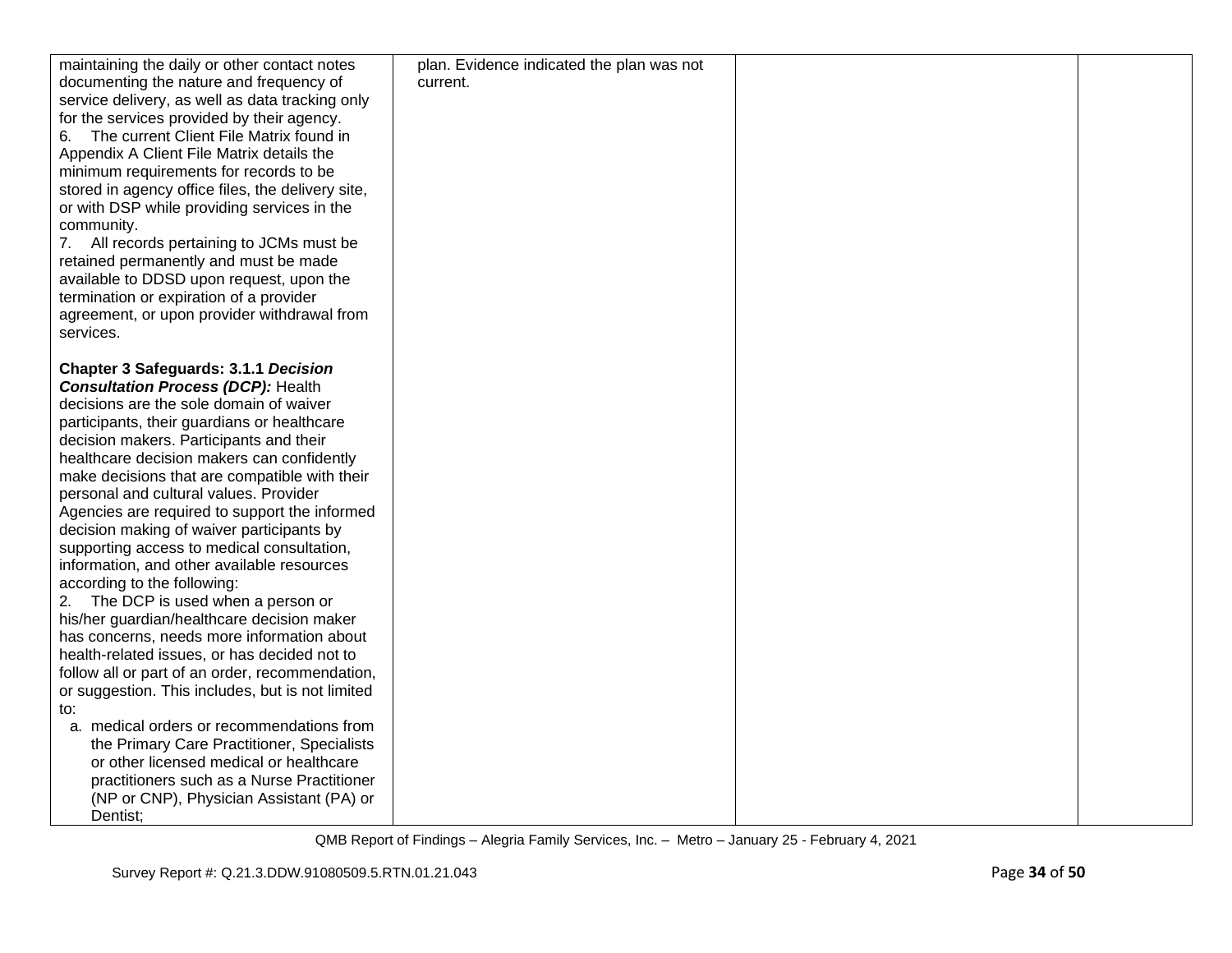| | | | |
|---|---|---|---|
| maintaining the daily or other contact notes documenting the nature and frequency of service delivery, as well as data tracking only for the services provided by their agency.<br>6. The current Client File Matrix found in Appendix A Client File Matrix details the minimum requirements for records to be stored in agency office files, the delivery site, or with DSP while providing services in the community.<br>7. All records pertaining to JCMs must be retained permanently and must be made available to DDSD upon request, upon the termination or expiration of a provider agreement, or upon provider withdrawal from services.<br><br>**Chapter 3 Safeguards: 3.1.1 *Decision Consultation Process (DCP):*** Health decisions are the sole domain of waiver participants, their guardians or healthcare decision makers. Participants and their healthcare decision makers can confidently make decisions that are compatible with their personal and cultural values. Provider Agencies are required to support the informed decision making of waiver participants by supporting access to medical consultation, information, and other available resources according to the following:<br>2. The DCP is used when a person or his/her guardian/healthcare decision maker has concerns, needs more information about health-related issues, or has decided not to follow all or part of an order, recommendation, or suggestion. This includes, but is not limited to:<br>a. medical orders or recommendations from the Primary Care Practitioner, Specialists or other licensed medical or healthcare practitioners such as a Nurse Practitioner (NP or CNP), Physician Assistant (PA) or Dentist; | plan. Evidence indicated the plan was not current. | | |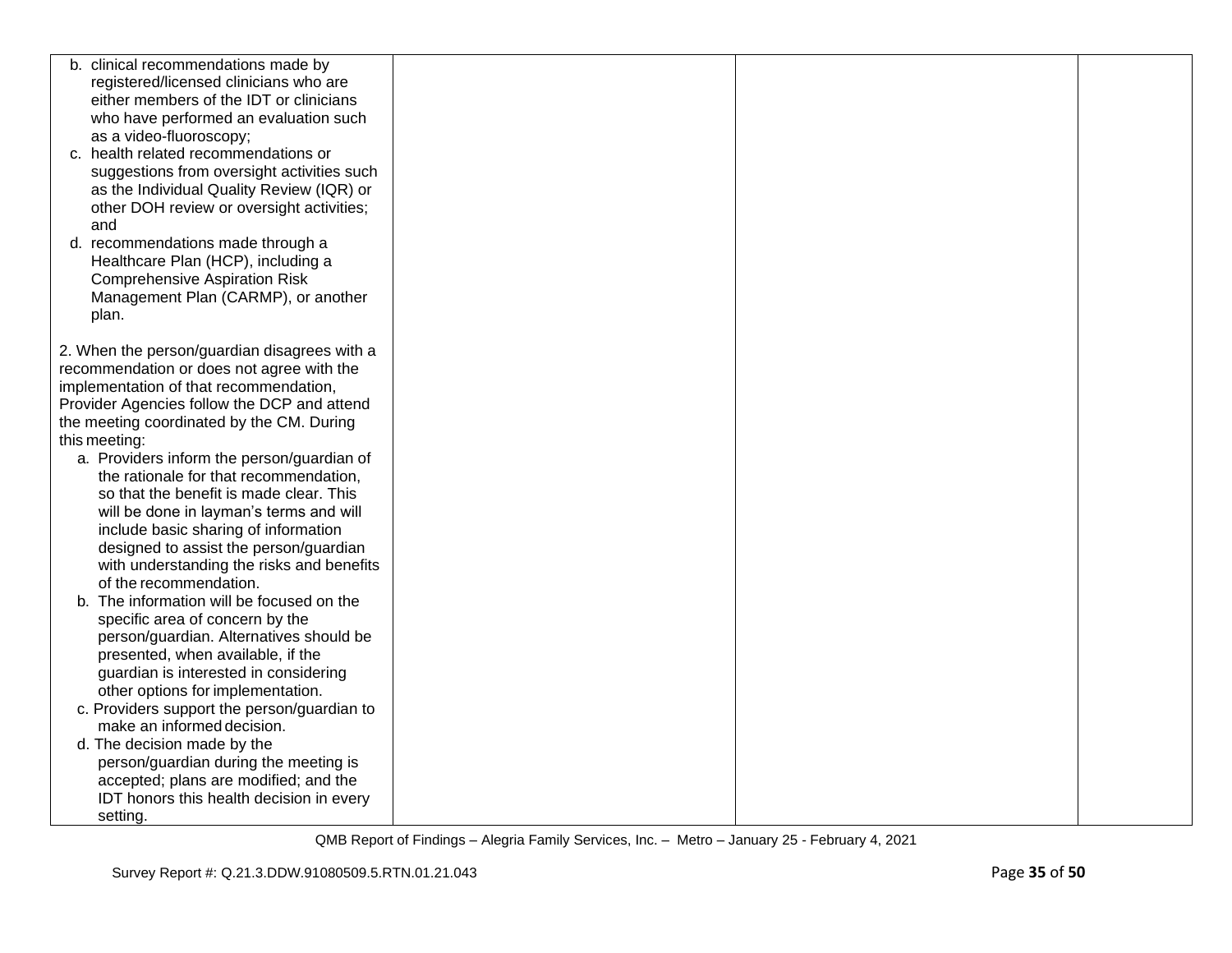| | | | |
|---|---|---|---|
| b. clinical recommendations made by registered/licensed clinicians who are either members of the IDT or clinicians who have performed an evaluation such as a video-fluoroscopy;<br>c. health related recommendations or suggestions from oversight activities such as the Individual Quality Review (IQR) or other DOH review or oversight activities; and<br>d. recommendations made through a Healthcare Plan (HCP), including a Comprehensive Aspiration Risk Management Plan (CARMP), or another plan.<br><br>2. When the person/guardian disagrees with a recommendation or does not agree with the implementation of that recommendation, Provider Agencies follow the DCP and attend the meeting coordinated by the CM. During this meeting:<br>a. Providers inform the person/guardian of the rationale for that recommendation, so that the benefit is made clear. This will be done in layman's terms and will include basic sharing of information designed to assist the person/guardian with understanding the risks and benefits of the recommendation.<br>b. The information will be focused on the specific area of concern by the person/guardian. Alternatives should be presented, when available, if the guardian is interested in considering other options for implementation.<br>c. Providers support the person/guardian to make an informed decision.<br>d. The decision made by the person/guardian during the meeting is accepted; plans are modified; and the IDT honors this health decision in every setting. | | | |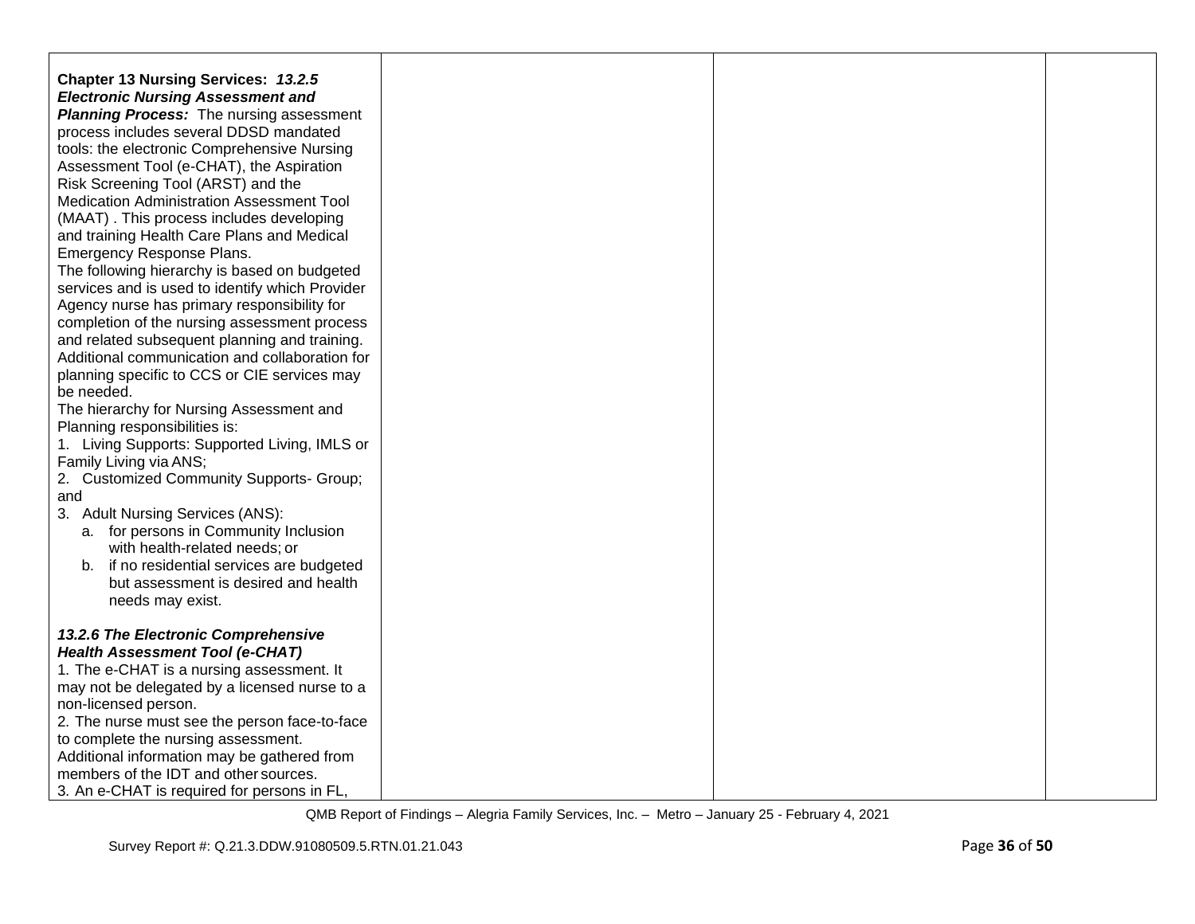| | | | |
|---|---|---|---|
| **Chapter 13 Nursing Services:** ***13.2.5 Electronic Nursing Assessment and Planning Process:*** The nursing assessment process includes several DDSD mandated tools: the electronic Comprehensive Nursing Assessment Tool (e-CHAT), the Aspiration Risk Screening Tool (ARST) and the Medication Administration Assessment Tool (MAAT) . This process includes developing and training Health Care Plans and Medical Emergency Response Plans.<br>The following hierarchy is based on budgeted services and is used to identify which Provider Agency nurse has primary responsibility for completion of the nursing assessment process and related subsequent planning and training. Additional communication and collaboration for planning specific to CCS or CIE services may be needed.<br>The hierarchy for Nursing Assessment and Planning responsibilities is:<br>1. Living Supports: Supported Living, IMLS or Family Living via ANS;<br>2. Customized Community Supports- Group; and<br>3. Adult Nursing Services (ANS):<br>a. for persons in Community Inclusion with health-related needs; or<br>b. if no residential services are budgeted but assessment is desired and health needs may exist.<br><br>***13.2.6 The Electronic Comprehensive Health Assessment Tool (e-CHAT)***<br>1. The e-CHAT is a nursing assessment. It may not be delegated by a licensed nurse to a non-licensed person.<br>2. The nurse must see the person face-to-face to complete the nursing assessment. Additional information may be gathered from members of the IDT and other sources.<br>3. An e-CHAT is required for persons in FL, | | | |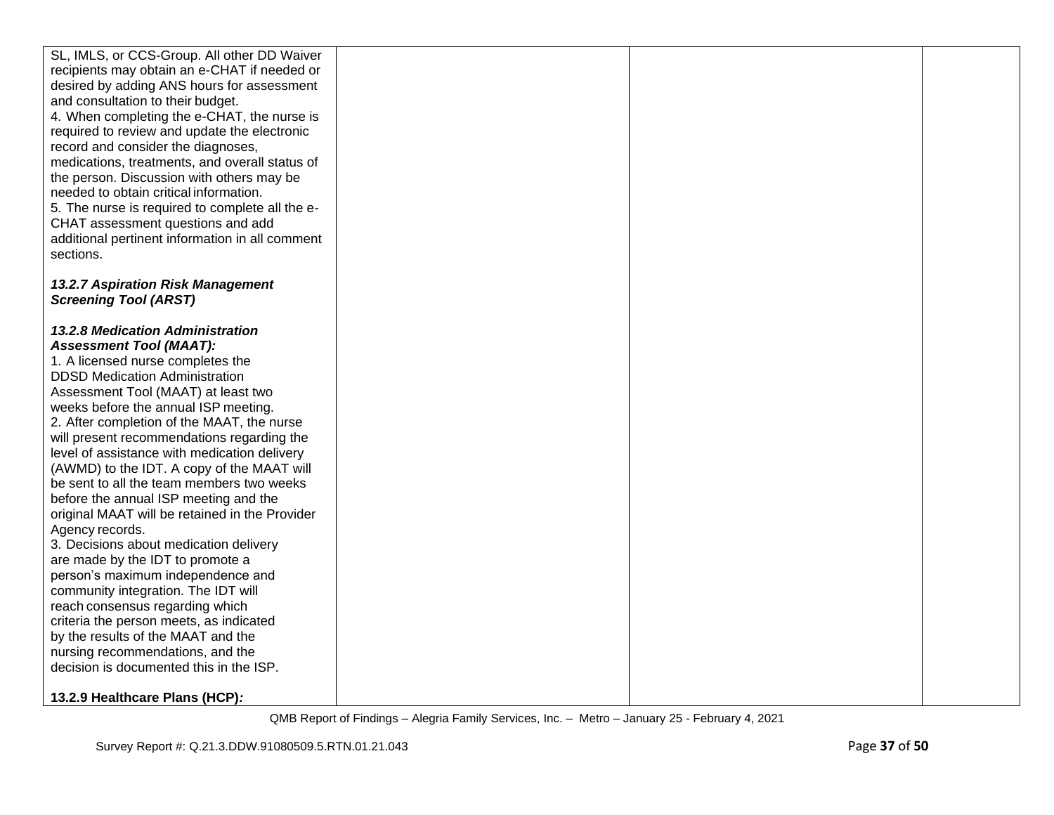| | | | |
|---|---|---|---|
| SL, IMLS, or CCS-Group. All other DD Waiver recipients may obtain an e-CHAT if needed or desired by adding ANS hours for assessment and consultation to their budget.<br>4. When completing the e-CHAT, the nurse is required to review and update the electronic record and consider the diagnoses, medications, treatments, and overall status of the person. Discussion with others may be needed to obtain critical information.<br>5. The nurse is required to complete all the e-CHAT assessment questions and add additional pertinent information in all comment sections.<br><br>***13.2.7 Aspiration Risk Management Screening Tool (ARST)***<br><br>***13.2.8 Medication Administration Assessment Tool (MAAT):***<br>1. A licensed nurse completes the DDSD Medication Administration Assessment Tool (MAAT) at least two weeks before the annual ISP meeting.<br>2. After completion of the MAAT, the nurse will present recommendations regarding the level of assistance with medication delivery (AWMD) to the IDT. A copy of the MAAT will be sent to all the team members two weeks before the annual ISP meeting and the original MAAT will be retained in the Provider Agency records.<br>3. Decisions about medication delivery are made by the IDT to promote a person's maximum independence and community integration. The IDT will reach consensus regarding which criteria the person meets, as indicated by the results of the MAAT and the nursing recommendations, and the decision is documented this in the ISP.<br><br>**13.2.9 Healthcare Plans (HCP)*:*** | | | |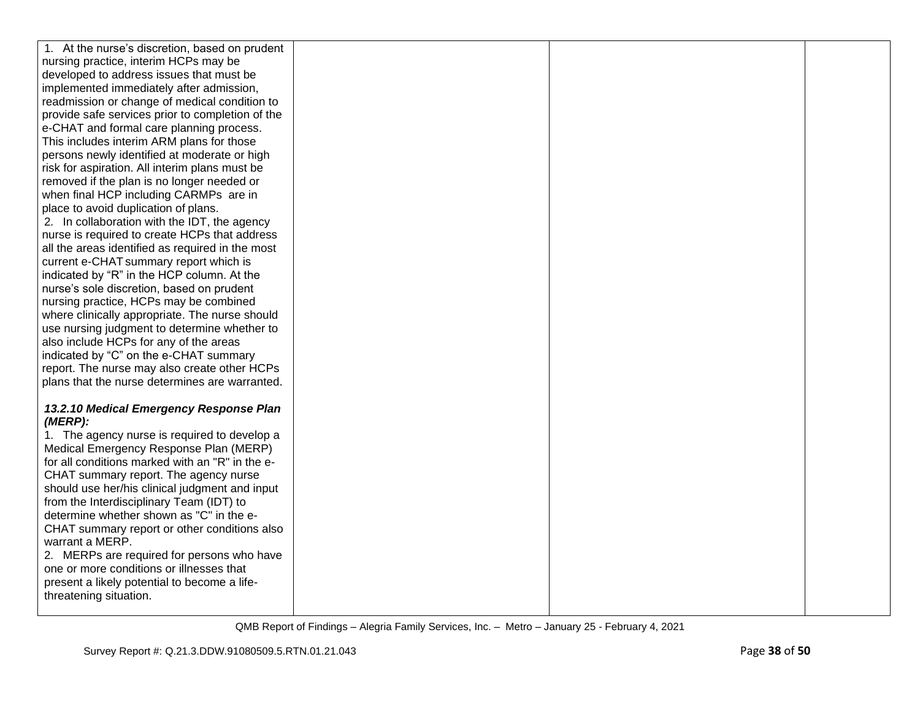| | | | |
|---|---|---|---|
| 1. At the nurse's discretion, based on prudent nursing practice, interim HCPs may be developed to address issues that must be implemented immediately after admission, readmission or change of medical condition to provide safe services prior to completion of the e-CHAT and formal care planning process. This includes interim ARM plans for those persons newly identified at moderate or high risk for aspiration. All interim plans must be removed if the plan is no longer needed or when final HCP including CARMPs are in place to avoid duplication of plans.<br>2. In collaboration with the IDT, the agency nurse is required to create HCPs that address all the areas identified as required in the most current e-CHAT summary report which is indicated by "R" in the HCP column. At the nurse's sole discretion, based on prudent nursing practice, HCPs may be combined where clinically appropriate. The nurse should use nursing judgment to determine whether to also include HCPs for any of the areas indicated by "C" on the e-CHAT summary report. The nurse may also create other HCPs plans that the nurse determines are warranted.<br><br>***13.2.10 Medical Emergency Response Plan (MERP):***<br>1. The agency nurse is required to develop a Medical Emergency Response Plan (MERP) for all conditions marked with an "R" in the e-CHAT summary report. The agency nurse should use her/his clinical judgment and input from the Interdisciplinary Team (IDT) to determine whether shown as "C" in the e-CHAT summary report or other conditions also warrant a MERP.<br>2. MERPs are required for persons who have one or more conditions or illnesses that present a likely potential to become a life-threatening situation. | | | |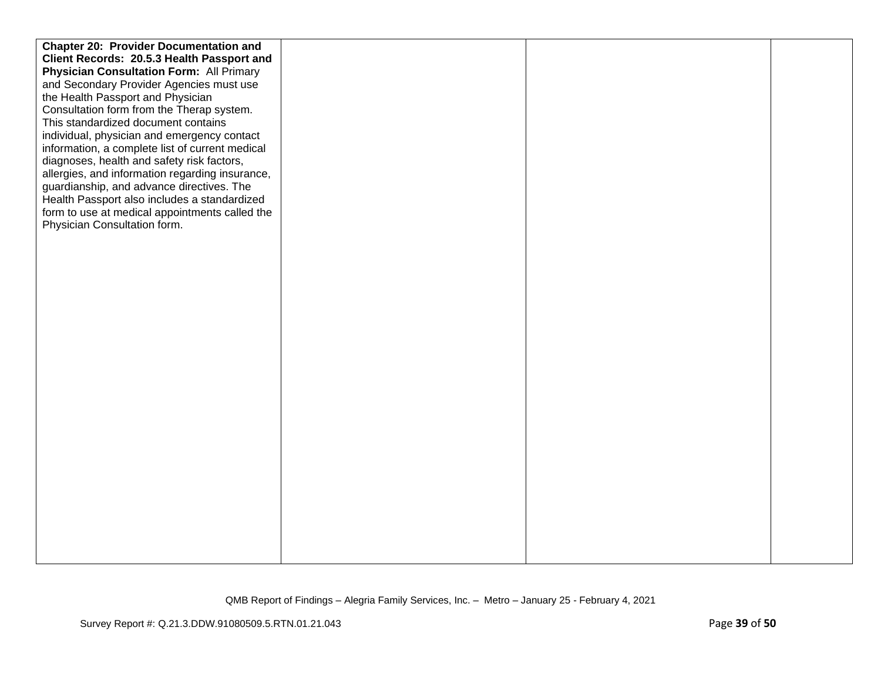| | | | |
|---|---|---|---|
| **Chapter 20: Provider Documentation and Client Records: 20.5.3 Health Passport and Physician Consultation Form:** All Primary and Secondary Provider Agencies must use the Health Passport and Physician Consultation form from the Therap system. This standardized document contains individual, physician and emergency contact information, a complete list of current medical diagnoses, health and safety risk factors, allergies, and information regarding insurance, guardianship, and advance directives. The Health Passport also includes a standardized form to use at medical appointments called the Physician Consultation form. | | | |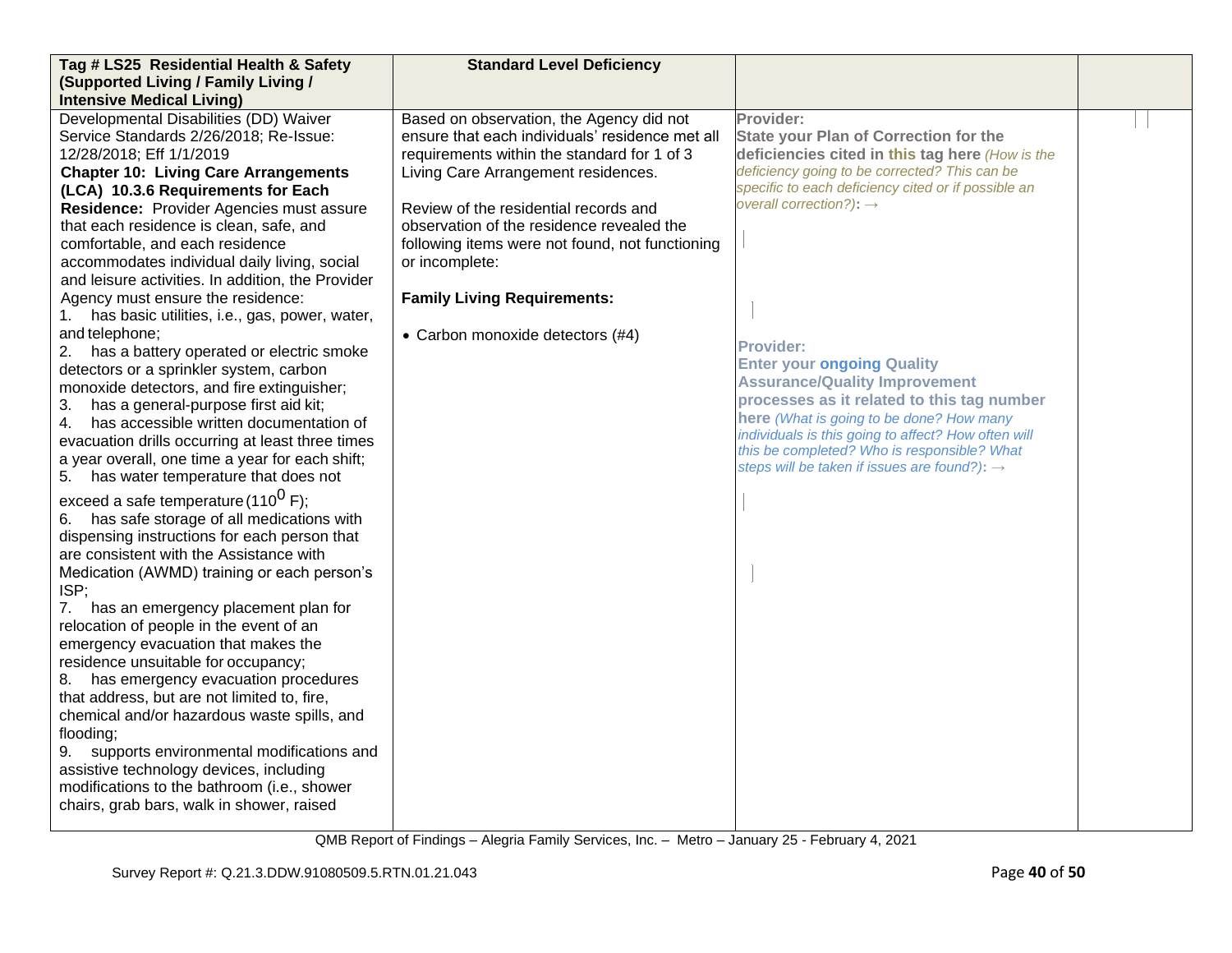| Tag # LS25 Residential Health & Safety (Supported Living / Family Living / Intensive Medical Living) | Standard Level Deficiency | | |
|---|---|---|---|
| Developmental Disabilities (DD) Waiver Service Standards 2/26/2018; Re-Issue: 12/28/2018; Eff 1/1/2019<br>**Chapter 10: Living Care Arrangements (LCA) 10.3.6 Requirements for Each Residence:** Provider Agencies must assure that each residence is clean, safe, and comfortable, and each residence accommodates individual daily living, social and leisure activities. In addition, the Provider Agency must ensure the residence:<br>1. has basic utilities, i.e., gas, power, water, and telephone;<br>2. has a battery operated or electric smoke detectors or a sprinkler system, carbon monoxide detectors, and fire extinguisher;<br>3. has a general-purpose first aid kit;<br>4. has accessible written documentation of evacuation drills occurring at least three times a year overall, one time a year for each shift;<br>5. has water temperature that does not exceed a safe temperature (110$^{0}$ F);<br>6. has safe storage of all medications with dispensing instructions for each person that are consistent with the Assistance with Medication (AWMD) training or each person's ISP;<br>7. has an emergency placement plan for relocation of people in the event of an emergency evacuation that makes the residence unsuitable for occupancy;<br>8. has emergency evacuation procedures that address, but are not limited to, fire, chemical and/or hazardous waste spills, and flooding;<br>9. supports environmental modifications and assistive technology devices, including modifications to the bathroom (i.e., shower chairs, grab bars, walk in shower, raised | Based on observation, the Agency did not ensure that each individuals' residence met all requirements within the standard for 1 of 3 Living Care Arrangement residences.<br><br>Review of the residential records and observation of the residence revealed the following items were not found, not functioning or incomplete:<br><br>**Family Living Requirements:**<br><br>• Carbon monoxide detectors (#4) | **Provider:**<br>**State your Plan of Correction for the deficiencies cited in this tag here** *(How is the deficiency going to be corrected? This can be specific to each deficiency cited or if possible an overall correction?)*: →<br><br><br>**Provider:**<br>**Enter your ongoing Quality Assurance/Quality Improvement processes as it related to this tag number here** *(What is going to be done? How many individuals is this going to affect? How often will this be completed? Who is responsible? What steps will be taken if issues are found?)*: → | |

QMB Report of Findings – Alegria Family Services, Inc. – Metro – January 25 - February 4, 2021

Survey Report #: Q.21.3.DDW.91080509.5.RTN.01.21.043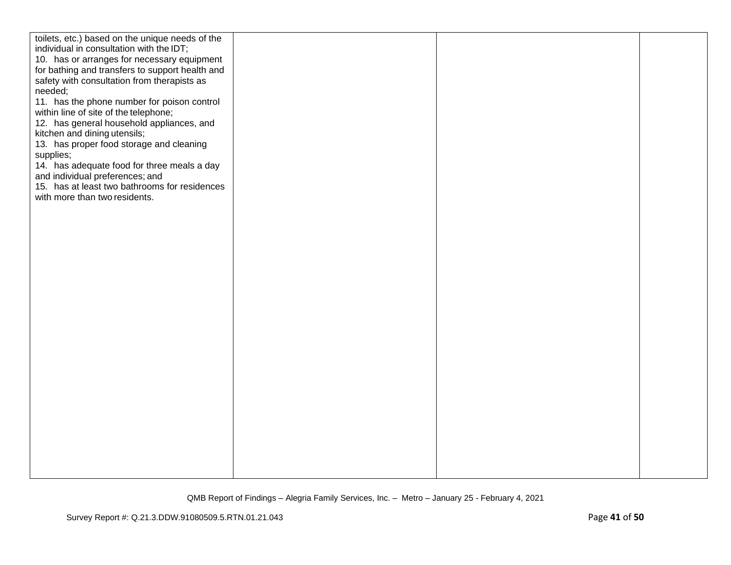| | | | |
|---|---|---|---|
| toilets, etc.) based on the unique needs of the individual in consultation with the IDT;<br>10. has or arranges for necessary equipment for bathing and transfers to support health and safety with consultation from therapists as needed;<br>11. has the phone number for poison control within line of site of the telephone;<br>12. has general household appliances, and kitchen and dining utensils;<br>13. has proper food storage and cleaning supplies;<br>14. has adequate food for three meals a day and individual preferences; and<br>15. has at least two bathrooms for residences with more than two residents. | | | |

QMB Report of Findings – Alegria Family Services, Inc. – Metro – January 25 - February 4, 2021

Survey Report #: Q.21.3.DDW.91080509.5.RTN.01.21.043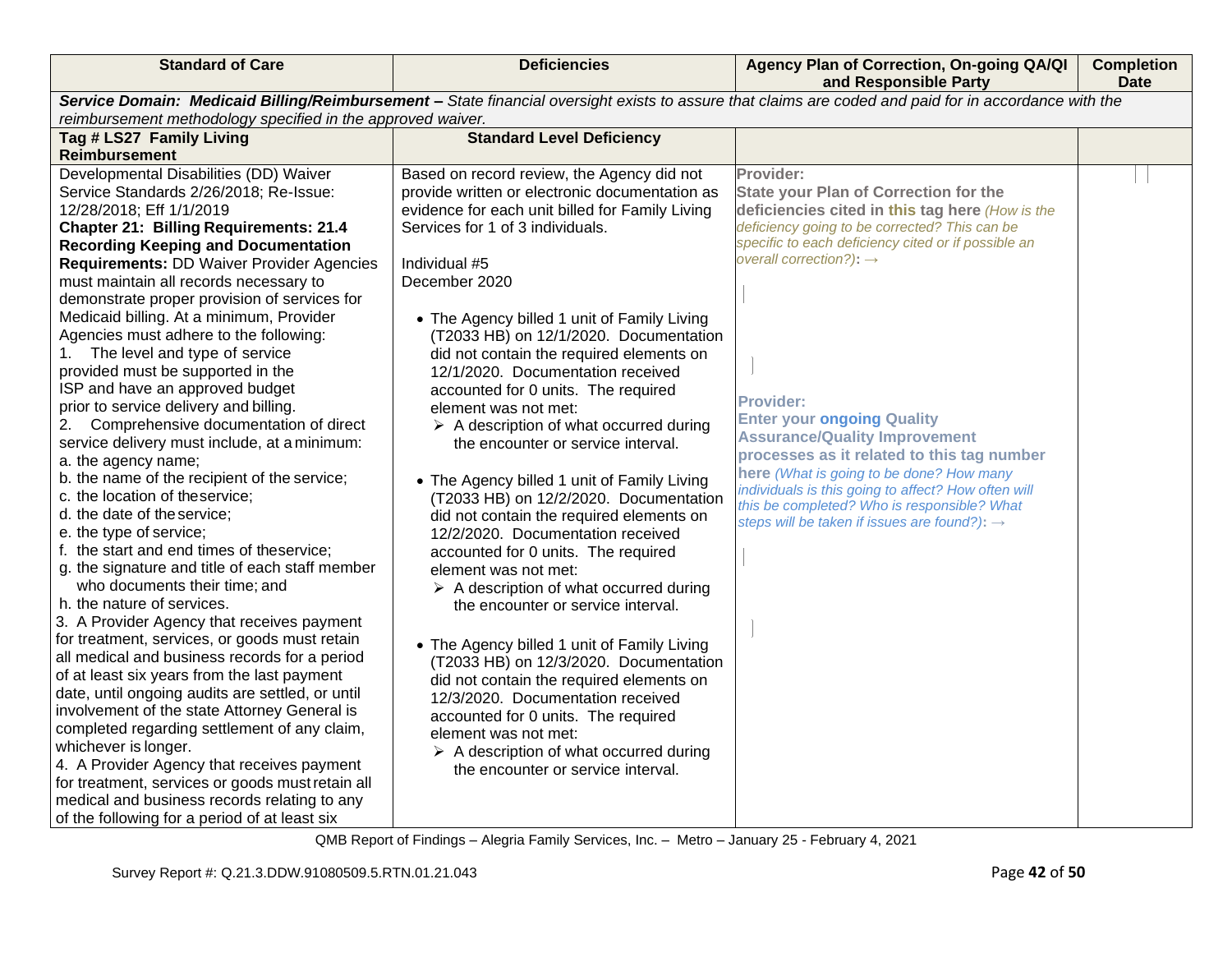| Standard of Care | Deficiencies | Agency Plan of Correction, On-going QA/QI and Responsible Party | Completion Date |
|---|---|---|---|
| ***Service Domain: Medicaid Billing/Reimbursement** – State financial oversight exists to assure that claims are coded and paid for in accordance with the reimbursement methodology specified in the approved waiver.* | | | |
| **Tag # LS27 Family Living Reimbursement** | **Standard Level Deficiency** | | |
| Developmental Disabilities (DD) Waiver Service Standards 2/26/2018; Re-Issue: 12/28/2018; Eff 1/1/2019<br>**Chapter 21: Billing Requirements: 21.4 Recording Keeping and Documentation Requirements:** DD Waiver Provider Agencies must maintain all records necessary to demonstrate proper provision of services for Medicaid billing. At a minimum, Provider Agencies must adhere to the following:<br>1. The level and type of service provided must be supported in the ISP and have an approved budget prior to service delivery and billing.<br>2. Comprehensive documentation of direct service delivery must include, at a minimum:<br>a. the agency name;<br>b. the name of the recipient of the service;<br>c. the location of the service;<br>d. the date of the service;<br>e. the type of service;<br>f. the start and end times of the service;<br>g. the signature and title of each staff member who documents their time; and<br>h. the nature of services.<br>3. A Provider Agency that receives payment for treatment, services, or goods must retain all medical and business records for a period of at least six years from the last payment date, until ongoing audits are settled, or until involvement of the state Attorney General is completed regarding settlement of any claim, whichever is longer.<br>4. A Provider Agency that receives payment for treatment, services or goods must retain all medical and business records relating to any of the following for a period of at least six | Based on record review, the Agency did not provide written or electronic documentation as evidence for each unit billed for Family Living Services for 1 of 3 individuals.<br><br>Individual #5<br>December 2020<br><br>• The Agency billed 1 unit of Family Living (T2033 HB) on 12/1/2020. Documentation did not contain the required elements on 12/1/2020. Documentation received accounted for 0 units. The required element was not met:<br>➢ A description of what occurred during the encounter or service interval.<br><br>• The Agency billed 1 unit of Family Living (T2033 HB) on 12/2/2020. Documentation did not contain the required elements on 12/2/2020. Documentation received accounted for 0 units. The required element was not met:<br>➢ A description of what occurred during the encounter or service interval.<br><br>• The Agency billed 1 unit of Family Living (T2033 HB) on 12/3/2020. Documentation did not contain the required elements on 12/3/2020. Documentation received accounted for 0 units. The required element was not met:<br>➢ A description of what occurred during the encounter or service interval. | **Provider:**<br>**State your Plan of Correction for the deficiencies cited in this tag here** *(How is the deficiency going to be corrected? This can be specific to each deficiency cited or if possible an overall correction?)*: →<br><br>**Provider:**<br>**Enter your ongoing Quality Assurance/Quality Improvement processes as it related to this tag number here** *(What is going to be done? How many individuals is this going to affect? How often will this be completed? Who is responsible? What steps will be taken if issues are found?)*: → | |

QMB Report of Findings – Alegria Family Services, Inc. – Metro – January 25 - February 4, 2021

Survey Report #: Q.21.3.DDW.91080509.5.RTN.01.21.043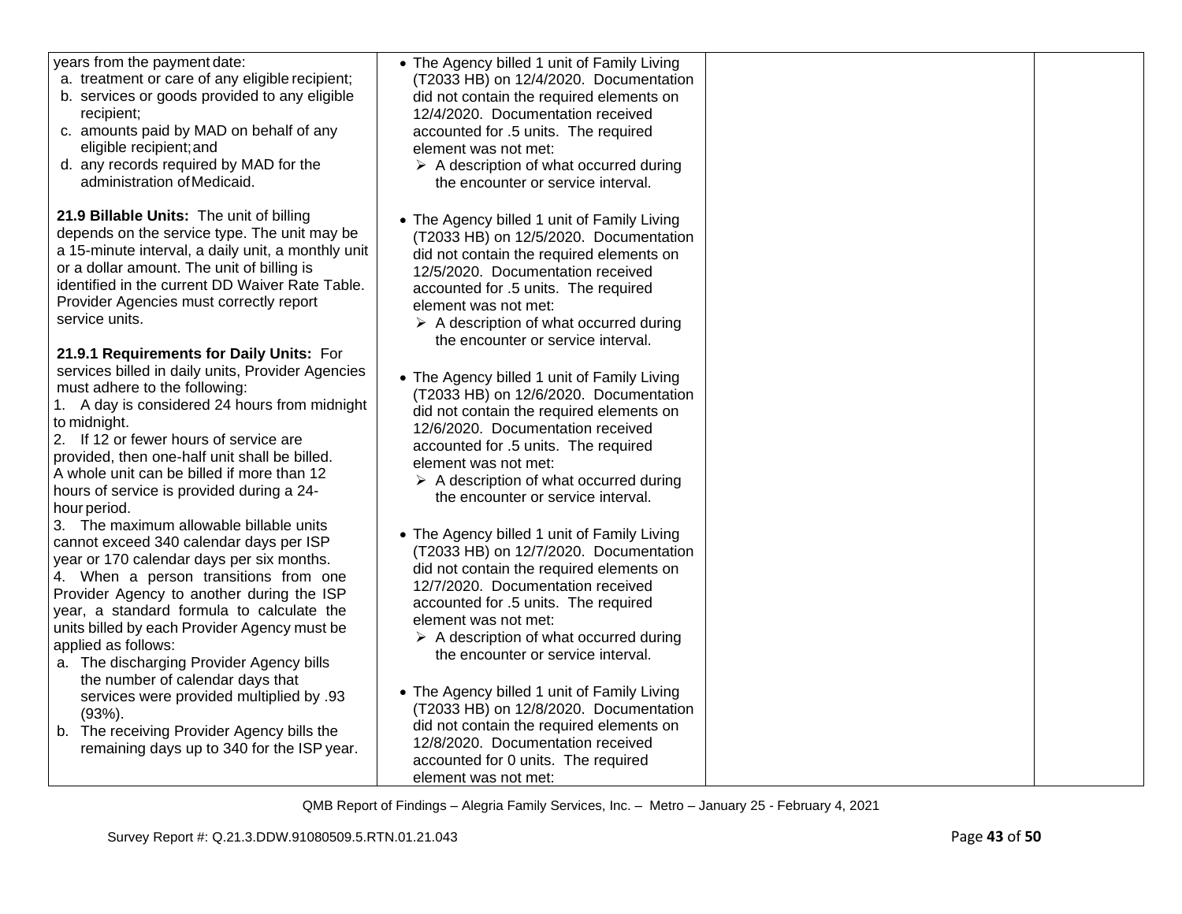| | | | |
|---|---|---|---|
| years from the payment date:<br>a. treatment or care of any eligible recipient;<br>b. services or goods provided to any eligible recipient;<br>c. amounts paid by MAD on behalf of any eligible recipient; and<br>d. any records required by MAD for the administration of Medicaid.<br><br>**21.9 Billable Units:** The unit of billing depends on the service type. The unit may be a 15-minute interval, a daily unit, a monthly unit or a dollar amount. The unit of billing is identified in the current DD Waiver Rate Table. Provider Agencies must correctly report service units.<br><br>**21.9.1 Requirements for Daily Units:** For services billed in daily units, Provider Agencies must adhere to the following:<br>1. A day is considered 24 hours from midnight to midnight.<br>2. If 12 or fewer hours of service are provided, then one-half unit shall be billed. A whole unit can be billed if more than 12 hours of service is provided during a 24-hour period.<br>3. The maximum allowable billable units cannot exceed 340 calendar days per ISP year or 170 calendar days per six months.<br>4. When a person transitions from one Provider Agency to another during the ISP year, a standard formula to calculate the units billed by each Provider Agency must be applied as follows:<br>a. The discharging Provider Agency bills the number of calendar days that services were provided multiplied by .93 (93%).<br>b. The receiving Provider Agency bills the remaining days up to 340 for the ISP year. | • The Agency billed 1 unit of Family Living (T2033 HB) on 12/4/2020. Documentation did not contain the required elements on 12/4/2020. Documentation received accounted for .5 units. The required element was not met:<br>➢ A description of what occurred during the encounter or service interval.<br><br>• The Agency billed 1 unit of Family Living (T2033 HB) on 12/5/2020. Documentation did not contain the required elements on 12/5/2020. Documentation received accounted for .5 units. The required element was not met:<br>➢ A description of what occurred during the encounter or service interval.<br><br>• The Agency billed 1 unit of Family Living (T2033 HB) on 12/6/2020. Documentation did not contain the required elements on 12/6/2020. Documentation received accounted for .5 units. The required element was not met:<br>➢ A description of what occurred during the encounter or service interval.<br><br>• The Agency billed 1 unit of Family Living (T2033 HB) on 12/7/2020. Documentation did not contain the required elements on 12/7/2020. Documentation received accounted for .5 units. The required element was not met:<br>➢ A description of what occurred during the encounter or service interval.<br><br>• The Agency billed 1 unit of Family Living (T2033 HB) on 12/8/2020. Documentation did not contain the required elements on 12/8/2020. Documentation received accounted for 0 units. The required element was not met: | | |

QMB Report of Findings – Alegria Family Services, Inc. – Metro – January 25 - February 4, 2021

Survey Report #: Q.21.3.DDW.91080509.5.RTN.01.21.043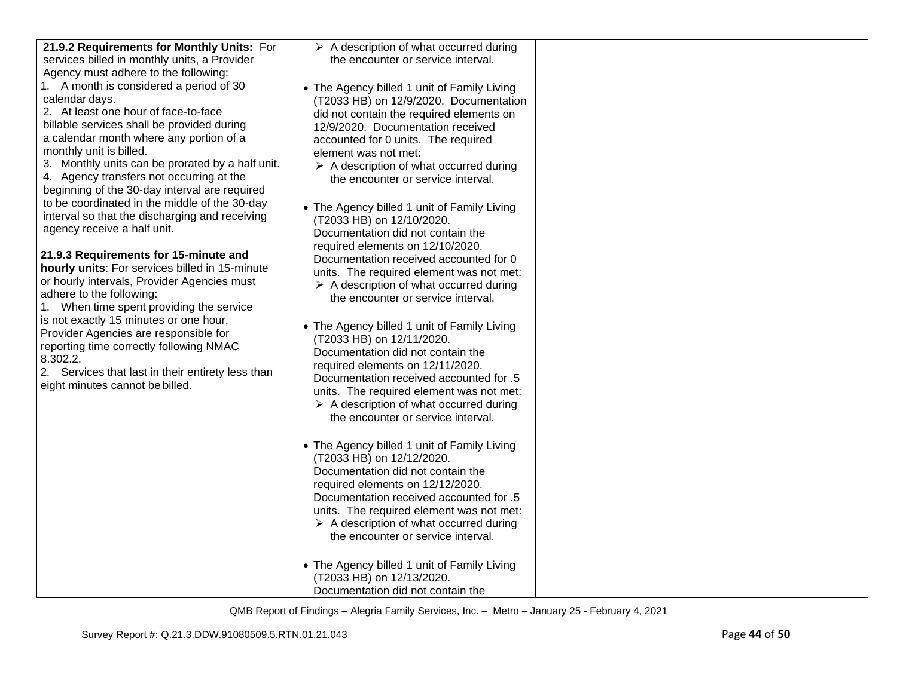| | | | |
|---|---|---|---|
| **21.9.2 Requirements for Monthly Units:** For services billed in monthly units, a Provider Agency must adhere to the following:<br>1. A month is considered a period of 30 calendar days.<br>2. At least one hour of face-to-face billable services shall be provided during a calendar month where any portion of a monthly unit is billed.<br>3. Monthly units can be prorated by a half unit.<br>4. Agency transfers not occurring at the beginning of the 30-day interval are required to be coordinated in the middle of the 30-day interval so that the discharging and receiving agency receive a half unit.<br><br>**21.9.3 Requirements for 15-minute and hourly units**: For services billed in 15-minute or hourly intervals, Provider Agencies must adhere to the following:<br>1. When time spent providing the service is not exactly 15 minutes or one hour, Provider Agencies are responsible for reporting time correctly following NMAC 8.302.2.<br>2. Services that last in their entirety less than eight minutes cannot be billed. | ➢ A description of what occurred during the encounter or service interval.<br><br>• The Agency billed 1 unit of Family Living (T2033 HB) on 12/9/2020. Documentation did not contain the required elements on 12/9/2020. Documentation received accounted for 0 units. The required element was not met:<br>➢ A description of what occurred during the encounter or service interval.<br><br>• The Agency billed 1 unit of Family Living (T2033 HB) on 12/10/2020. Documentation did not contain the required elements on 12/10/2020. Documentation received accounted for 0 units. The required element was not met:<br>➢ A description of what occurred during the encounter or service interval.<br><br>• The Agency billed 1 unit of Family Living (T2033 HB) on 12/11/2020. Documentation did not contain the required elements on 12/11/2020. Documentation received accounted for .5 units. The required element was not met:<br>➢ A description of what occurred during the encounter or service interval.<br><br>• The Agency billed 1 unit of Family Living (T2033 HB) on 12/12/2020. Documentation did not contain the required elements on 12/12/2020. Documentation received accounted for .5 units. The required element was not met:<br>➢ A description of what occurred during the encounter or service interval.<br><br>• The Agency billed 1 unit of Family Living (T2033 HB) on 12/13/2020. Documentation did not contain the | | |

QMB Report of Findings – Alegria Family Services, Inc. – Metro – January 25 - February 4, 2021

Survey Report #: Q.21.3.DDW.91080509.5.RTN.01.21.043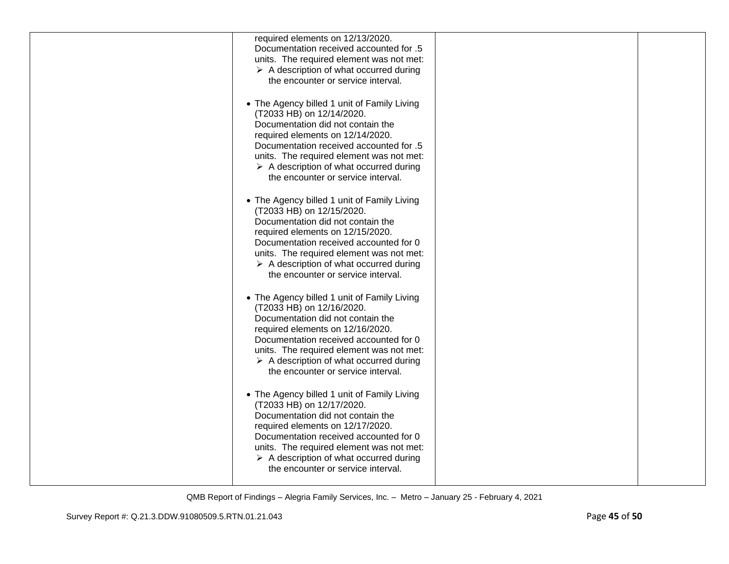| | | | |
|---|---|---|---|
| | required elements on 12/13/2020. Documentation received accounted for .5 units. The required element was not met:<br>➢ A description of what occurred during the encounter or service interval.<br><br>• The Agency billed 1 unit of Family Living (T2033 HB) on 12/14/2020. Documentation did not contain the required elements on 12/14/2020. Documentation received accounted for .5 units. The required element was not met:<br>➢ A description of what occurred during the encounter or service interval.<br><br>• The Agency billed 1 unit of Family Living (T2033 HB) on 12/15/2020. Documentation did not contain the required elements on 12/15/2020. Documentation received accounted for 0 units. The required element was not met:<br>➢ A description of what occurred during the encounter or service interval.<br><br>• The Agency billed 1 unit of Family Living (T2033 HB) on 12/16/2020. Documentation did not contain the required elements on 12/16/2020. Documentation received accounted for 0 units. The required element was not met:<br>➢ A description of what occurred during the encounter or service interval.<br><br>• The Agency billed 1 unit of Family Living (T2033 HB) on 12/17/2020. Documentation did not contain the required elements on 12/17/2020. Documentation received accounted for 0 units. The required element was not met:<br>➢ A description of what occurred during the encounter or service interval. | | |

QMB Report of Findings – Alegria Family Services, Inc. – Metro – January 25 - February 4, 2021

Survey Report #: Q.21.3.DDW.91080509.5.RTN.01.21.043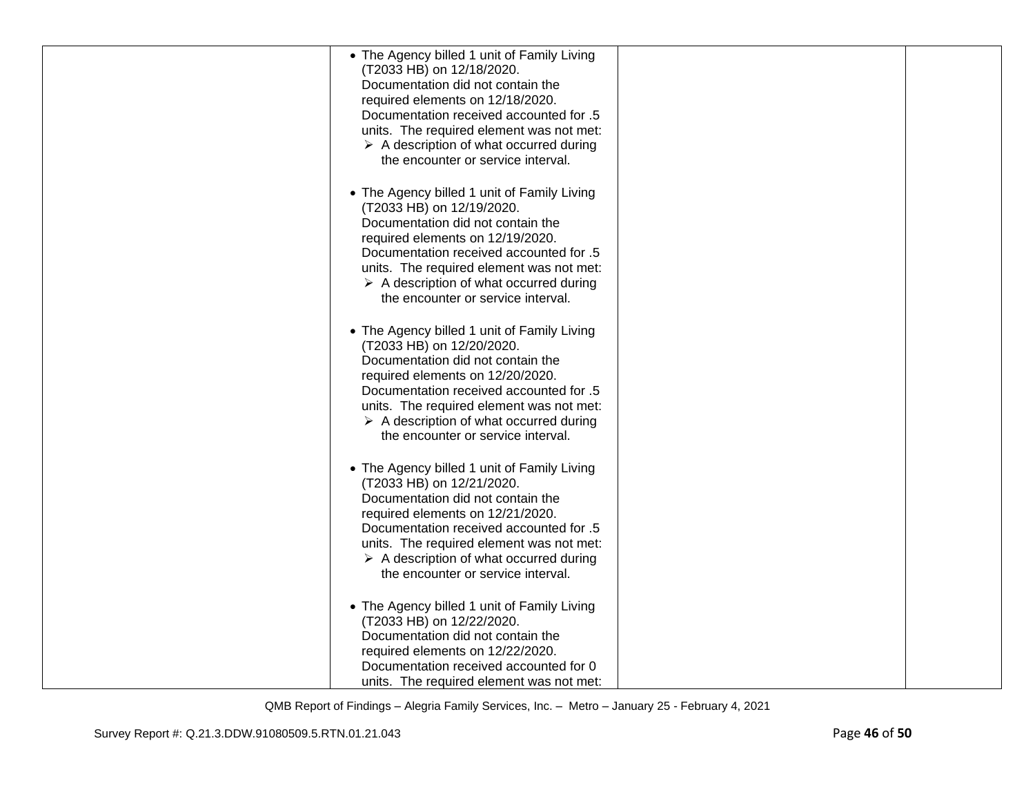| | | | |
|---|---|---|---|
| | • The Agency billed 1 unit of Family Living (T2033 HB) on 12/18/2020. Documentation did not contain the required elements on 12/18/2020. Documentation received accounted for .5 units. The required element was not met:<br>➢ A description of what occurred during the encounter or service interval.<br><br>• The Agency billed 1 unit of Family Living (T2033 HB) on 12/19/2020. Documentation did not contain the required elements on 12/19/2020. Documentation received accounted for .5 units. The required element was not met:<br>➢ A description of what occurred during the encounter or service interval.<br><br>• The Agency billed 1 unit of Family Living (T2033 HB) on 12/20/2020. Documentation did not contain the required elements on 12/20/2020. Documentation received accounted for .5 units. The required element was not met:<br>➢ A description of what occurred during the encounter or service interval.<br><br>• The Agency billed 1 unit of Family Living (T2033 HB) on 12/21/2020. Documentation did not contain the required elements on 12/21/2020. Documentation received accounted for .5 units. The required element was not met:<br>➢ A description of what occurred during the encounter or service interval.<br><br>• The Agency billed 1 unit of Family Living (T2033 HB) on 12/22/2020. Documentation did not contain the required elements on 12/22/2020. Documentation received accounted for 0 units. The required element was not met: | | |

QMB Report of Findings – Alegria Family Services, Inc. – Metro – January 25 - February 4, 2021

Survey Report #: Q.21.3.DDW.91080509.5.RTN.01.21.043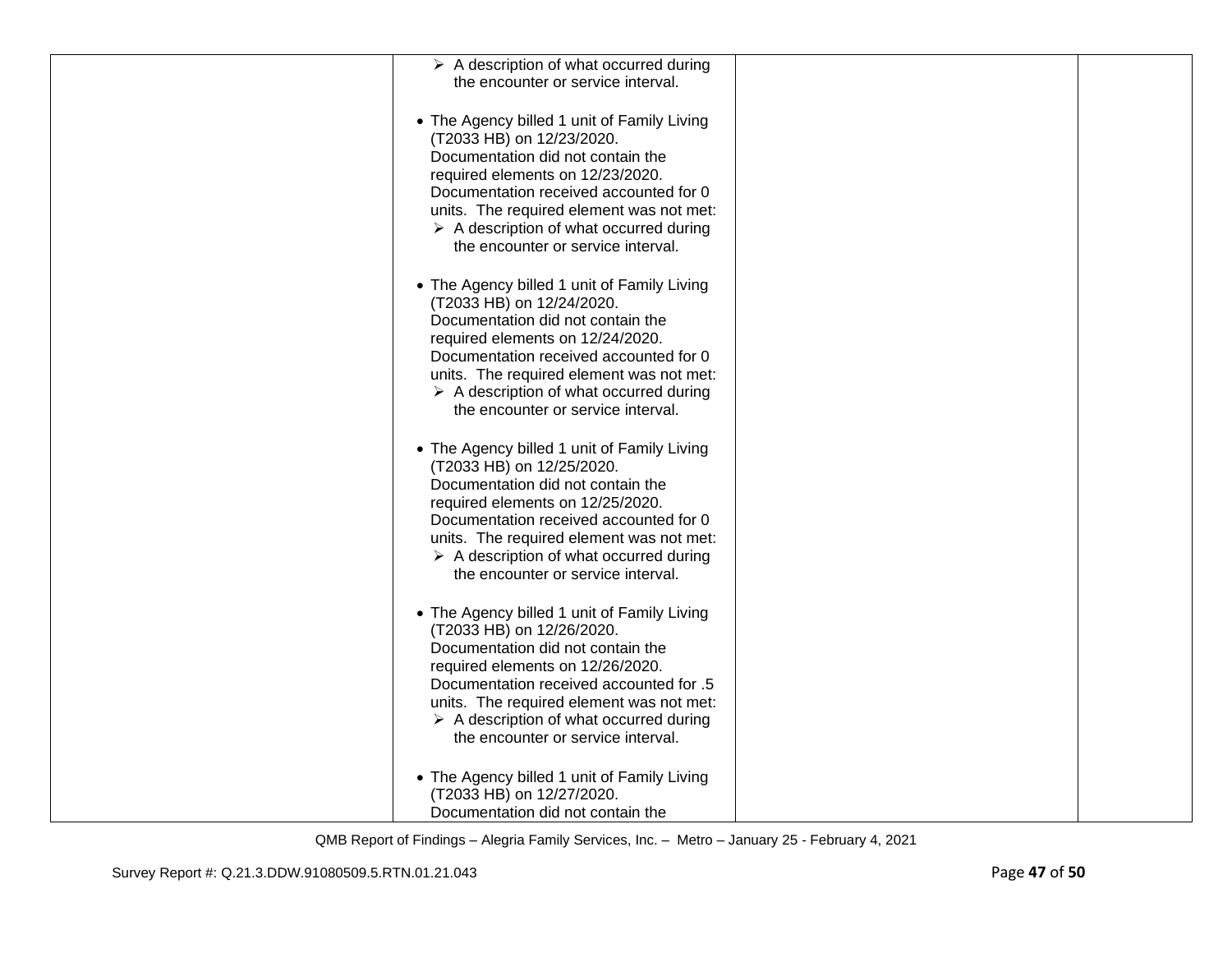| | | | |
|---|---|---|---|
| | ➢ A description of what occurred during the encounter or service interval.<br><br>• The Agency billed 1 unit of Family Living (T2033 HB) on 12/23/2020. Documentation did not contain the required elements on 12/23/2020. Documentation received accounted for 0 units. The required element was not met:<br>➢ A description of what occurred during the encounter or service interval.<br><br>• The Agency billed 1 unit of Family Living (T2033 HB) on 12/24/2020. Documentation did not contain the required elements on 12/24/2020. Documentation received accounted for 0 units. The required element was not met:<br>➢ A description of what occurred during the encounter or service interval.<br><br>• The Agency billed 1 unit of Family Living (T2033 HB) on 12/25/2020. Documentation did not contain the required elements on 12/25/2020. Documentation received accounted for 0 units. The required element was not met:<br>➢ A description of what occurred during the encounter or service interval.<br><br>• The Agency billed 1 unit of Family Living (T2033 HB) on 12/26/2020. Documentation did not contain the required elements on 12/26/2020. Documentation received accounted for .5 units. The required element was not met:<br>➢ A description of what occurred during the encounter or service interval.<br><br>• The Agency billed 1 unit of Family Living (T2033 HB) on 12/27/2020. Documentation did not contain the | | |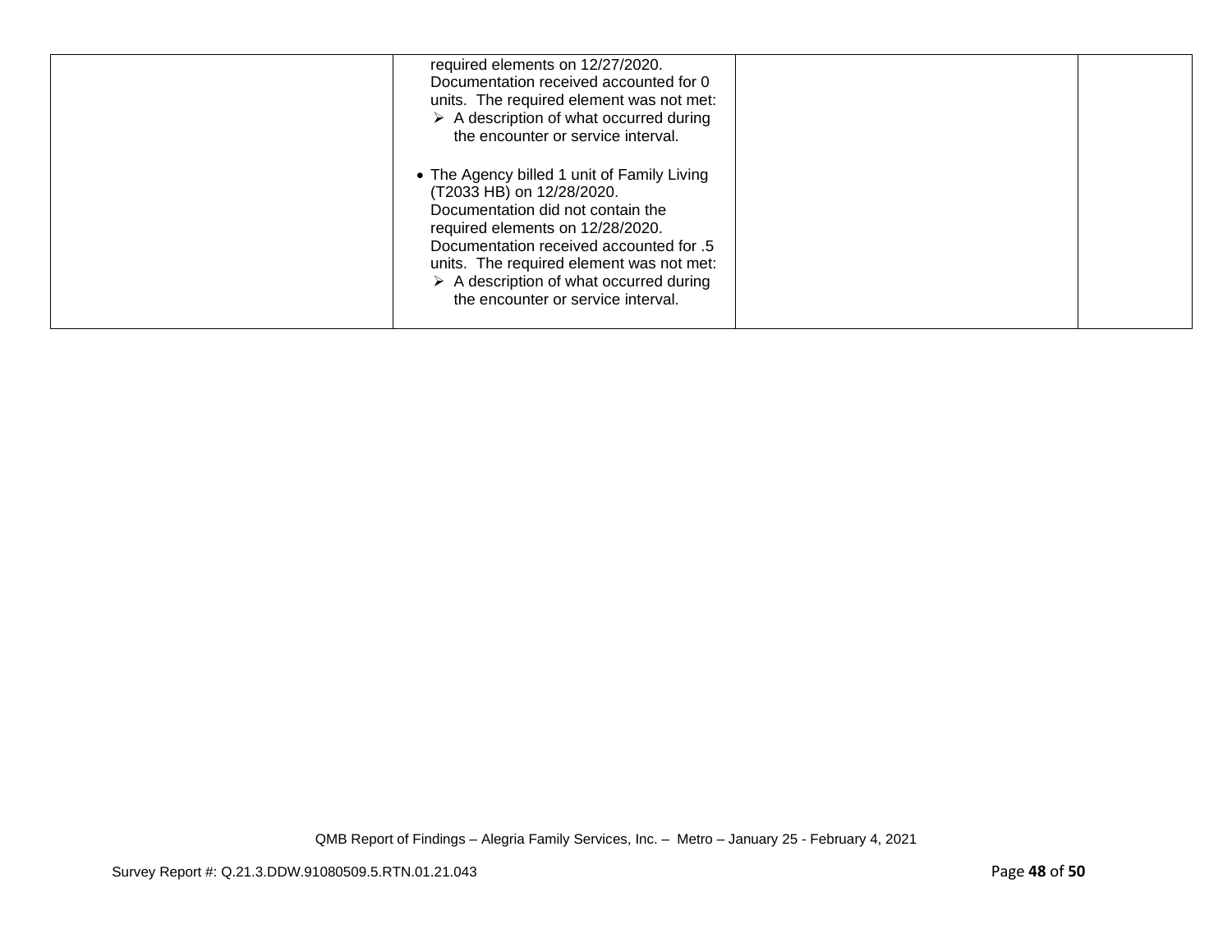| | | | |
|---|---|---|---|
| | required elements on 12/27/2020. Documentation received accounted for 0 units. The required element was not met:<br>➢ A description of what occurred during the encounter or service interval.<br><br>• The Agency billed 1 unit of Family Living (T2033 HB) on 12/28/2020. Documentation did not contain the required elements on 12/28/2020. Documentation received accounted for .5 units. The required element was not met:<br>➢ A description of what occurred during the encounter or service interval. | | |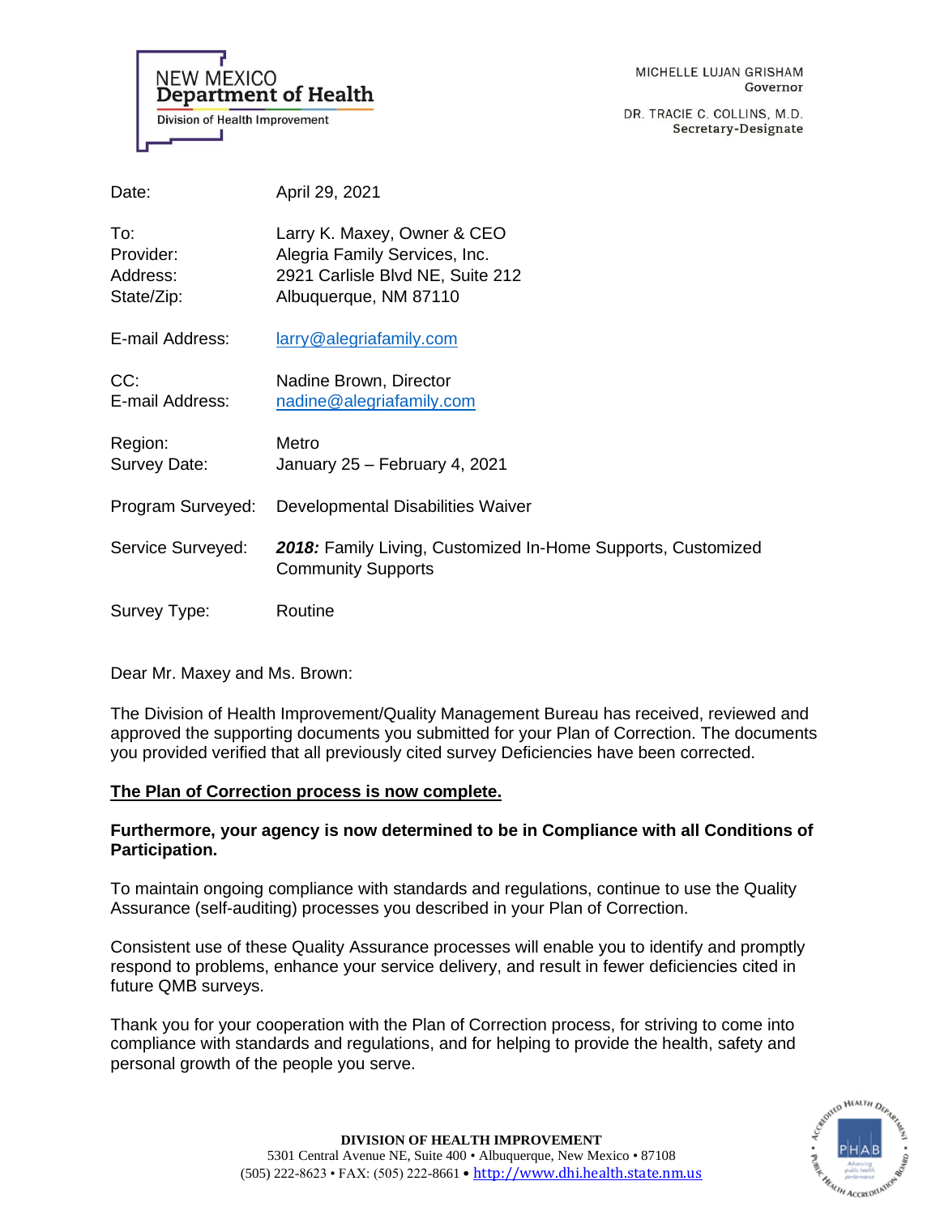NEW MEXICO
**Department of Health**
Division of Health Improvement

MICHELLE LUJAN GRISHAM
Governor

DR. TRACIE C. COLLINS, M.D.
Secretary-Designate

| | |
|---|---|
| Date: | April 29, 2021 |
| To: | Larry K. Maxey, Owner & CEO |
| Provider: | Alegria Family Services, Inc. |
| Address: | 2921 Carlisle Blvd NE, Suite 212 |
| State/Zip: | Albuquerque, NM 87110 |
| E-mail Address: | larry@alegriafamily.com |
| CC: | Nadine Brown, Director |
| E-mail Address: | nadine@alegriafamily.com |
| Region: | Metro |
| Survey Date: | January 25 – February 4, 2021 |
| Program Surveyed: | Developmental Disabilities Waiver |
| Service Surveyed: | ***2018:*** Family Living, Customized In-Home Supports, Customized Community Supports |
| Survey Type: | Routine |

Dear Mr. Maxey and Ms. Brown:

The Division of Health Improvement/Quality Management Bureau has received, reviewed and approved the supporting documents you submitted for your Plan of Correction. The documents you provided verified that all previously cited survey Deficiencies have been corrected.

**The Plan of Correction process is now complete.**

**Furthermore, your agency is now determined to be in Compliance with all Conditions of Participation.**

To maintain ongoing compliance with standards and regulations, continue to use the Quality Assurance (self-auditing) processes you described in your Plan of Correction.

Consistent use of these Quality Assurance processes will enable you to identify and promptly respond to problems, enhance your service delivery, and result in fewer deficiencies cited in future QMB surveys.

Thank you for your cooperation with the Plan of Correction process, for striving to come into compliance with standards and regulations, and for helping to provide the health, safety and personal growth of the people you serve.

**DIVISION OF HEALTH IMPROVEMENT**
5301 Central Avenue NE, Suite 400 • Albuquerque, New Mexico • 87108
(505) 222-8623 • FAX: (505) 222-8661 • http://www.dhi.health.state.nm.us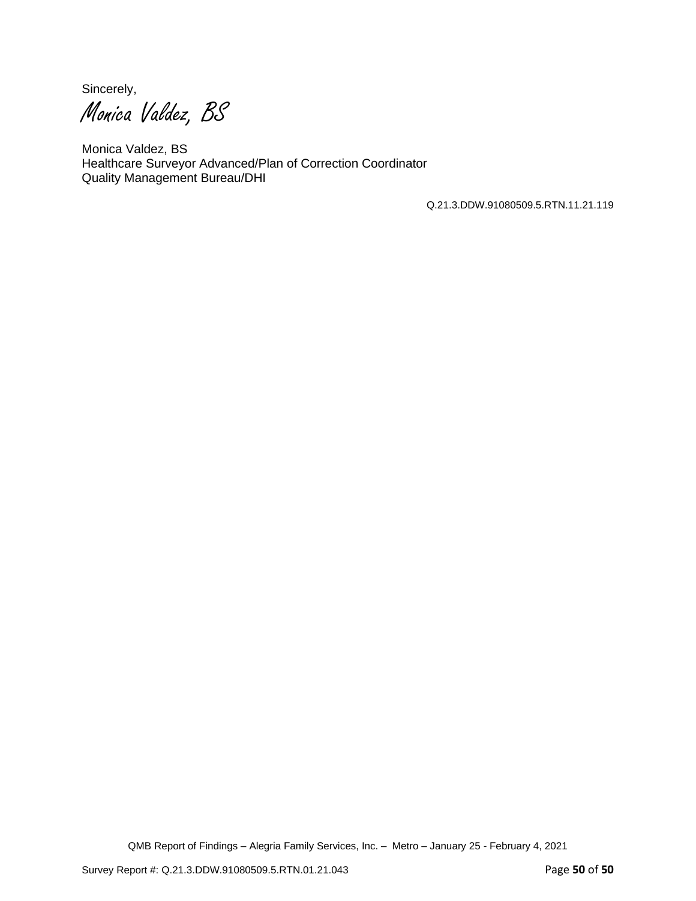Sincerely,

*Monica Valdez, BS*

Monica Valdez, BS
Healthcare Surveyor Advanced/Plan of Correction Coordinator
Quality Management Bureau/DHI

Q.21.3.DDW.91080509.5.RTN.11.21.119